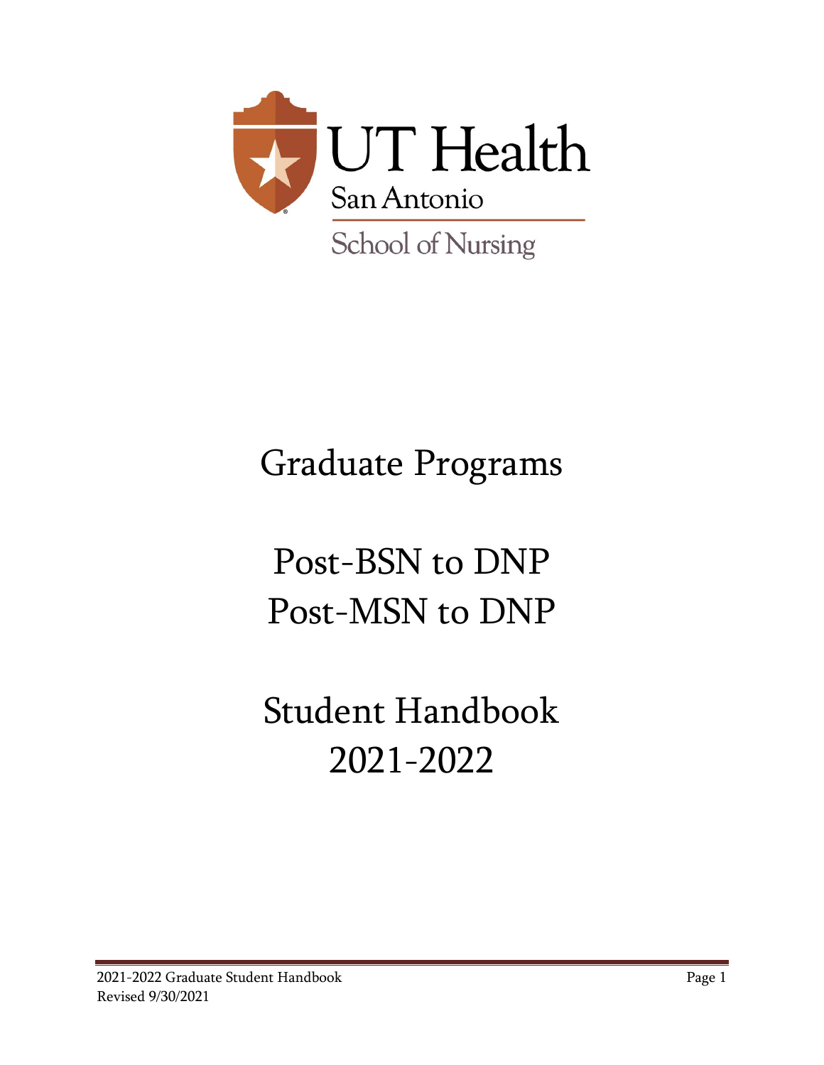UT Health San Antonio

School of Nursing

# Graduate Programs

# Post-BSN to DNP
# Post-MSN to DNP

# Student Handbook
# 2021-2022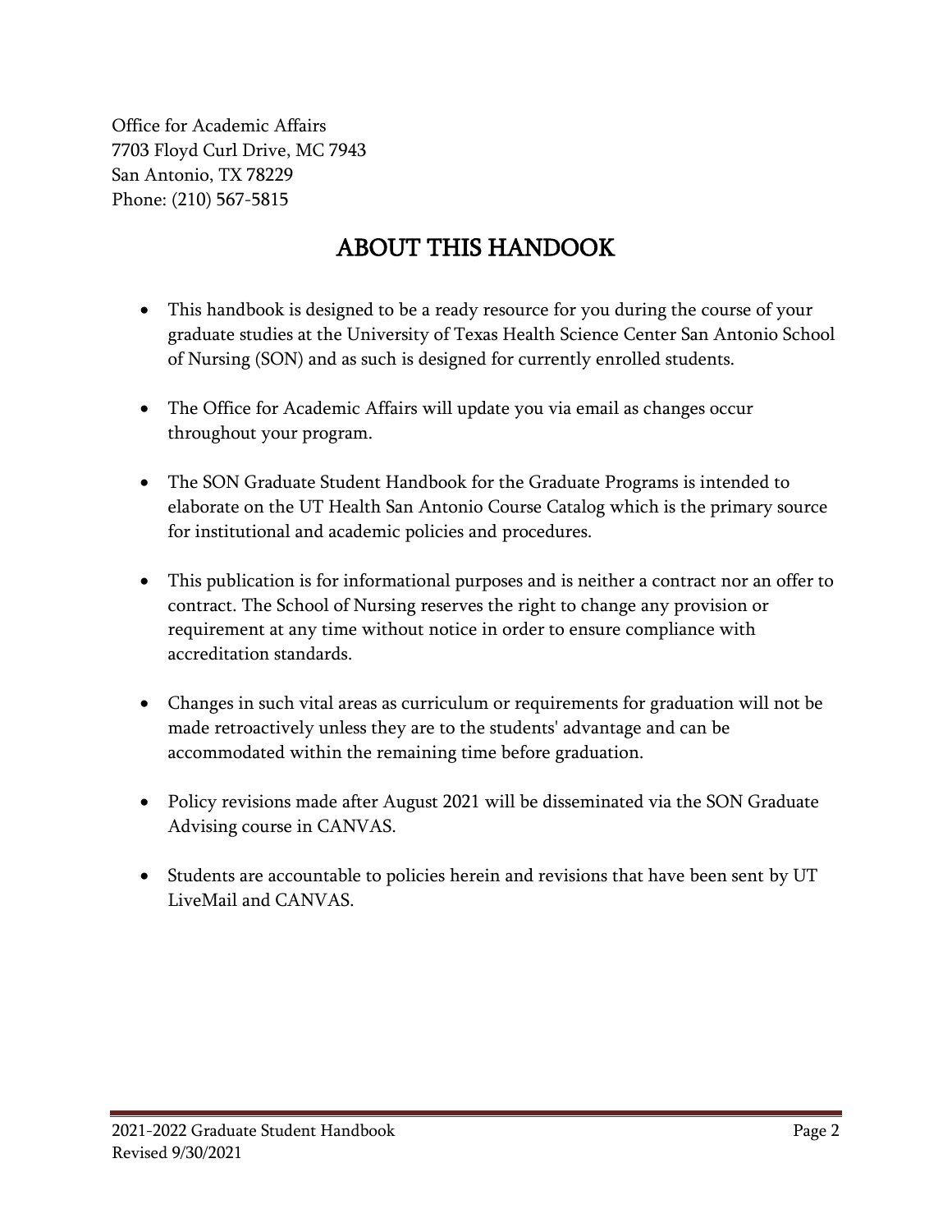Office for Academic Affairs
7703 Floyd Curl Drive, MC 7943
San Antonio, TX 78229
Phone: (210) 567-5815

# ABOUT THIS HANDOOK

- This handbook is designed to be a ready resource for you during the course of your graduate studies at the University of Texas Health Science Center San Antonio School of Nursing (SON) and as such is designed for currently enrolled students.

- The Office for Academic Affairs will update you via email as changes occur throughout your program.

- The SON Graduate Student Handbook for the Graduate Programs is intended to elaborate on the UT Health San Antonio Course Catalog which is the primary source for institutional and academic policies and procedures.

- This publication is for informational purposes and is neither a contract nor an offer to contract. The School of Nursing reserves the right to change any provision or requirement at any time without notice in order to ensure compliance with accreditation standards.

- Changes in such vital areas as curriculum or requirements for graduation will not be made retroactively unless they are to the students' advantage and can be accommodated within the remaining time before graduation.

- Policy revisions made after August 2021 will be disseminated via the SON Graduate Advising course in CANVAS.

- Students are accountable to policies herein and revisions that have been sent by UT LiveMail and CANVAS.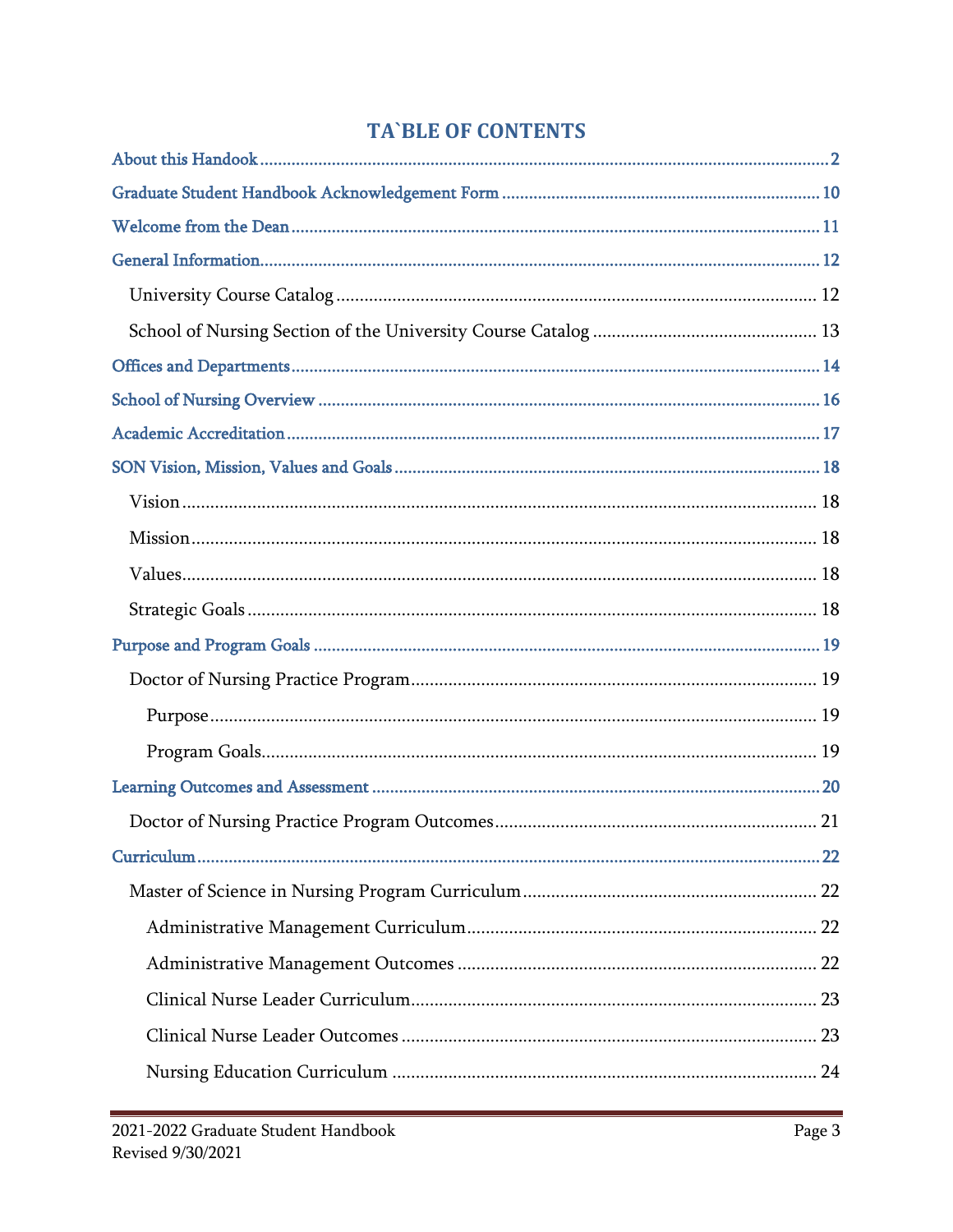# TA`BLE OF CONTENTS

About this Handook ........................................................................................................ 2

Graduate Student Handbook Acknowledgement Form ...................................................... 10

Welcome from the Dean ................................................................................................. 11

General Information ....................................................................................................... 12

- University Course Catalog ........................................................................................ 12
- School of Nursing Section of the University Course Catalog ........................................ 13

Offices and Departments ................................................................................................. 14

School of Nursing Overview ........................................................................................... 16

Academic Accreditation .................................................................................................. 17

SON Vision, Mission, Values and Goals ........................................................................... 18

- Vision ...................................................................................................................... 18
- Mission .................................................................................................................... 18
- Values ...................................................................................................................... 18
- Strategic Goals ......................................................................................................... 18

Purpose and Program Goals ............................................................................................ 19

- Doctor of Nursing Practice Program ........................................................................... 19
  - Purpose ................................................................................................................ 19
  - Program Goals ...................................................................................................... 19

Learning Outcomes and Assessment ............................................................................... 20

- Doctor of Nursing Practice Program Outcomes ........................................................... 21

Curriculum .................................................................................................................... 22

- Master of Science in Nursing Program Curriculum ...................................................... 22
  - Administrative Management Curriculum ................................................................. 22
  - Administrative Management Outcomes .................................................................. 22
  - Clinical Nurse Leader Curriculum ........................................................................... 23
  - Clinical Nurse Leader Outcomes ............................................................................. 23
  - Nursing Education Curriculum ............................................................................... 24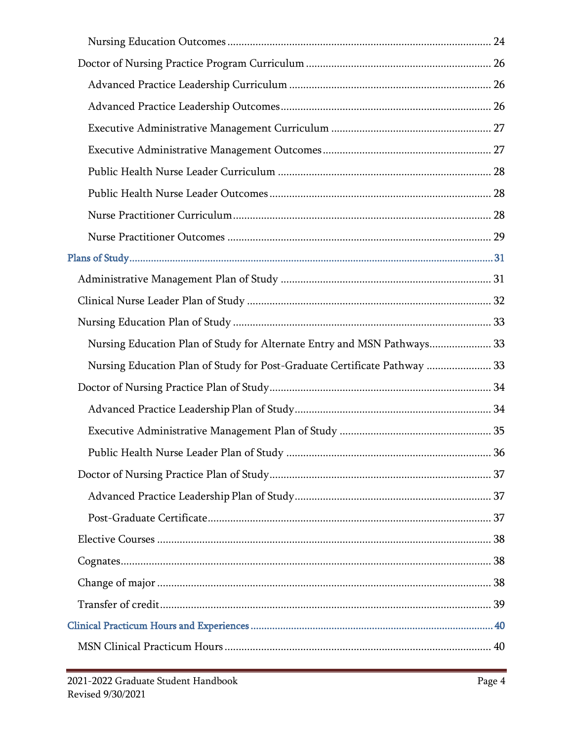Nursing Education Outcomes ........................................................................................ 24

Doctor of Nursing Practice Program Curriculum ................................................................ 26

Advanced Practice Leadership Curriculum ....................................................................... 26

Advanced Practice Leadership Outcomes .......................................................................... 26

Executive Administrative Management Curriculum ........................................................ 27

Executive Administrative Management Outcomes ........................................................... 27

Public Health Nurse Leader Curriculum .......................................................................... 28

Public Health Nurse Leader Outcomes .............................................................................. 28

Nurse Practitioner Curriculum .......................................................................................... 28

Nurse Practitioner Outcomes ............................................................................................. 29

Plans of Study ..................................................................................................................................... 31

Administrative Management Plan of Study ........................................................................... 31

Clinical Nurse Leader Plan of Study ...................................................................................... 32

Nursing Education Plan of Study ........................................................................................... 33

Nursing Education Plan of Study for Alternate Entry and MSN Pathways ..................... 33

Nursing Education Plan of Study for Post-Graduate Certificate Pathway ....................... 33

Doctor of Nursing Practice Plan of Study .............................................................................. 34

Advanced Practice Leadership Plan of Study .................................................................... 34

Executive Administrative Management Plan of Study ..................................................... 35

Public Health Nurse Leader Plan of Study ........................................................................ 36

Doctor of Nursing Practice Plan of Study .............................................................................. 37

Advanced Practice Leadership Plan of Study .................................................................... 37

Post-Graduate Certificate .................................................................................................... 37

Elective Courses ...................................................................................................................... 38

Cognates .................................................................................................................................. 38

Change of major ...................................................................................................................... 38

Transfer of credit ..................................................................................................................... 39

Clinical Practicum Hours and Experiences ........................................................................................ 40

MSN Clinical Practicum Hours .............................................................................................. 40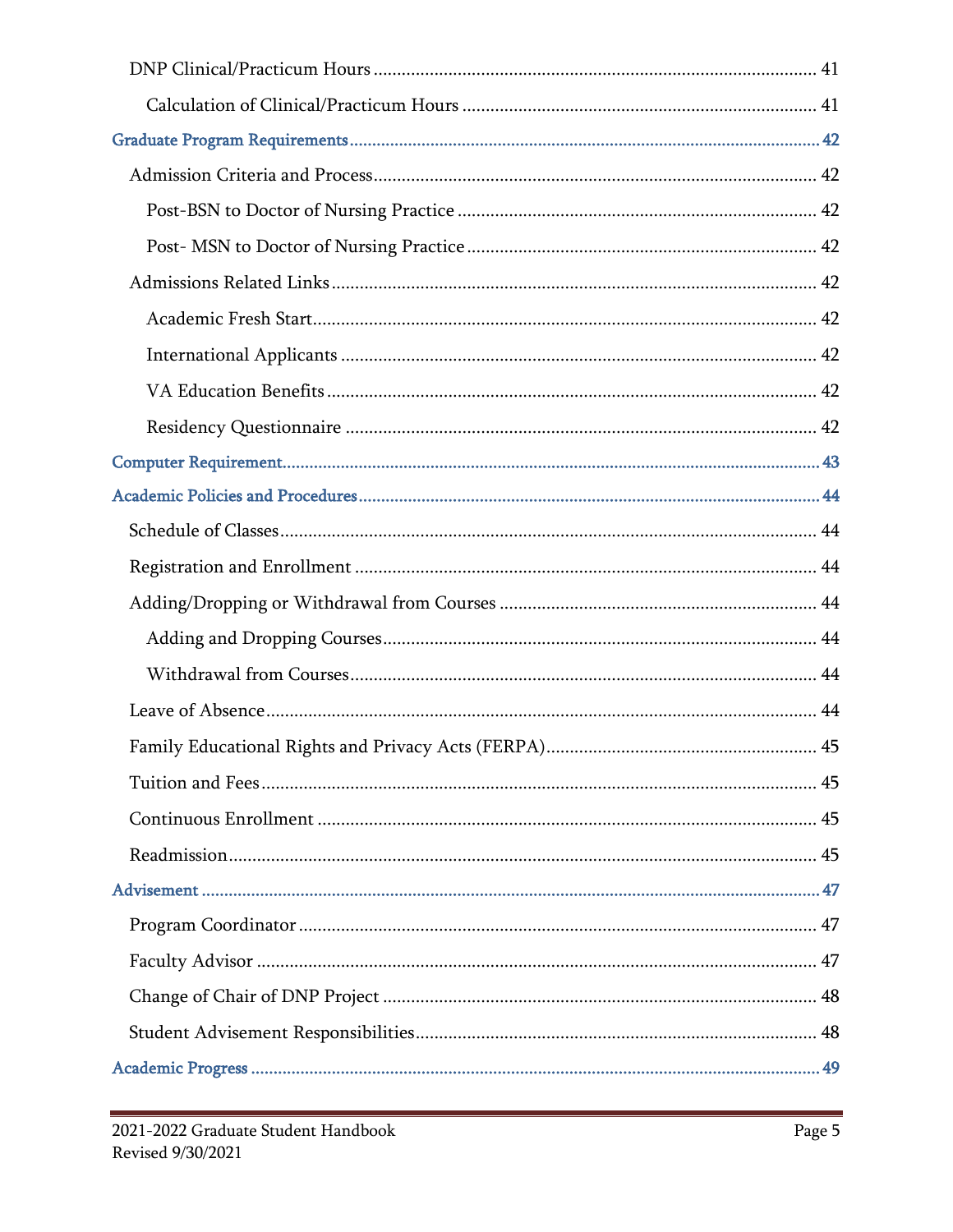- DNP Clinical/Practicum Hours ..... 41
  - Calculation of Clinical/Practicum Hours ..... 41

Graduate Program Requirements ..... 42

- Admission Criteria and Process ..... 42
  - Post-BSN to Doctor of Nursing Practice ..... 42
  - Post- MSN to Doctor of Nursing Practice ..... 42
- Admissions Related Links ..... 42
  - Academic Fresh Start ..... 42
  - International Applicants ..... 42
  - VA Education Benefits ..... 42
  - Residency Questionnaire ..... 42

Computer Requirement ..... 43

Academic Policies and Procedures ..... 44

- Schedule of Classes ..... 44
- Registration and Enrollment ..... 44
- Adding/Dropping or Withdrawal from Courses ..... 44
  - Adding and Dropping Courses ..... 44
  - Withdrawal from Courses ..... 44
- Leave of Absence ..... 44
- Family Educational Rights and Privacy Acts (FERPA) ..... 45
- Tuition and Fees ..... 45
- Continuous Enrollment ..... 45
- Readmission ..... 45

Advisement ..... 47

- Program Coordinator ..... 47
- Faculty Advisor ..... 47
- Change of Chair of DNP Project ..... 48
- Student Advisement Responsibilities ..... 48

Academic Progress ..... 49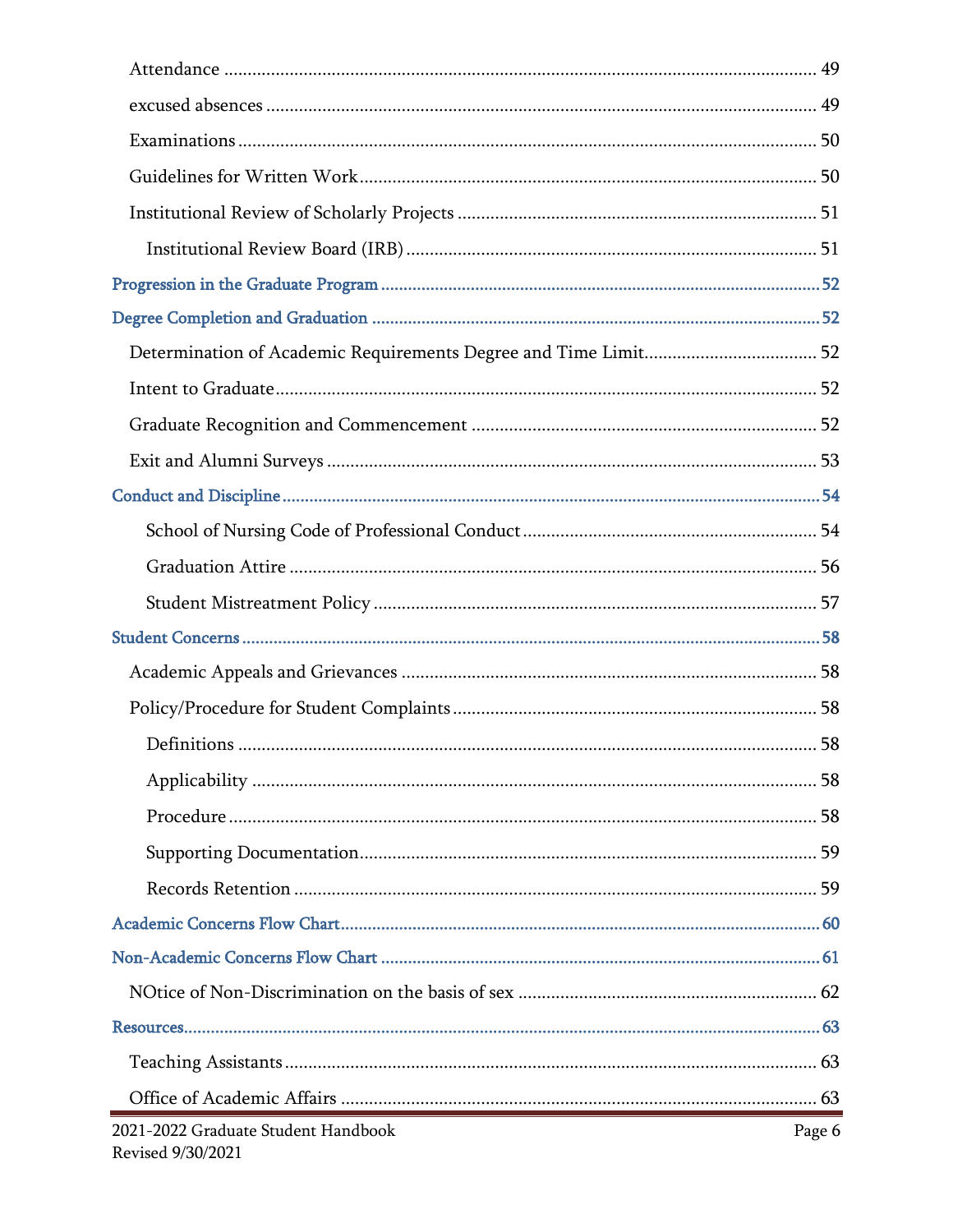Attendance ........................................................................................................ 49

excused absences ................................................................................................ 49

Examinations ...................................................................................................... 50

Guidelines for Written Work ............................................................................... 50

Institutional Review of Scholarly Projects .......................................................... 51

Institutional Review Board (IRB) ..................................................................... 51

Progression in the Graduate Program ..................................................................... 52

Degree Completion and Graduation ....................................................................... 52

Determination of Academic Requirements Degree and Time Limit .................... 52

Intent to Graduate ............................................................................................... 52

Graduate Recognition and Commencement ........................................................ 52

Exit and Alumni Surveys ..................................................................................... 53

Conduct and Discipline ........................................................................................... 54

School of Nursing Code of Professional Conduct .............................................. 54

Graduation Attire ............................................................................................. 56

Student Mistreatment Policy ............................................................................ 57

Student Concerns .................................................................................................... 58

Academic Appeals and Grievances ...................................................................... 58

Policy/Procedure for Student Complaints ........................................................... 58

Definitions ........................................................................................................ 58

Applicability ..................................................................................................... 58

Procedure ......................................................................................................... 58

Supporting Documentation ............................................................................... 59

Records Retention ............................................................................................ 59

Academic Concerns Flow Chart .............................................................................. 60

Non-Academic Concerns Flow Chart ...................................................................... 61

NOtice of Non-Discrimination on the basis of sex ............................................... 62

Resources ................................................................................................................ 63

Teaching Assistants ............................................................................................. 63

Office of Academic Affairs ................................................................................... 63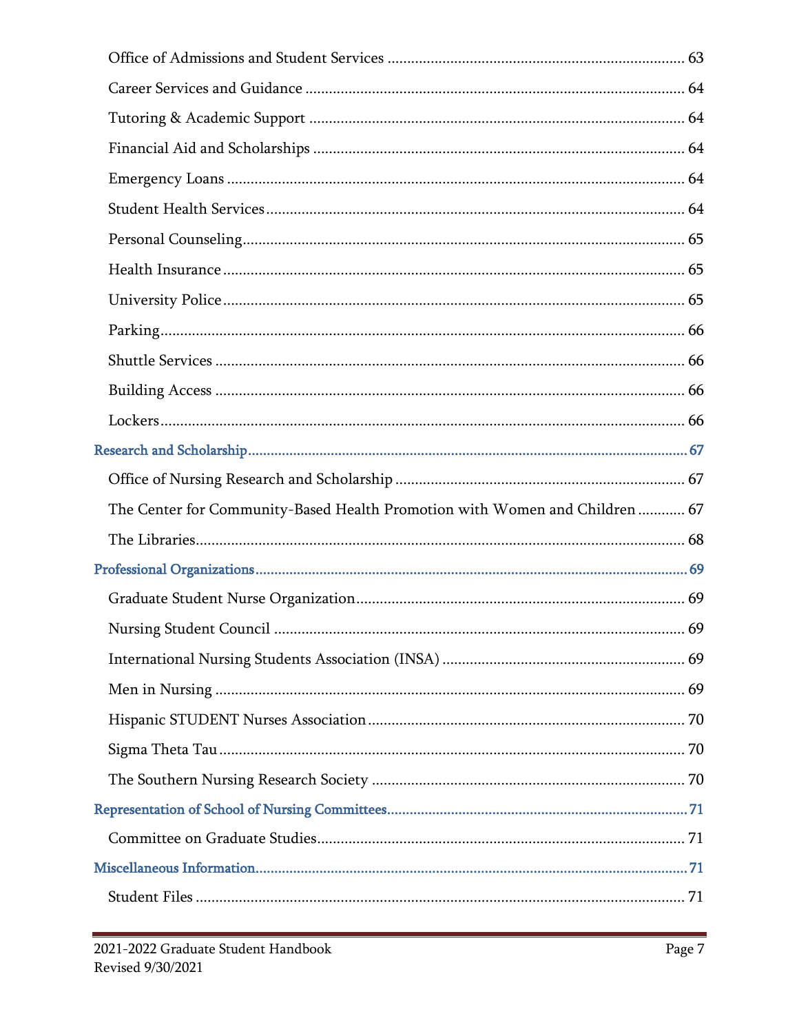Office of Admissions and Student Services ........................................................................ 63

Career Services and Guidance ........................................................................ 64

Tutoring & Academic Support ........................................................................ 64

Financial Aid and Scholarships ........................................................................ 64

Emergency Loans ........................................................................ 64

Student Health Services ........................................................................ 64

Personal Counseling ........................................................................ 65

Health Insurance ........................................................................ 65

University Police ........................................................................ 65

Parking ........................................................................ 66

Shuttle Services ........................................................................ 66

Building Access ........................................................................ 66

Lockers ........................................................................ 66

Research and Scholarship ........................................................................ 67

Office of Nursing Research and Scholarship ........................................................................ 67

The Center for Community-Based Health Promotion with Women and Children ............ 67

The Libraries ........................................................................ 68

Professional Organizations ........................................................................ 69

Graduate Student Nurse Organization ........................................................................ 69

Nursing Student Council ........................................................................ 69

International Nursing Students Association (INSA) ........................................................................ 69

Men in Nursing ........................................................................ 69

Hispanic STUDENT Nurses Association ........................................................................ 70

Sigma Theta Tau ........................................................................ 70

The Southern Nursing Research Society ........................................................................ 70

Representation of School of Nursing Committees ........................................................................ 71

Committee on Graduate Studies ........................................................................ 71

Miscellaneous Information ........................................................................ 71

Student Files ........................................................................ 71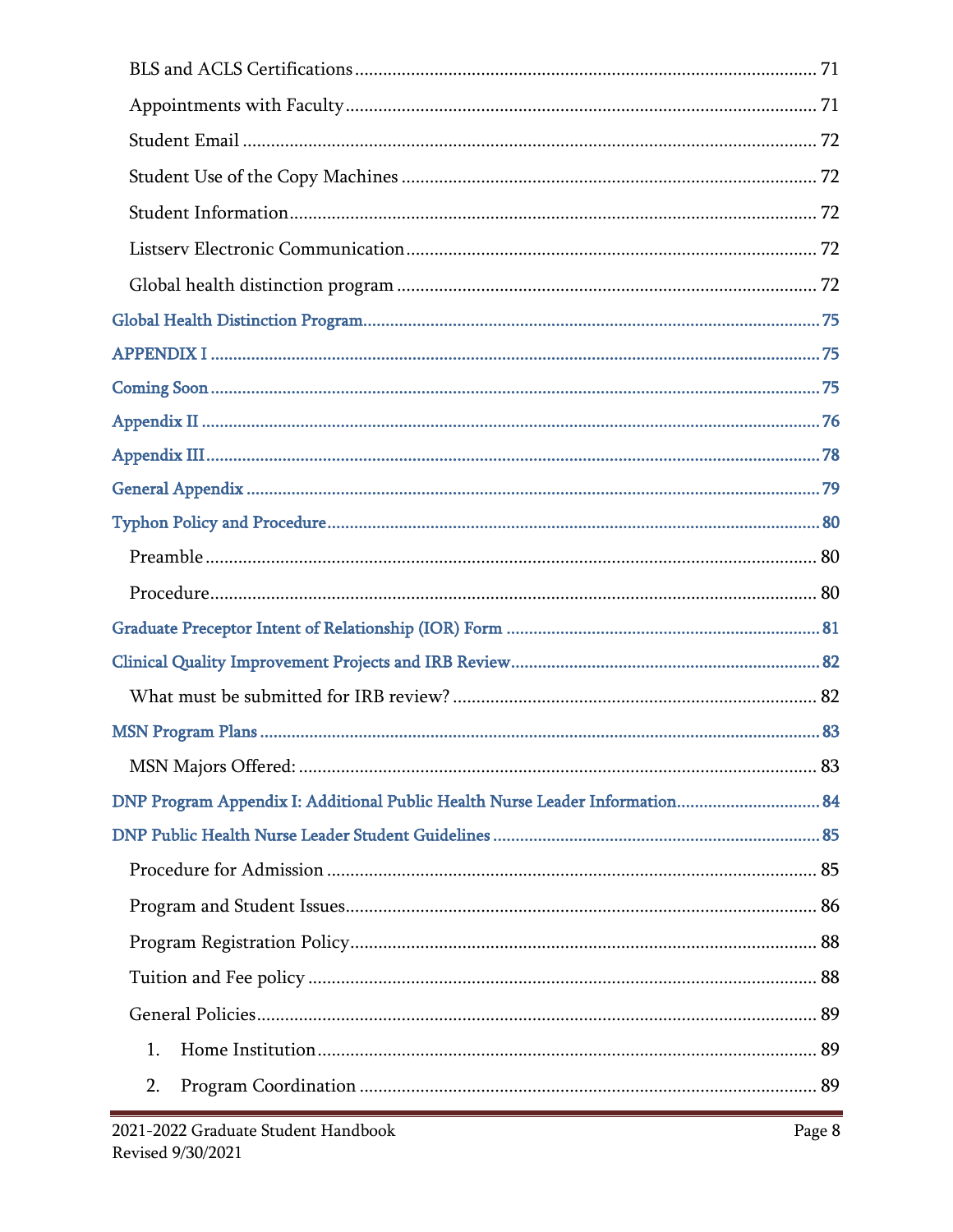BLS and ACLS Certifications ........................................................................................ 71

Appointments with Faculty ........................................................................................ 71

Student Email ........................................................................................................... 72

Student Use of the Copy Machines ............................................................................ 72

Student Information ................................................................................................... 72

Listserv Electronic Communication ............................................................................ 72

Global health distinction program .............................................................................. 72

Global Health Distinction Program ................................................................................ 75

APPENDIX I ................................................................................................................... 75

Coming Soon ................................................................................................................... 75

Appendix II ..................................................................................................................... 76

Appendix III .................................................................................................................... 78

General Appendix ........................................................................................................... 79

Typhon Policy and Procedure ......................................................................................... 80

Preamble ..................................................................................................................... 80

Procedure ..................................................................................................................... 80

Graduate Preceptor Intent of Relationship (IOR) Form ................................................... 81

Clinical Quality Improvement Projects and IRB Review ................................................... 82

What must be submitted for IRB review? ...................................................................... 82

MSN Program Plans ........................................................................................................ 83

MSN Majors Offered: ................................................................................................... 83

DNP Program Appendix I: Additional Public Health Nurse Leader Information ............... 84

DNP Public Health Nurse Leader Student Guidelines ....................................................... 85

Procedure for Admission ............................................................................................... 85

Program and Student Issues .......................................................................................... 86

Program Registration Policy .......................................................................................... 88

Tuition and Fee policy .................................................................................................. 88

General Policies ............................................................................................................. 89

1. Home Institution ...................................................................................................... 89

2. Program Coordination ............................................................................................. 89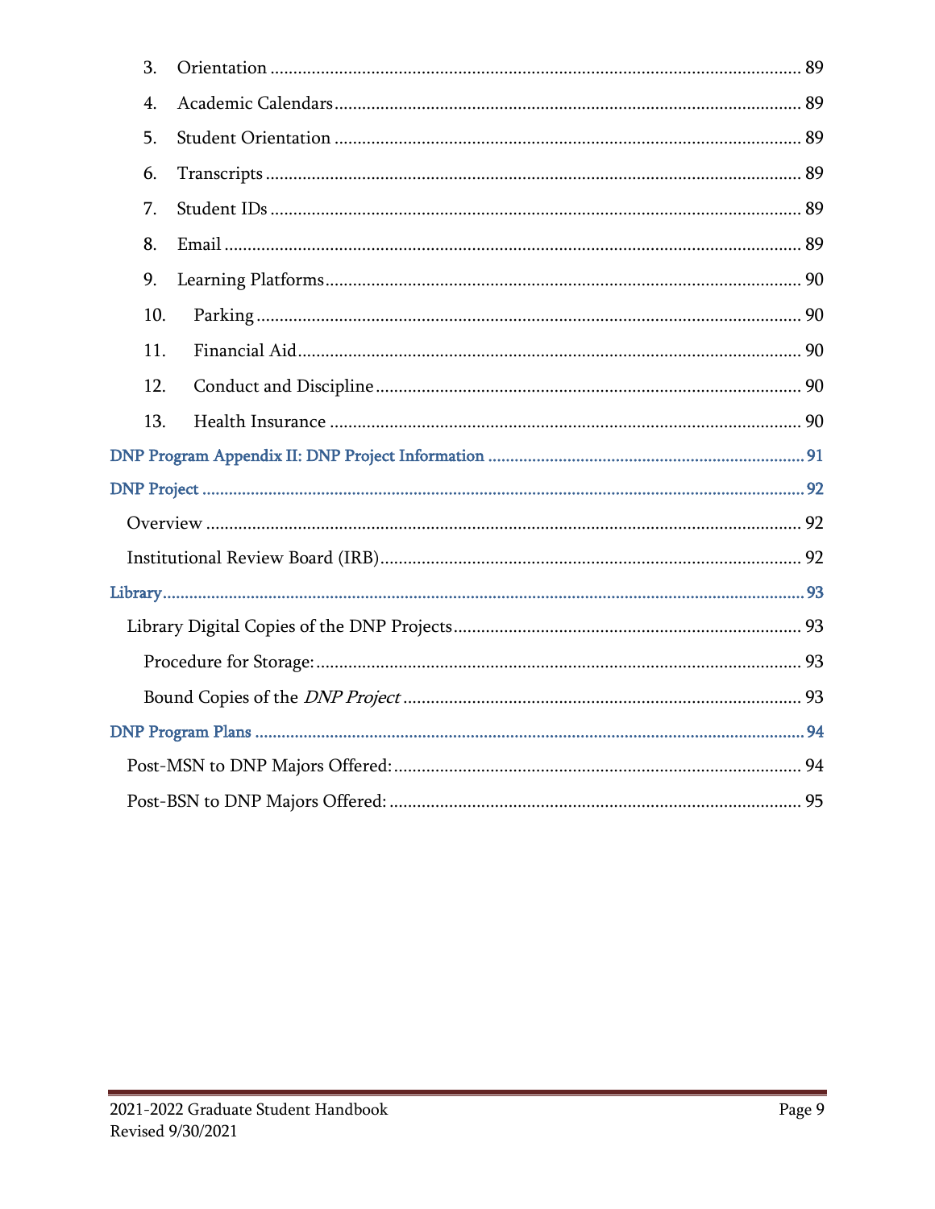3. Orientation ............................................................................................................ 89
4. Academic Calendars ............................................................................................... 89
5. Student Orientation ............................................................................................... 89
6. Transcripts ............................................................................................................ 89
7. Student IDs ............................................................................................................ 89
8. Email ..................................................................................................................... 89
9. Learning Platforms ................................................................................................ 90
10. Parking ................................................................................................................ 90
11. Financial Aid ........................................................................................................ 90
12. Conduct and Discipline ........................................................................................ 90
13. Health Insurance .................................................................................................. 90

DNP Program Appendix II: DNP Project Information ................................................... 91

DNP Project ................................................................................................................. 92

Overview ...................................................................................................................... 92

Institutional Review Board (IRB) .................................................................................. 92

Library .......................................................................................................................... 93

Library Digital Copies of the DNP Projects ................................................................... 93

Procedure for Storage: ................................................................................................. 93

Bound Copies of the *DNP Project* ............................................................................... 93

DNP Program Plans ...................................................................................................... 94

Post-MSN to DNP Majors Offered: ................................................................................ 94

Post-BSN to DNP Majors Offered: ................................................................................. 95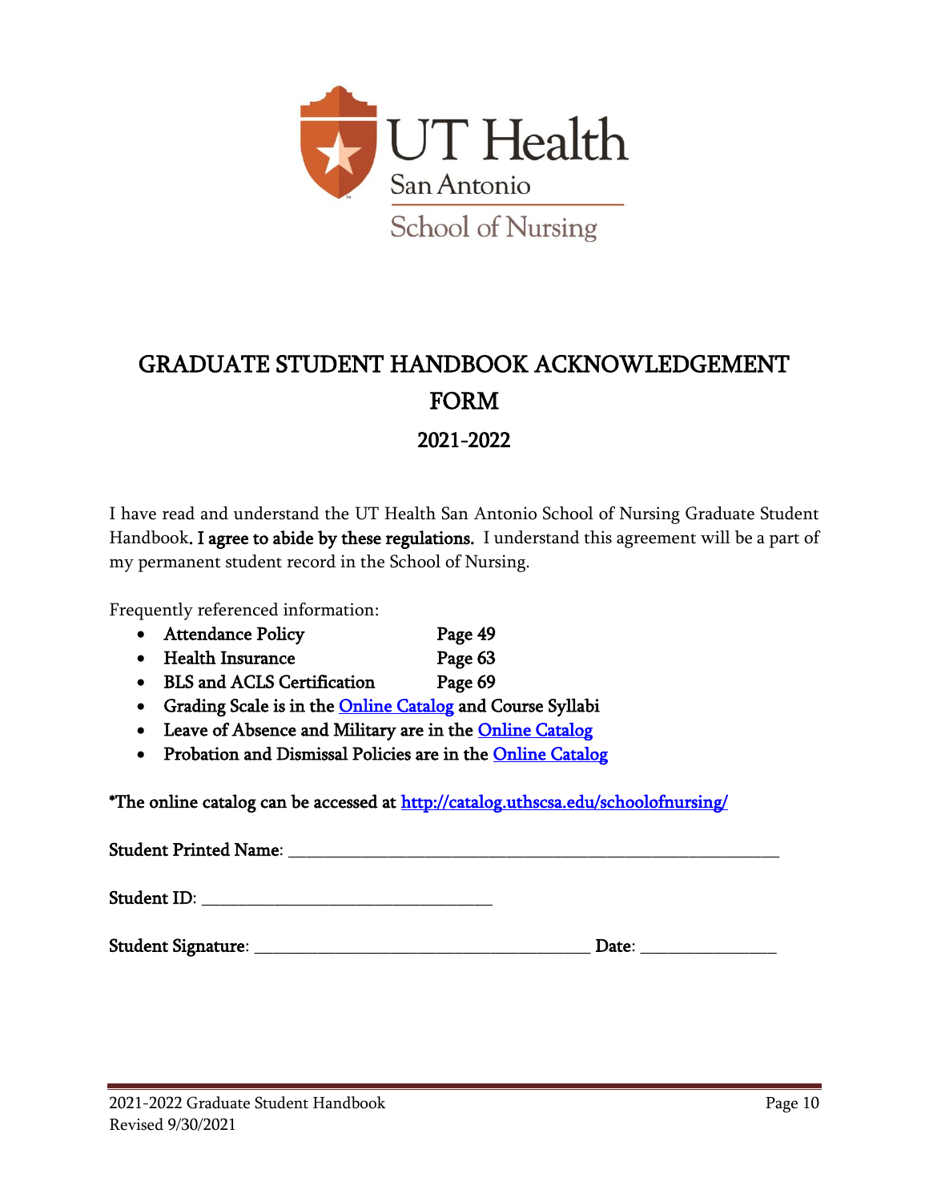# GRADUATE STUDENT HANDBOOK ACKNOWLEDGEMENT FORM

## 2021-2022

I have read and understand the UT Health San Antonio School of Nursing Graduate Student Handbook. **I agree to abide by these regulations.** I understand this agreement will be a part of my permanent student record in the School of Nursing.

Frequently referenced information:

- **Attendance Policy — Page 49**
- **Health Insurance — Page 63**
- **BLS and ACLS Certification — Page 69**
- **Grading Scale is in the [Online Catalog](http://catalog.uthscsa.edu/schoolofnursing/) and Course Syllabi**
- **Leave of Absence and Military are in the [Online Catalog](http://catalog.uthscsa.edu/schoolofnursing/)**
- **Probation and Dismissal Policies are in the [Online Catalog](http://catalog.uthscsa.edu/schoolofnursing/)**

**\*The online catalog can be accessed at http://catalog.uthscsa.edu/schoolofnursing/**

**Student Printed Name:** ____________________________________________

**Student ID:** ____________________________

**Student Signature:** ________________________________ **Date:** ______________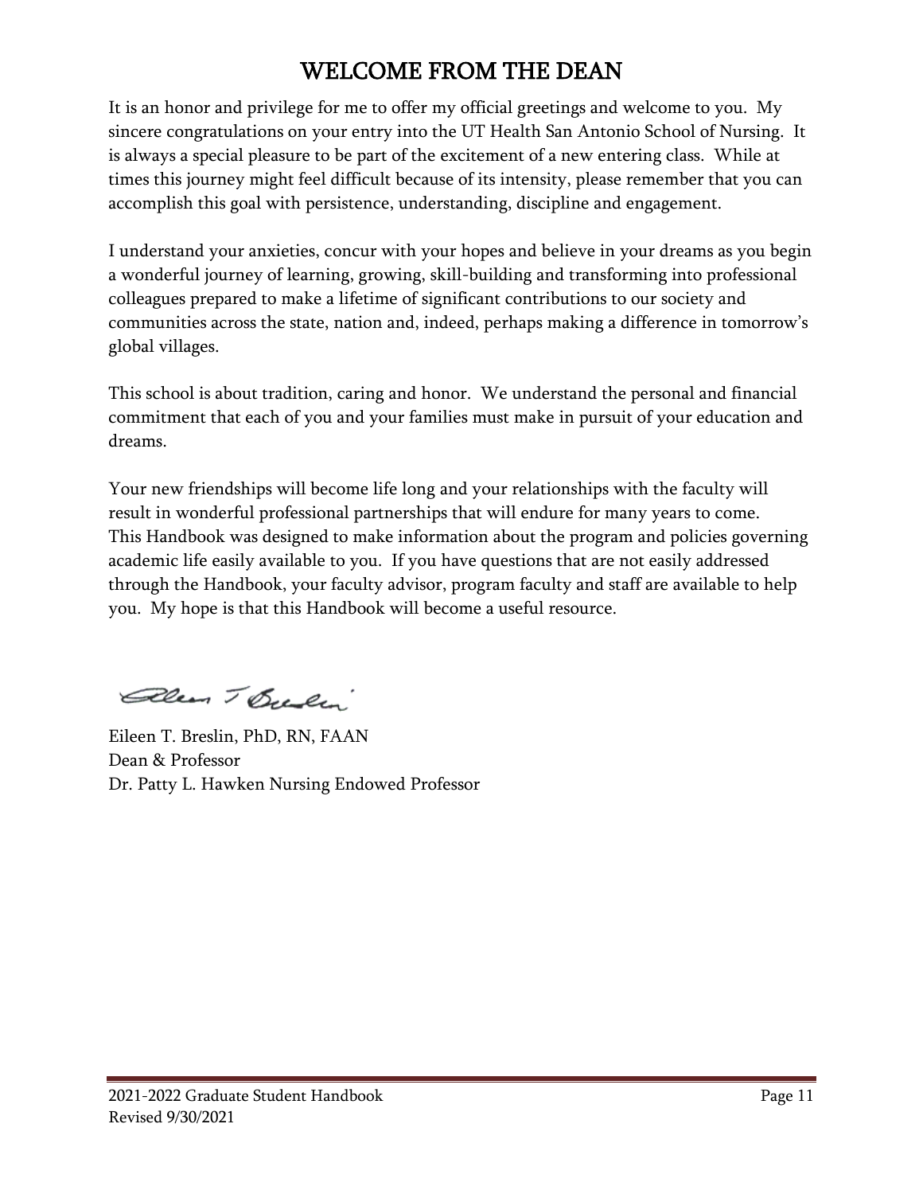# WELCOME FROM THE DEAN

It is an honor and privilege for me to offer my official greetings and welcome to you. My sincere congratulations on your entry into the UT Health San Antonio School of Nursing. It is always a special pleasure to be part of the excitement of a new entering class. While at times this journey might feel difficult because of its intensity, please remember that you can accomplish this goal with persistence, understanding, discipline and engagement.

I understand your anxieties, concur with your hopes and believe in your dreams as you begin a wonderful journey of learning, growing, skill-building and transforming into professional colleagues prepared to make a lifetime of significant contributions to our society and communities across the state, nation and, indeed, perhaps making a difference in tomorrow's global villages.

This school is about tradition, caring and honor. We understand the personal and financial commitment that each of you and your families must make in pursuit of your education and dreams.

Your new friendships will become life long and your relationships with the faculty will result in wonderful professional partnerships that will endure for many years to come. This Handbook was designed to make information about the program and policies governing academic life easily available to you. If you have questions that are not easily addressed through the Handbook, your faculty advisor, program faculty and staff are available to help you. My hope is that this Handbook will become a useful resource.

Eileen T. Breslin, PhD, RN, FAAN
Dean & Professor
Dr. Patty L. Hawken Nursing Endowed Professor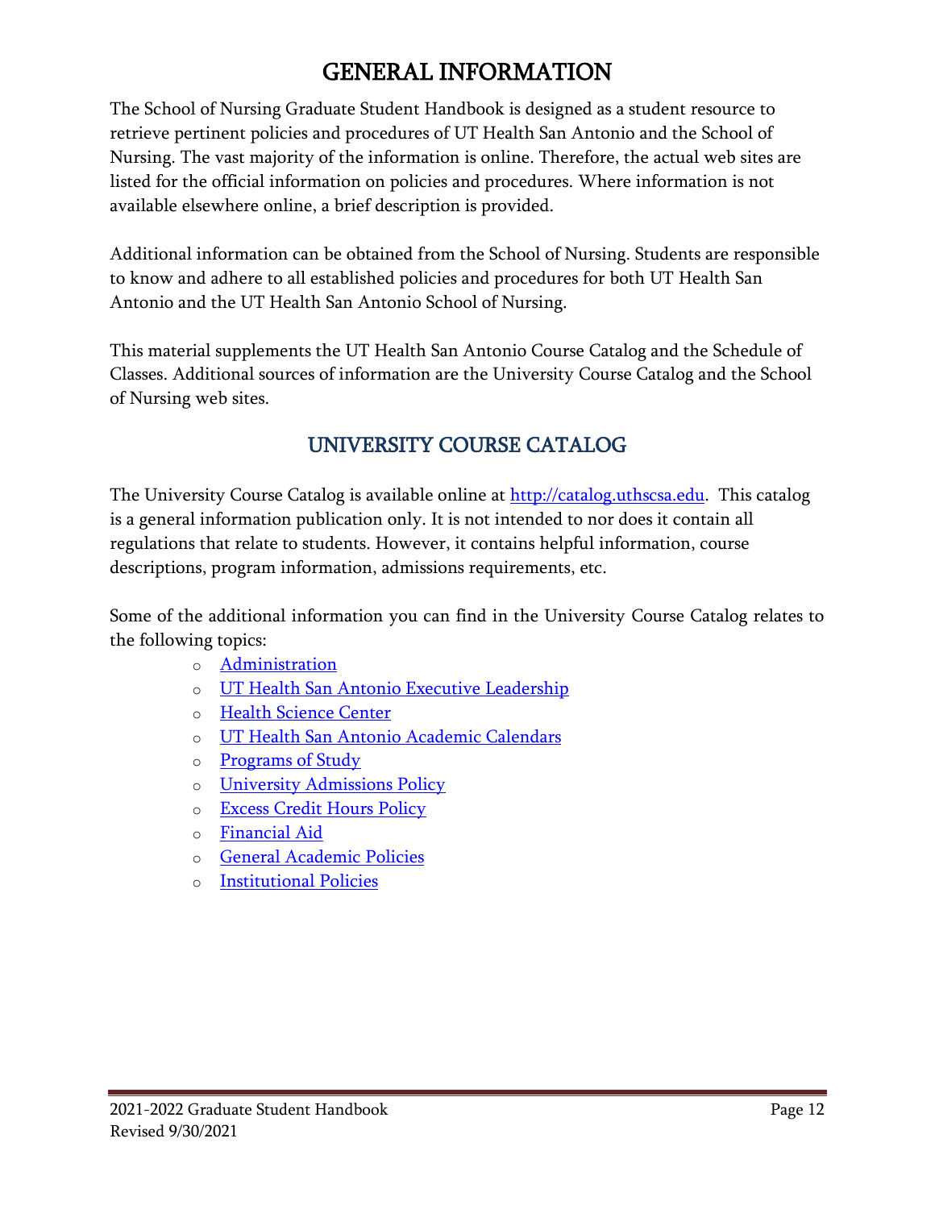# GENERAL INFORMATION

The School of Nursing Graduate Student Handbook is designed as a student resource to retrieve pertinent policies and procedures of UT Health San Antonio and the School of Nursing. The vast majority of the information is online. Therefore, the actual web sites are listed for the official information on policies and procedures. Where information is not available elsewhere online, a brief description is provided.

Additional information can be obtained from the School of Nursing. Students are responsible to know and adhere to all established policies and procedures for both UT Health San Antonio and the UT Health San Antonio School of Nursing.

This material supplements the UT Health San Antonio Course Catalog and the Schedule of Classes. Additional sources of information are the University Course Catalog and the School of Nursing web sites.

## UNIVERSITY COURSE CATALOG

The University Course Catalog is available online at http://catalog.uthscsa.edu. This catalog is a general information publication only. It is not intended to nor does it contain all regulations that relate to students. However, it contains helpful information, course descriptions, program information, admissions requirements, etc.

Some of the additional information you can find in the University Course Catalog relates to the following topics:

- Administration
- UT Health San Antonio Executive Leadership
- Health Science Center
- UT Health San Antonio Academic Calendars
- Programs of Study
- University Admissions Policy
- Excess Credit Hours Policy
- Financial Aid
- General Academic Policies
- Institutional Policies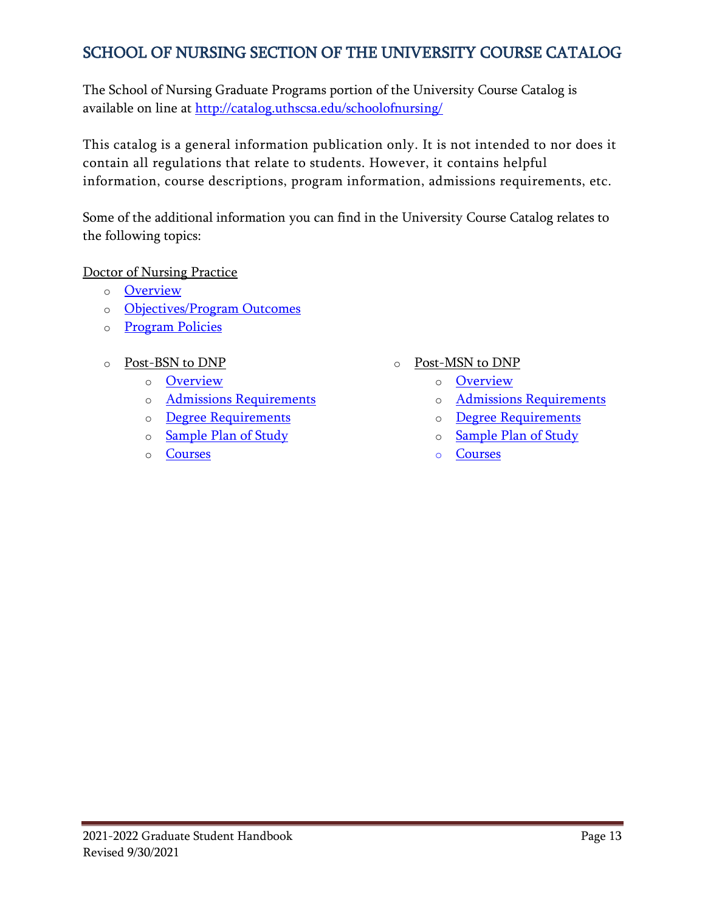## SCHOOL OF NURSING SECTION OF THE UNIVERSITY COURSE CATALOG

The School of Nursing Graduate Programs portion of the University Course Catalog is available on line at [http://catalog.uthscsa.edu/schoolofnursing/](http://catalog.uthscsa.edu/schoolofnursing/)

This catalog is a general information publication only. It is not intended to nor does it contain all regulations that relate to students. However, it contains helpful information, course descriptions, program information, admissions requirements, etc.

Some of the additional information you can find in the University Course Catalog relates to the following topics:

Doctor of Nursing Practice

- Overview
- Objectives/Program Outcomes
- Program Policies

- Post-BSN to DNP
  - Overview
  - Admissions Requirements
  - Degree Requirements
  - Sample Plan of Study
  - Courses

- Post-MSN to DNP
  - Overview
  - Admissions Requirements
  - Degree Requirements
  - Sample Plan of Study
  - Courses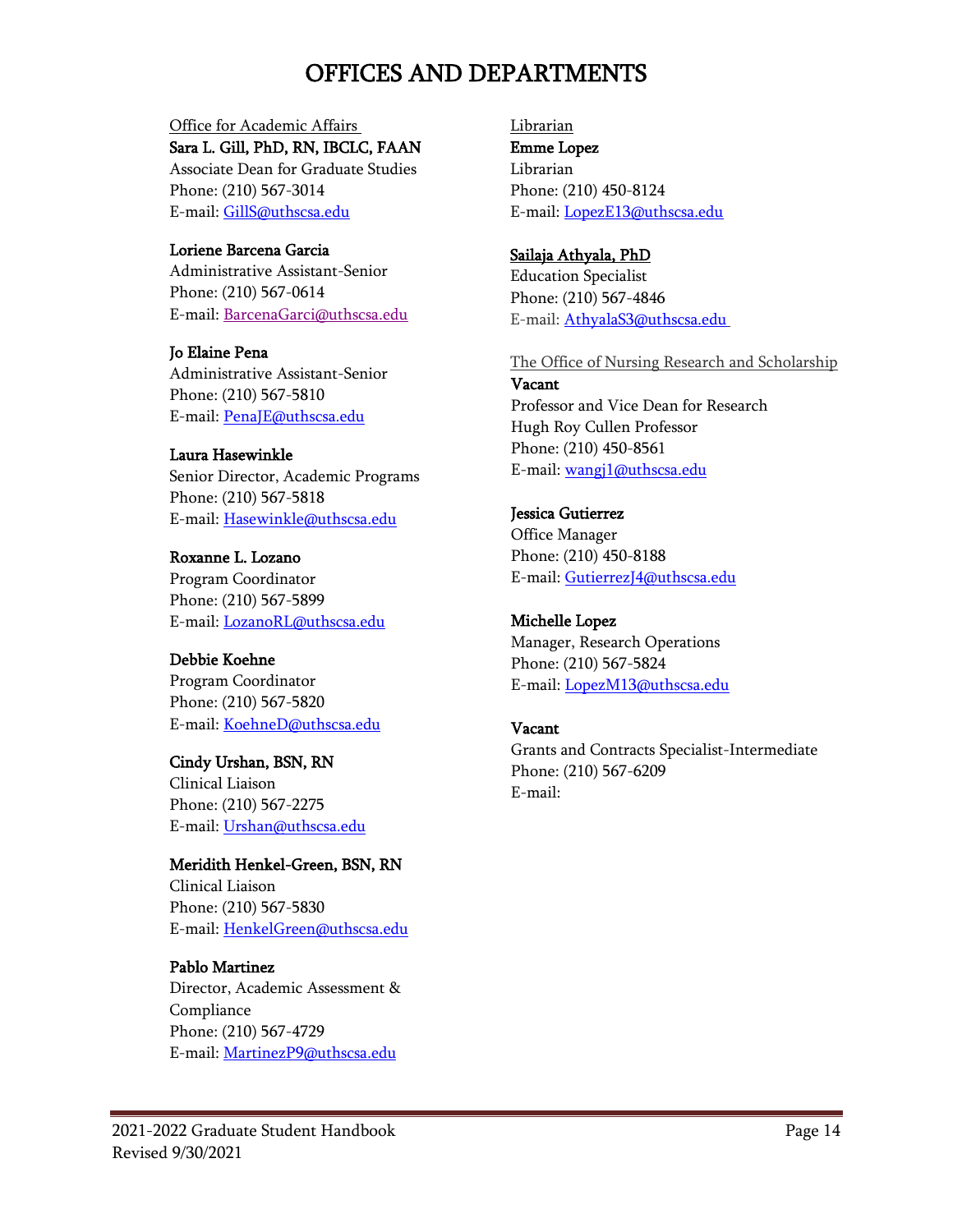# OFFICES AND DEPARTMENTS

Office for Academic Affairs

**Sara L. Gill, PhD, RN, IBCLC, FAAN**
Associate Dean for Graduate Studies
Phone: (210) 567-3014
E-mail: GillS@uthscsa.edu

**Loriene Barcena Garcia**
Administrative Assistant-Senior
Phone: (210) 567-0614
E-mail: BarcenaGarci@uthscsa.edu

**Jo Elaine Pena**
Administrative Assistant-Senior
Phone: (210) 567-5810
E-mail: PenaJE@uthscsa.edu

**Laura Hasewinkle**
Senior Director, Academic Programs
Phone: (210) 567-5818
E-mail: Hasewinkle@uthscsa.edu

**Roxanne L. Lozano**
Program Coordinator
Phone: (210) 567-5899
E-mail: LozanoRL@uthscsa.edu

**Debbie Koehne**
Program Coordinator
Phone: (210) 567-5820
E-mail: KoehneD@uthscsa.edu

**Cindy Urshan, BSN, RN**
Clinical Liaison
Phone: (210) 567-2275
E-mail: Urshan@uthscsa.edu

**Meridith Henkel-Green, BSN, RN**
Clinical Liaison
Phone: (210) 567-5830
E-mail: HenkelGreen@uthscsa.edu

**Pablo Martinez**
Director, Academic Assessment & Compliance
Phone: (210) 567-4729
E-mail: MartinezP9@uthscsa.edu

Librarian

**Emme Lopez**
Librarian
Phone: (210) 450-8124
E-mail: LopezE13@uthscsa.edu

**Sailaja Athyala, PhD**
Education Specialist
Phone: (210) 567-4846
E-mail: AthyalaS3@uthscsa.edu

The Office of Nursing Research and Scholarship

**Vacant**
Professor and Vice Dean for Research
Hugh Roy Cullen Professor
Phone: (210) 450-8561
E-mail: wangj1@uthscsa.edu

**Jessica Gutierrez**
Office Manager
Phone: (210) 450-8188
E-mail: GutierrezJ4@uthscsa.edu

**Michelle Lopez**
Manager, Research Operations
Phone: (210) 567-5824
E-mail: LopezM13@uthscsa.edu

**Vacant**
Grants and Contracts Specialist-Intermediate
Phone: (210) 567-6209
E-mail: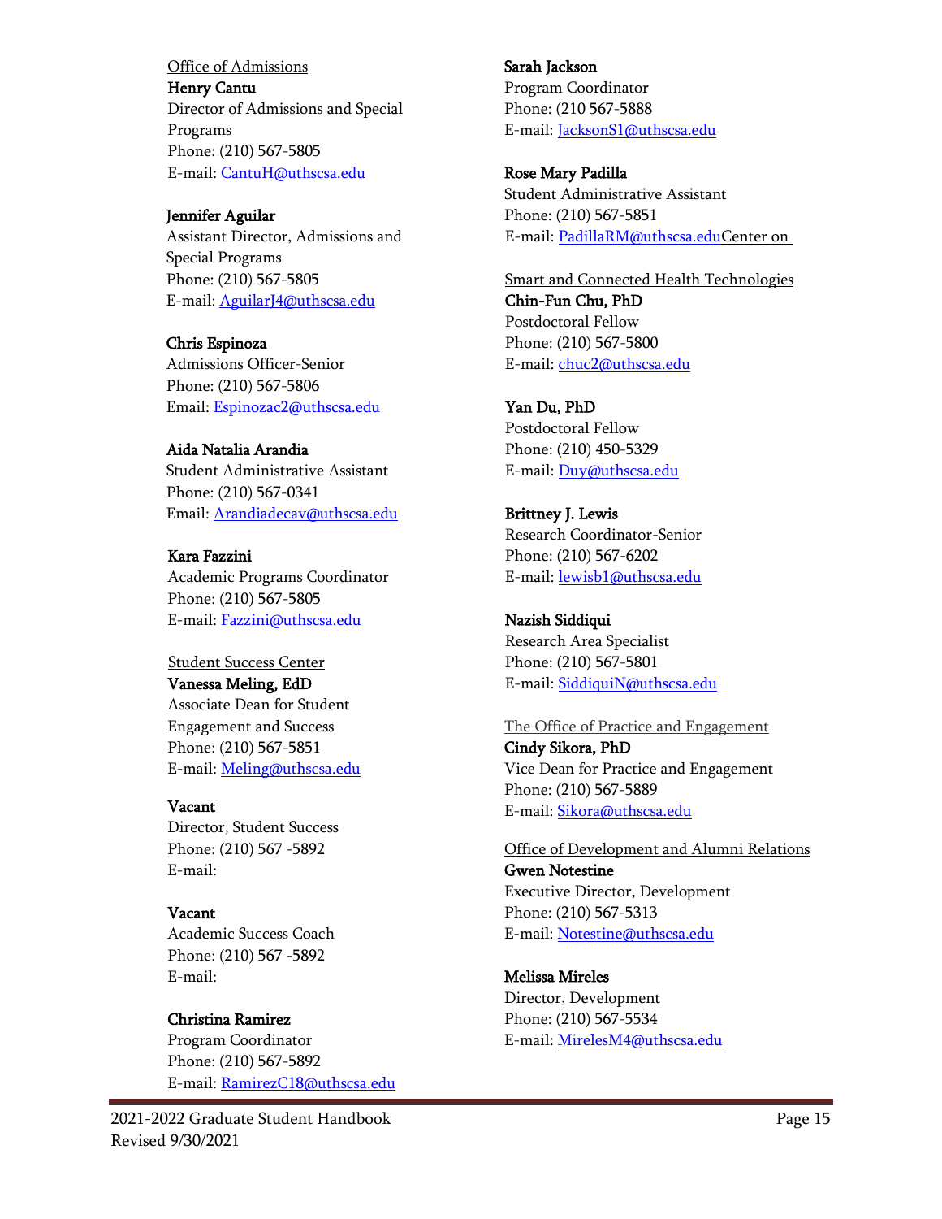Office of Admissions

**Henry Cantu**
Director of Admissions and Special Programs
Phone: (210) 567-5805
E-mail: CantuH@uthscsa.edu

**Jennifer Aguilar**
Assistant Director, Admissions and Special Programs
Phone: (210) 567-5805
E-mail: AguilarJ4@uthscsa.edu

**Chris Espinoza**
Admissions Officer-Senior
Phone: (210) 567-5806
Email: Espinozac2@uthscsa.edu

**Aida Natalia Arandia**
Student Administrative Assistant
Phone: (210) 567-0341
Email: Arandiadecav@uthscsa.edu

**Kara Fazzini**
Academic Programs Coordinator
Phone: (210) 567-5805
E-mail: Fazzini@uthscsa.edu

Student Success Center

**Vanessa Meling, EdD**
Associate Dean for Student Engagement and Success
Phone: (210) 567-5851
E-mail: Meling@uthscsa.edu

**Vacant**
Director, Student Success
Phone: (210) 567 -5892
E-mail:

**Vacant**
Academic Success Coach
Phone: (210) 567 -5892
E-mail:

**Christina Ramirez**
Program Coordinator
Phone: (210) 567-5892
E-mail: RamirezC18@uthscsa.edu

**Sarah Jackson**
Program Coordinator
Phone: (210 567-5888
E-mail: JacksonS1@uthscsa.edu

**Rose Mary Padilla**
Student Administrative Assistant
Phone: (210) 567-5851
E-mail: PadillaRM@uthscsa.eduCenter on

Smart and Connected Health Technologies

**Chin-Fun Chu, PhD**
Postdoctoral Fellow
Phone: (210) 567-5800
E-mail: chuc2@uthscsa.edu

**Yan Du, PhD**
Postdoctoral Fellow
Phone: (210) 450-5329
E-mail: Duy@uthscsa.edu

**Brittney J. Lewis**
Research Coordinator-Senior
Phone: (210) 567-6202
E-mail: lewisb1@uthscsa.edu

**Nazish Siddiqui**
Research Area Specialist
Phone: (210) 567-5801
E-mail: SiddiquiN@uthscsa.edu

The Office of Practice and Engagement

**Cindy Sikora, PhD**
Vice Dean for Practice and Engagement
Phone: (210) 567-5889
E-mail: Sikora@uthscsa.edu

Office of Development and Alumni Relations

**Gwen Notestine**
Executive Director, Development
Phone: (210) 567-5313
E-mail: Notestine@uthscsa.edu

**Melissa Mireles**
Director, Development
Phone: (210) 567-5534
E-mail: MirelesM4@uthscsa.edu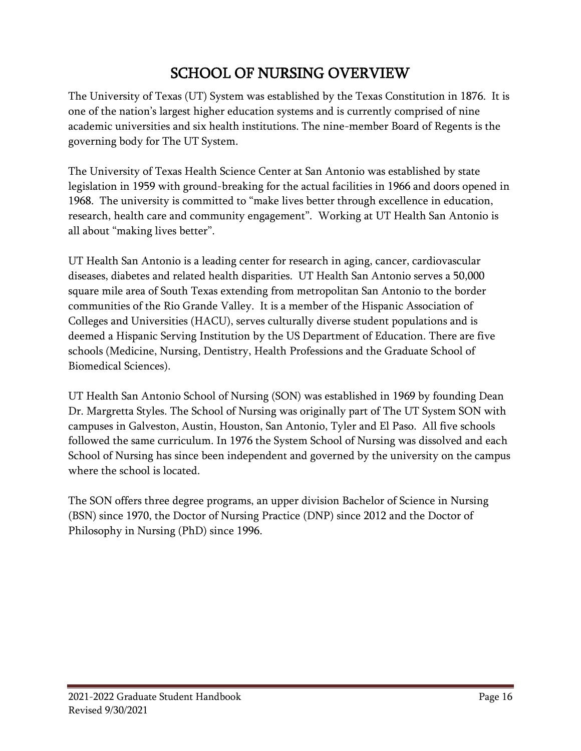# SCHOOL OF NURSING OVERVIEW

The University of Texas (UT) System was established by the Texas Constitution in 1876. It is one of the nation's largest higher education systems and is currently comprised of nine academic universities and six health institutions. The nine-member Board of Regents is the governing body for The UT System.

The University of Texas Health Science Center at San Antonio was established by state legislation in 1959 with ground-breaking for the actual facilities in 1966 and doors opened in 1968. The university is committed to "make lives better through excellence in education, research, health care and community engagement". Working at UT Health San Antonio is all about "making lives better".

UT Health San Antonio is a leading center for research in aging, cancer, cardiovascular diseases, diabetes and related health disparities. UT Health San Antonio serves a 50,000 square mile area of South Texas extending from metropolitan San Antonio to the border communities of the Rio Grande Valley. It is a member of the Hispanic Association of Colleges and Universities (HACU), serves culturally diverse student populations and is deemed a Hispanic Serving Institution by the US Department of Education. There are five schools (Medicine, Nursing, Dentistry, Health Professions and the Graduate School of Biomedical Sciences).

UT Health San Antonio School of Nursing (SON) was established in 1969 by founding Dean Dr. Margretta Styles. The School of Nursing was originally part of The UT System SON with campuses in Galveston, Austin, Houston, San Antonio, Tyler and El Paso. All five schools followed the same curriculum. In 1976 the System School of Nursing was dissolved and each School of Nursing has since been independent and governed by the university on the campus where the school is located.

The SON offers three degree programs, an upper division Bachelor of Science in Nursing (BSN) since 1970, the Doctor of Nursing Practice (DNP) since 2012 and the Doctor of Philosophy in Nursing (PhD) since 1996.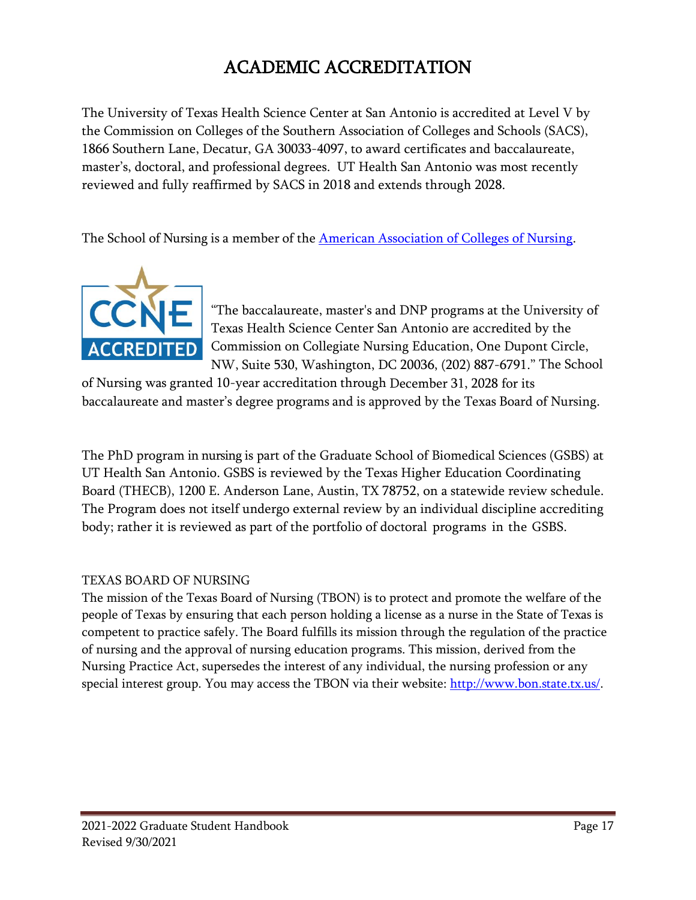# ACADEMIC ACCREDITATION

The University of Texas Health Science Center at San Antonio is accredited at Level V by the Commission on Colleges of the Southern Association of Colleges and Schools (SACS), 1866 Southern Lane, Decatur, GA 30033-4097, to award certificates and baccalaureate, master's, doctoral, and professional degrees. UT Health San Antonio was most recently reviewed and fully reaffirmed by SACS in 2018 and extends through 2028.

The School of Nursing is a member of the [American Association of Colleges of Nursing](https://www.aacnnursing.org/).

"The baccalaureate, master's and DNP programs at the University of Texas Health Science Center San Antonio are accredited by the Commission on Collegiate Nursing Education, One Dupont Circle, NW, Suite 530, Washington, DC 20036, (202) 887-6791." The School of Nursing was granted 10-year accreditation through December 31, 2028 for its baccalaureate and master's degree programs and is approved by the Texas Board of Nursing.

The PhD program in nursing is part of the Graduate School of Biomedical Sciences (GSBS) at UT Health San Antonio. GSBS is reviewed by the Texas Higher Education Coordinating Board (THECB), 1200 E. Anderson Lane, Austin, TX 78752, on a statewide review schedule. The Program does not itself undergo external review by an individual discipline accrediting body; rather it is reviewed as part of the portfolio of doctoral programs in the GSBS.

TEXAS BOARD OF NURSING

The mission of the Texas Board of Nursing (TBON) is to protect and promote the welfare of the people of Texas by ensuring that each person holding a license as a nurse in the State of Texas is competent to practice safely. The Board fulfills its mission through the regulation of the practice of nursing and the approval of nursing education programs. This mission, derived from the Nursing Practice Act, supersedes the interest of any individual, the nursing profession or any special interest group. You may access the TBON via their website: [http://www.bon.state.tx.us/](http://www.bon.state.tx.us/).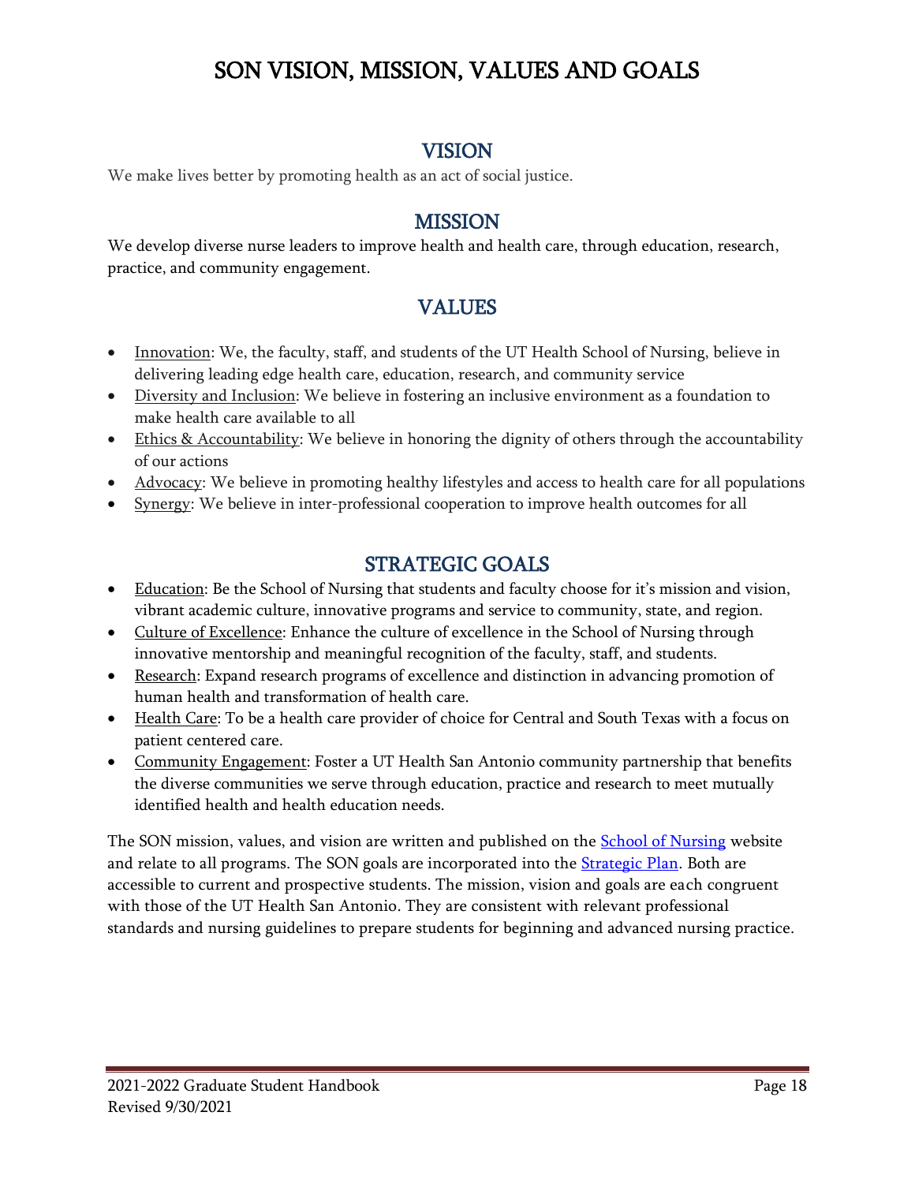# SON VISION, MISSION, VALUES AND GOALS

## VISION

We make lives better by promoting health as an act of social justice.

## MISSION

We develop diverse nurse leaders to improve health and health care, through education, research, practice, and community engagement.

## VALUES

- Innovation: We, the faculty, staff, and students of the UT Health School of Nursing, believe in delivering leading edge health care, education, research, and community service
- Diversity and Inclusion: We believe in fostering an inclusive environment as a foundation to make health care available to all
- Ethics & Accountability: We believe in honoring the dignity of others through the accountability of our actions
- Advocacy: We believe in promoting healthy lifestyles and access to health care for all populations
- Synergy: We believe in inter-professional cooperation to improve health outcomes for all

## STRATEGIC GOALS

- Education: Be the School of Nursing that students and faculty choose for it's mission and vision, vibrant academic culture, innovative programs and service to community, state, and region.
- Culture of Excellence: Enhance the culture of excellence in the School of Nursing through innovative mentorship and meaningful recognition of the faculty, staff, and students.
- Research: Expand research programs of excellence and distinction in advancing promotion of human health and transformation of health care.
- Health Care: To be a health care provider of choice for Central and South Texas with a focus on patient centered care.
- Community Engagement: Foster a UT Health San Antonio community partnership that benefits the diverse communities we serve through education, practice and research to meet mutually identified health and health education needs.

The SON mission, values, and vision are written and published on the School of Nursing website and relate to all programs. The SON goals are incorporated into the Strategic Plan. Both are accessible to current and prospective students. The mission, vision and goals are each congruent with those of the UT Health San Antonio. They are consistent with relevant professional standards and nursing guidelines to prepare students for beginning and advanced nursing practice.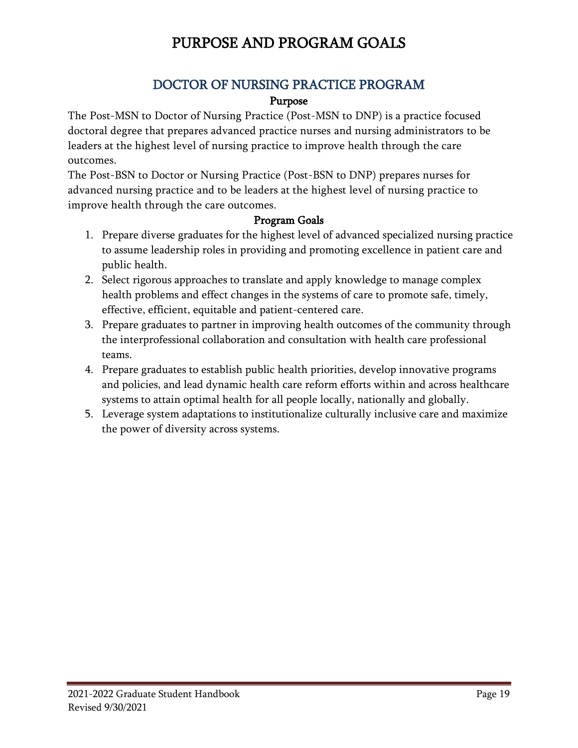# PURPOSE AND PROGRAM GOALS

## DOCTOR OF NURSING PRACTICE PROGRAM

### Purpose

The Post-MSN to Doctor of Nursing Practice (Post-MSN to DNP) is a practice focused doctoral degree that prepares advanced practice nurses and nursing administrators to be leaders at the highest level of nursing practice to improve health through the care outcomes.

The Post-BSN to Doctor or Nursing Practice (Post-BSN to DNP) prepares nurses for advanced nursing practice and to be leaders at the highest level of nursing practice to improve health through the care outcomes.

### Program Goals

1. Prepare diverse graduates for the highest level of advanced specialized nursing practice to assume leadership roles in providing and promoting excellence in patient care and public health.
2. Select rigorous approaches to translate and apply knowledge to manage complex health problems and effect changes in the systems of care to promote safe, timely, effective, efficient, equitable and patient-centered care.
3. Prepare graduates to partner in improving health outcomes of the community through the interprofessional collaboration and consultation with health care professional teams.
4. Prepare graduates to establish public health priorities, develop innovative programs and policies, and lead dynamic health care reform efforts within and across healthcare systems to attain optimal health for all people locally, nationally and globally.
5. Leverage system adaptations to institutionalize culturally inclusive care and maximize the power of diversity across systems.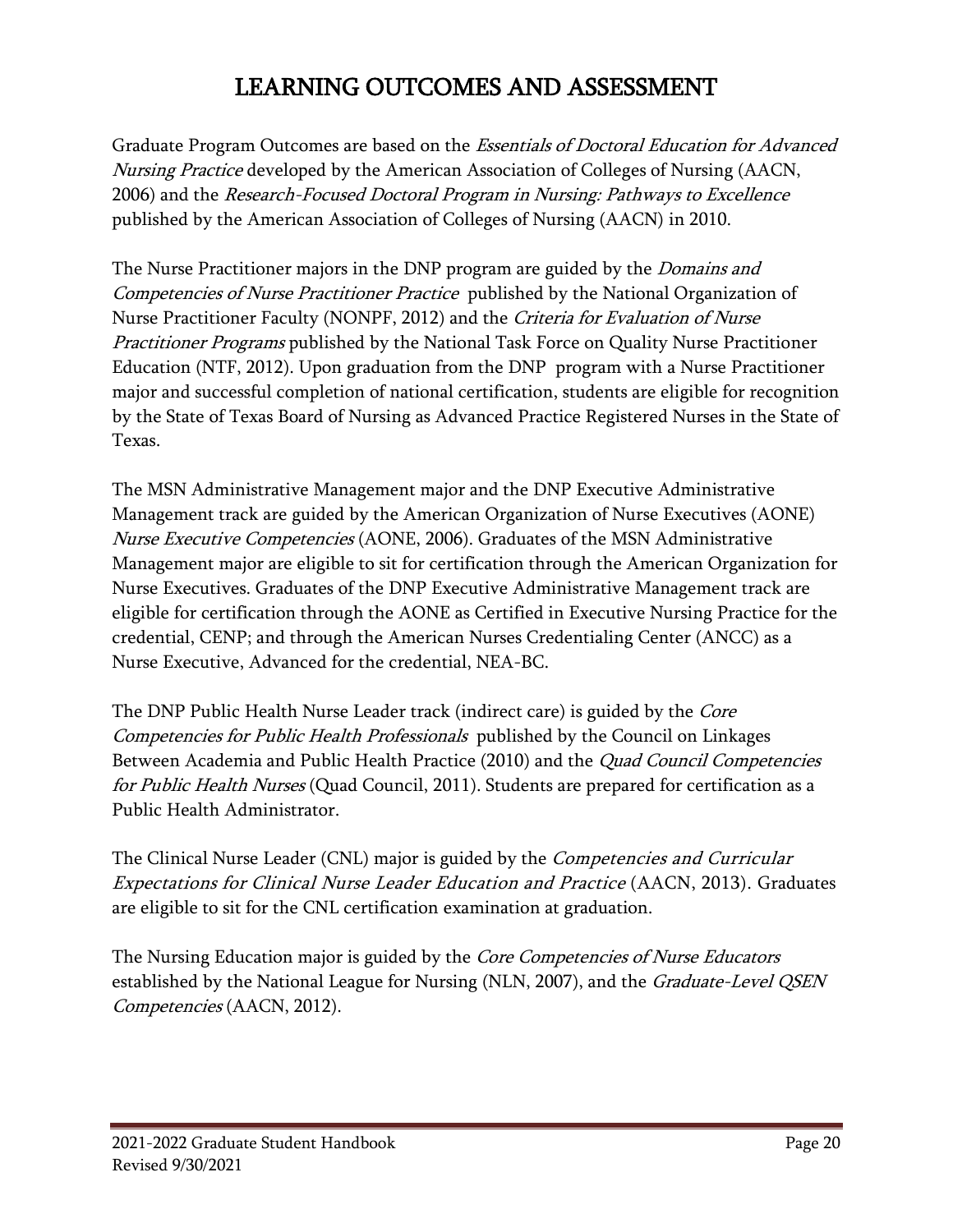# LEARNING OUTCOMES AND ASSESSMENT

Graduate Program Outcomes are based on the *Essentials of Doctoral Education for Advanced Nursing Practice* developed by the American Association of Colleges of Nursing (AACN, 2006) and the *Research-Focused Doctoral Program in Nursing: Pathways to Excellence* published by the American Association of Colleges of Nursing (AACN) in 2010.

The Nurse Practitioner majors in the DNP program are guided by the *Domains and Competencies of Nurse Practitioner Practice* published by the National Organization of Nurse Practitioner Faculty (NONPF, 2012) and the *Criteria for Evaluation of Nurse Practitioner Programs* published by the National Task Force on Quality Nurse Practitioner Education (NTF, 2012). Upon graduation from the DNP program with a Nurse Practitioner major and successful completion of national certification, students are eligible for recognition by the State of Texas Board of Nursing as Advanced Practice Registered Nurses in the State of Texas.

The MSN Administrative Management major and the DNP Executive Administrative Management track are guided by the American Organization of Nurse Executives (AONE) *Nurse Executive Competencies* (AONE, 2006). Graduates of the MSN Administrative Management major are eligible to sit for certification through the American Organization for Nurse Executives. Graduates of the DNP Executive Administrative Management track are eligible for certification through the AONE as Certified in Executive Nursing Practice for the credential, CENP; and through the American Nurses Credentialing Center (ANCC) as a Nurse Executive, Advanced for the credential, NEA-BC.

The DNP Public Health Nurse Leader track (indirect care) is guided by the *Core Competencies for Public Health Professionals* published by the Council on Linkages Between Academia and Public Health Practice (2010) and the *Quad Council Competencies for Public Health Nurses* (Quad Council, 2011). Students are prepared for certification as a Public Health Administrator.

The Clinical Nurse Leader (CNL) major is guided by the *Competencies and Curricular Expectations for Clinical Nurse Leader Education and Practice* (AACN, 2013). Graduates are eligible to sit for the CNL certification examination at graduation.

The Nursing Education major is guided by the *Core Competencies of Nurse Educators* established by the National League for Nursing (NLN, 2007), and the *Graduate-Level QSEN Competencies* (AACN, 2012).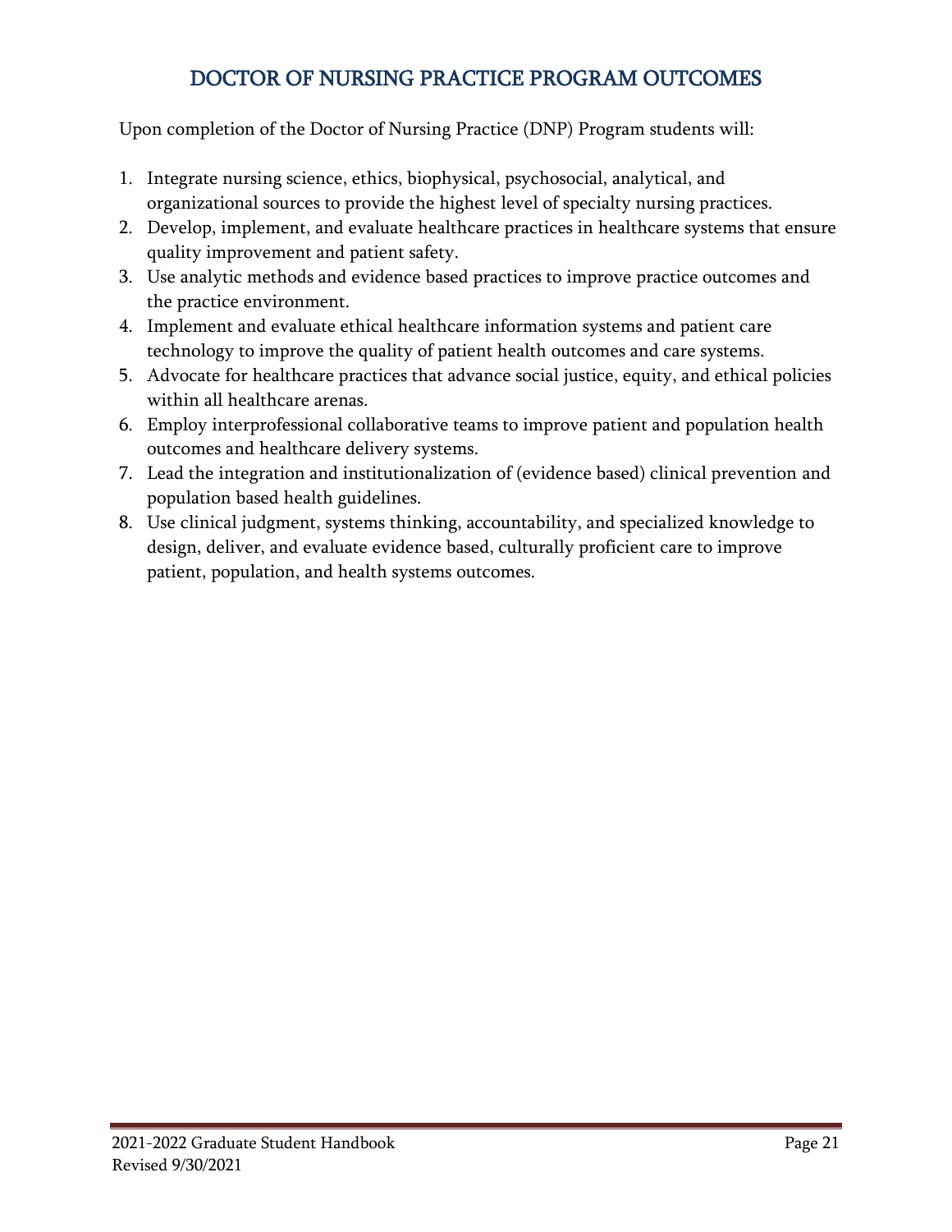# DOCTOR OF NURSING PRACTICE PROGRAM OUTCOMES

Upon completion of the Doctor of Nursing Practice (DNP) Program students will:

1. Integrate nursing science, ethics, biophysical, psychosocial, analytical, and organizational sources to provide the highest level of specialty nursing practices.
2. Develop, implement, and evaluate healthcare practices in healthcare systems that ensure quality improvement and patient safety.
3. Use analytic methods and evidence based practices to improve practice outcomes and the practice environment.
4. Implement and evaluate ethical healthcare information systems and patient care technology to improve the quality of patient health outcomes and care systems.
5. Advocate for healthcare practices that advance social justice, equity, and ethical policies within all healthcare arenas.
6. Employ interprofessional collaborative teams to improve patient and population health outcomes and healthcare delivery systems.
7. Lead the integration and institutionalization of (evidence based) clinical prevention and population based health guidelines.
8. Use clinical judgment, systems thinking, accountability, and specialized knowledge to design, deliver, and evaluate evidence based, culturally proficient care to improve patient, population, and health systems outcomes.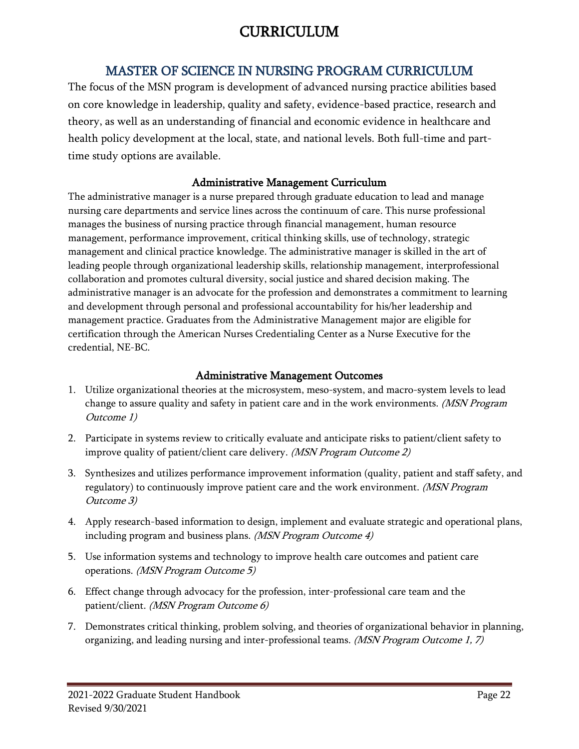# CURRICULUM

## MASTER OF SCIENCE IN NURSING PROGRAM CURRICULUM

The focus of the MSN program is development of advanced nursing practice abilities based on core knowledge in leadership, quality and safety, evidence-based practice, research and theory, as well as an understanding of financial and economic evidence in healthcare and health policy development at the local, state, and national levels. Both full-time and part-time study options are available.

### Administrative Management Curriculum

The administrative manager is a nurse prepared through graduate education to lead and manage nursing care departments and service lines across the continuum of care. This nurse professional manages the business of nursing practice through financial management, human resource management, performance improvement, critical thinking skills, use of technology, strategic management and clinical practice knowledge. The administrative manager is skilled in the art of leading people through organizational leadership skills, relationship management, interprofessional collaboration and promotes cultural diversity, social justice and shared decision making. The administrative manager is an advocate for the profession and demonstrates a commitment to learning and development through personal and professional accountability for his/her leadership and management practice. Graduates from the Administrative Management major are eligible for certification through the American Nurses Credentialing Center as a Nurse Executive for the credential, NE-BC.

### Administrative Management Outcomes

1. Utilize organizational theories at the microsystem, meso-system, and macro-system levels to lead change to assure quality and safety in patient care and in the work environments. *(MSN Program Outcome 1)*
2. Participate in systems review to critically evaluate and anticipate risks to patient/client safety to improve quality of patient/client care delivery. *(MSN Program Outcome 2)*
3. Synthesizes and utilizes performance improvement information (quality, patient and staff safety, and regulatory) to continuously improve patient care and the work environment. *(MSN Program Outcome 3)*
4. Apply research-based information to design, implement and evaluate strategic and operational plans, including program and business plans. *(MSN Program Outcome 4)*
5. Use information systems and technology to improve health care outcomes and patient care operations. *(MSN Program Outcome 5)*
6. Effect change through advocacy for the profession, inter-professional care team and the patient/client. *(MSN Program Outcome 6)*
7. Demonstrates critical thinking, problem solving, and theories of organizational behavior in planning, organizing, and leading nursing and inter-professional teams. *(MSN Program Outcome 1, 7)*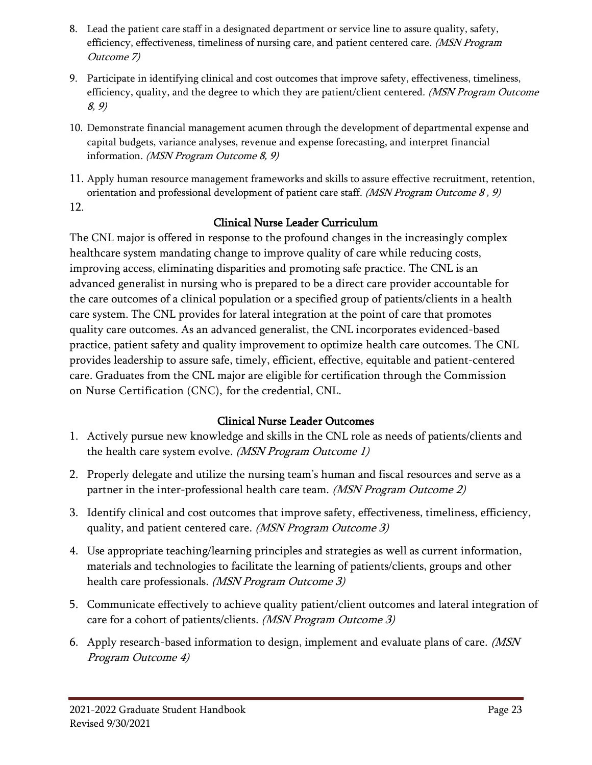8. Lead the patient care staff in a designated department or service line to assure quality, safety, efficiency, effectiveness, timeliness of nursing care, and patient centered care. *(MSN Program Outcome 7)*
9. Participate in identifying clinical and cost outcomes that improve safety, effectiveness, timeliness, efficiency, quality, and the degree to which they are patient/client centered. *(MSN Program Outcome 8, 9)*
10. Demonstrate financial management acumen through the development of departmental expense and capital budgets, variance analyses, revenue and expense forecasting, and interpret financial information. *(MSN Program Outcome 8, 9)*
11. Apply human resource management frameworks and skills to assure effective recruitment, retention, orientation and professional development of patient care staff. *(MSN Program Outcome 8 , 9)*
12.

## Clinical Nurse Leader Curriculum

The CNL major is offered in response to the profound changes in the increasingly complex healthcare system mandating change to improve quality of care while reducing costs, improving access, eliminating disparities and promoting safe practice. The CNL is an advanced generalist in nursing who is prepared to be a direct care provider accountable for the care outcomes of a clinical population or a specified group of patients/clients in a health care system. The CNL provides for lateral integration at the point of care that promotes quality care outcomes. As an advanced generalist, the CNL incorporates evidenced-based practice, patient safety and quality improvement to optimize health care outcomes. The CNL provides leadership to assure safe, timely, efficient, effective, equitable and patient-centered care. Graduates from the CNL major are eligible for certification through the Commission on Nurse Certification (CNC), for the credential, CNL.

## Clinical Nurse Leader Outcomes

1. Actively pursue new knowledge and skills in the CNL role as needs of patients/clients and the health care system evolve. *(MSN Program Outcome 1)*
2. Properly delegate and utilize the nursing team's human and fiscal resources and serve as a partner in the inter-professional health care team. *(MSN Program Outcome 2)*
3. Identify clinical and cost outcomes that improve safety, effectiveness, timeliness, efficiency, quality, and patient centered care. *(MSN Program Outcome 3)*
4. Use appropriate teaching/learning principles and strategies as well as current information, materials and technologies to facilitate the learning of patients/clients, groups and other health care professionals. *(MSN Program Outcome 3)*
5. Communicate effectively to achieve quality patient/client outcomes and lateral integration of care for a cohort of patients/clients. *(MSN Program Outcome 3)*
6. Apply research-based information to design, implement and evaluate plans of care. *(MSN Program Outcome 4)*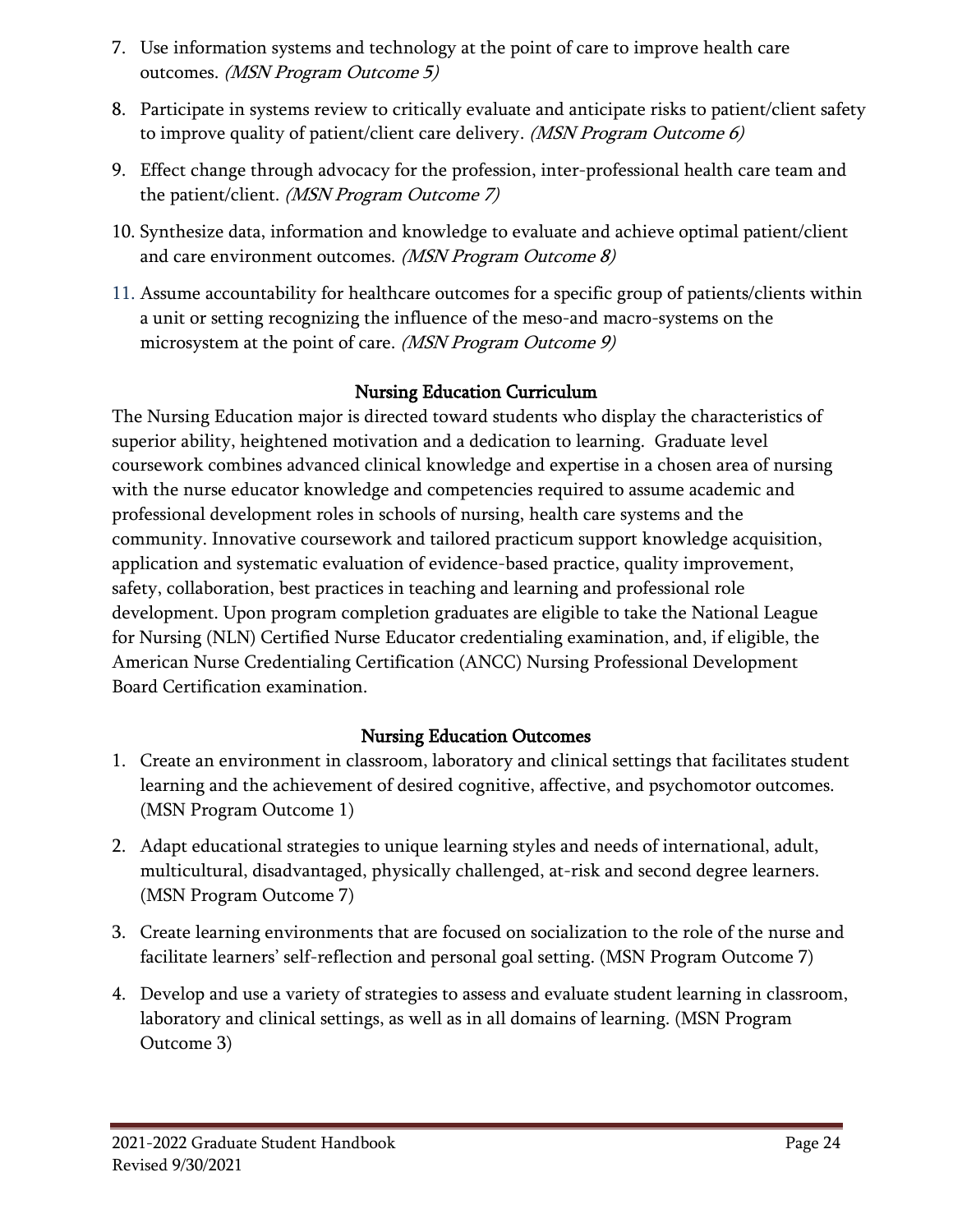7. Use information systems and technology at the point of care to improve health care outcomes. *(MSN Program Outcome 5)*
8. Participate in systems review to critically evaluate and anticipate risks to patient/client safety to improve quality of patient/client care delivery. *(MSN Program Outcome 6)*
9. Effect change through advocacy for the profession, inter-professional health care team and the patient/client. *(MSN Program Outcome 7)*
10. Synthesize data, information and knowledge to evaluate and achieve optimal patient/client and care environment outcomes. *(MSN Program Outcome 8)*
11. Assume accountability for healthcare outcomes for a specific group of patients/clients within a unit or setting recognizing the influence of the meso-and macro-systems on the microsystem at the point of care. *(MSN Program Outcome 9)*

## Nursing Education Curriculum

The Nursing Education major is directed toward students who display the characteristics of superior ability, heightened motivation and a dedication to learning. Graduate level coursework combines advanced clinical knowledge and expertise in a chosen area of nursing with the nurse educator knowledge and competencies required to assume academic and professional development roles in schools of nursing, health care systems and the community. Innovative coursework and tailored practicum support knowledge acquisition, application and systematic evaluation of evidence-based practice, quality improvement, safety, collaboration, best practices in teaching and learning and professional role development. Upon program completion graduates are eligible to take the National League for Nursing (NLN) Certified Nurse Educator credentialing examination, and, if eligible, the American Nurse Credentialing Certification (ANCC) Nursing Professional Development Board Certification examination.

## Nursing Education Outcomes

1. Create an environment in classroom, laboratory and clinical settings that facilitates student learning and the achievement of desired cognitive, affective, and psychomotor outcomes. (MSN Program Outcome 1)
2. Adapt educational strategies to unique learning styles and needs of international, adult, multicultural, disadvantaged, physically challenged, at-risk and second degree learners. (MSN Program Outcome 7)
3. Create learning environments that are focused on socialization to the role of the nurse and facilitate learners' self-reflection and personal goal setting. (MSN Program Outcome 7)
4. Develop and use a variety of strategies to assess and evaluate student learning in classroom, laboratory and clinical settings, as well as in all domains of learning. (MSN Program Outcome 3)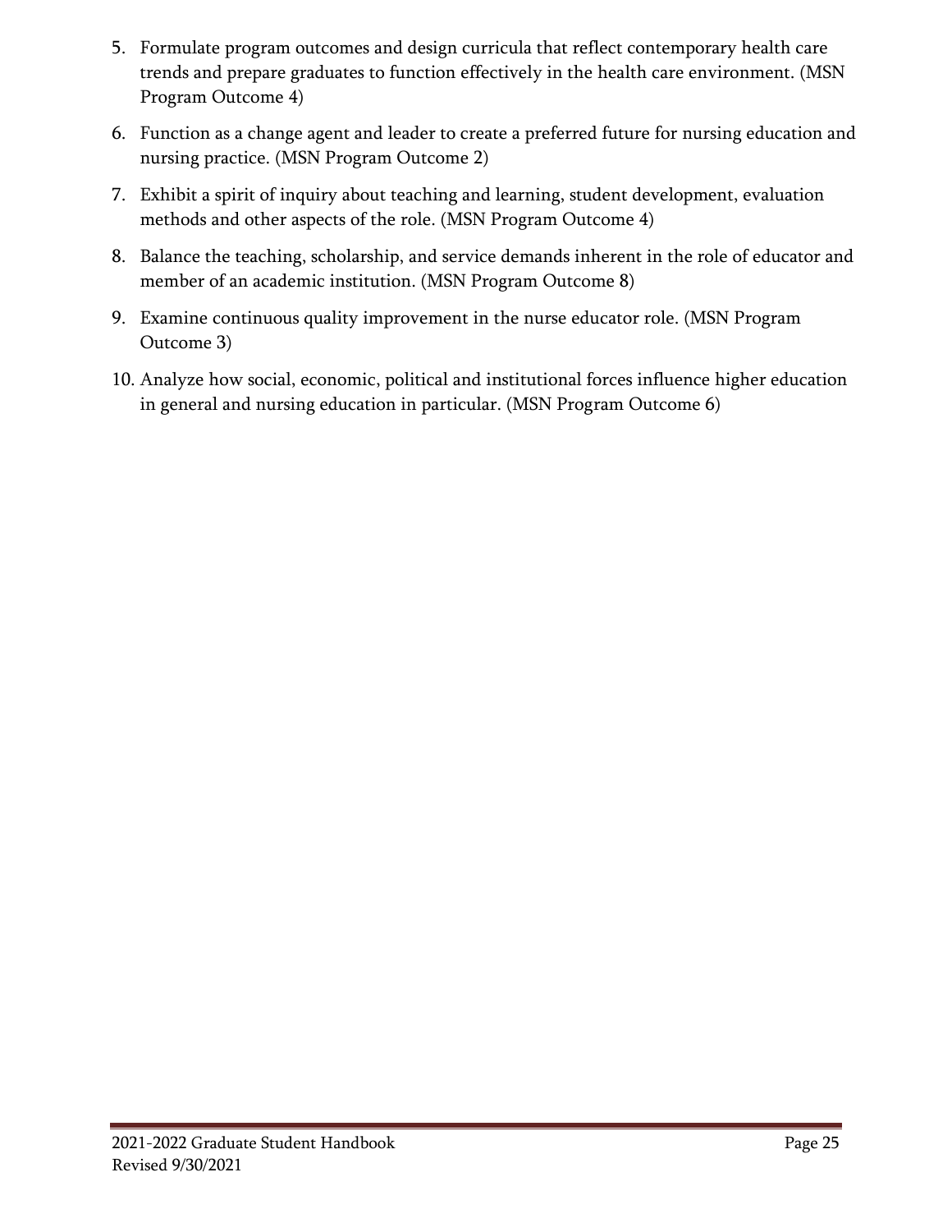5. Formulate program outcomes and design curricula that reflect contemporary health care trends and prepare graduates to function effectively in the health care environment. (MSN Program Outcome 4)
6. Function as a change agent and leader to create a preferred future for nursing education and nursing practice. (MSN Program Outcome 2)
7. Exhibit a spirit of inquiry about teaching and learning, student development, evaluation methods and other aspects of the role. (MSN Program Outcome 4)
8. Balance the teaching, scholarship, and service demands inherent in the role of educator and member of an academic institution. (MSN Program Outcome 8)
9. Examine continuous quality improvement in the nurse educator role. (MSN Program Outcome 3)
10. Analyze how social, economic, political and institutional forces influence higher education in general and nursing education in particular. (MSN Program Outcome 6)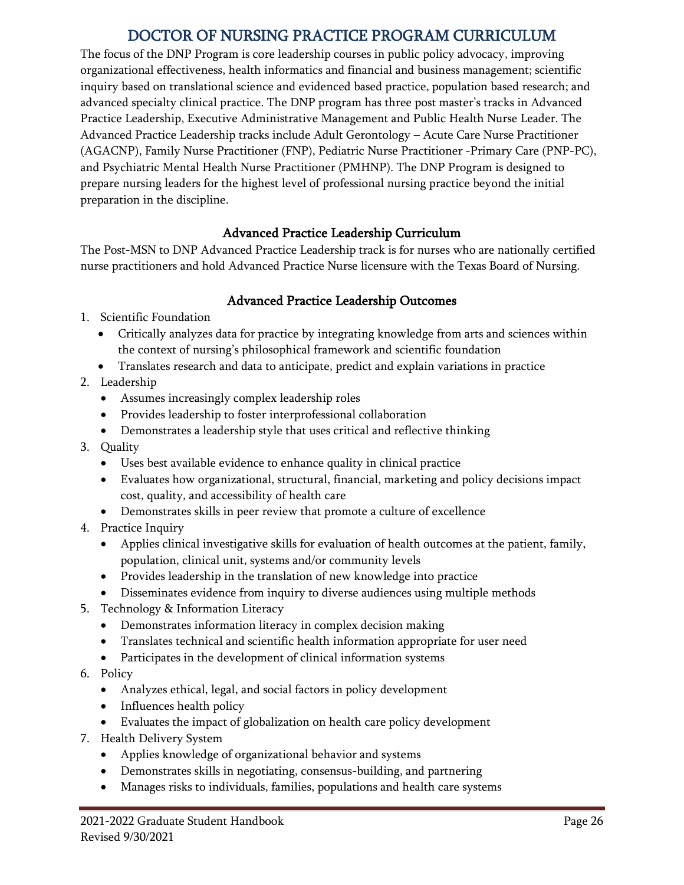# DOCTOR OF NURSING PRACTICE PROGRAM CURRICULUM

The focus of the DNP Program is core leadership courses in public policy advocacy, improving organizational effectiveness, health informatics and financial and business management; scientific inquiry based on translational science and evidenced based practice, population based research; and advanced specialty clinical practice. The DNP program has three post master's tracks in Advanced Practice Leadership, Executive Administrative Management and Public Health Nurse Leader. The Advanced Practice Leadership tracks include Adult Gerontology – Acute Care Nurse Practitioner (AGACNP), Family Nurse Practitioner (FNP), Pediatric Nurse Practitioner -Primary Care (PNP-PC), and Psychiatric Mental Health Nurse Practitioner (PMHNP). The DNP Program is designed to prepare nursing leaders for the highest level of professional nursing practice beyond the initial preparation in the discipline.

## Advanced Practice Leadership Curriculum

The Post-MSN to DNP Advanced Practice Leadership track is for nurses who are nationally certified nurse practitioners and hold Advanced Practice Nurse licensure with the Texas Board of Nursing.

## Advanced Practice Leadership Outcomes

1. Scientific Foundation
   - Critically analyzes data for practice by integrating knowledge from arts and sciences within the context of nursing's philosophical framework and scientific foundation
   - Translates research and data to anticipate, predict and explain variations in practice
2. Leadership
   - Assumes increasingly complex leadership roles
   - Provides leadership to foster interprofessional collaboration
   - Demonstrates a leadership style that uses critical and reflective thinking
3. Quality
   - Uses best available evidence to enhance quality in clinical practice
   - Evaluates how organizational, structural, financial, marketing and policy decisions impact cost, quality, and accessibility of health care
   - Demonstrates skills in peer review that promote a culture of excellence
4. Practice Inquiry
   - Applies clinical investigative skills for evaluation of health outcomes at the patient, family, population, clinical unit, systems and/or community levels
   - Provides leadership in the translation of new knowledge into practice
   - Disseminates evidence from inquiry to diverse audiences using multiple methods
5. Technology & Information Literacy
   - Demonstrates information literacy in complex decision making
   - Translates technical and scientific health information appropriate for user need
   - Participates in the development of clinical information systems
6. Policy
   - Analyzes ethical, legal, and social factors in policy development
   - Influences health policy
   - Evaluates the impact of globalization on health care policy development
7. Health Delivery System
   - Applies knowledge of organizational behavior and systems
   - Demonstrates skills in negotiating, consensus-building, and partnering
   - Manages risks to individuals, families, populations and health care systems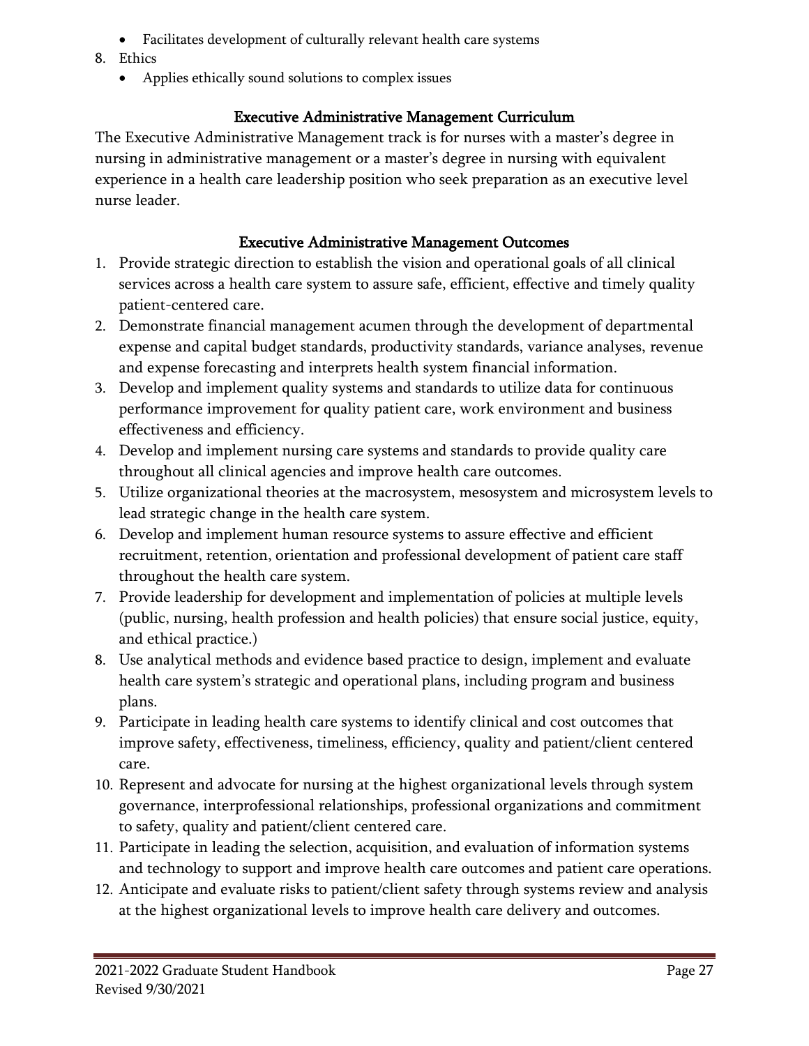- Facilitates development of culturally relevant health care systems

8. Ethics
   - Applies ethically sound solutions to complex issues

### Executive Administrative Management Curriculum

The Executive Administrative Management track is for nurses with a master's degree in nursing in administrative management or a master's degree in nursing with equivalent experience in a health care leadership position who seek preparation as an executive level nurse leader.

### Executive Administrative Management Outcomes

1. Provide strategic direction to establish the vision and operational goals of all clinical services across a health care system to assure safe, efficient, effective and timely quality patient-centered care.
2. Demonstrate financial management acumen through the development of departmental expense and capital budget standards, productivity standards, variance analyses, revenue and expense forecasting and interprets health system financial information.
3. Develop and implement quality systems and standards to utilize data for continuous performance improvement for quality patient care, work environment and business effectiveness and efficiency.
4. Develop and implement nursing care systems and standards to provide quality care throughout all clinical agencies and improve health care outcomes.
5. Utilize organizational theories at the macrosystem, mesosystem and microsystem levels to lead strategic change in the health care system.
6. Develop and implement human resource systems to assure effective and efficient recruitment, retention, orientation and professional development of patient care staff throughout the health care system.
7. Provide leadership for development and implementation of policies at multiple levels (public, nursing, health profession and health policies) that ensure social justice, equity, and ethical practice.)
8. Use analytical methods and evidence based practice to design, implement and evaluate health care system's strategic and operational plans, including program and business plans.
9. Participate in leading health care systems to identify clinical and cost outcomes that improve safety, effectiveness, timeliness, efficiency, quality and patient/client centered care.
10. Represent and advocate for nursing at the highest organizational levels through system governance, interprofessional relationships, professional organizations and commitment to safety, quality and patient/client centered care.
11. Participate in leading the selection, acquisition, and evaluation of information systems and technology to support and improve health care outcomes and patient care operations.
12. Anticipate and evaluate risks to patient/client safety through systems review and analysis at the highest organizational levels to improve health care delivery and outcomes.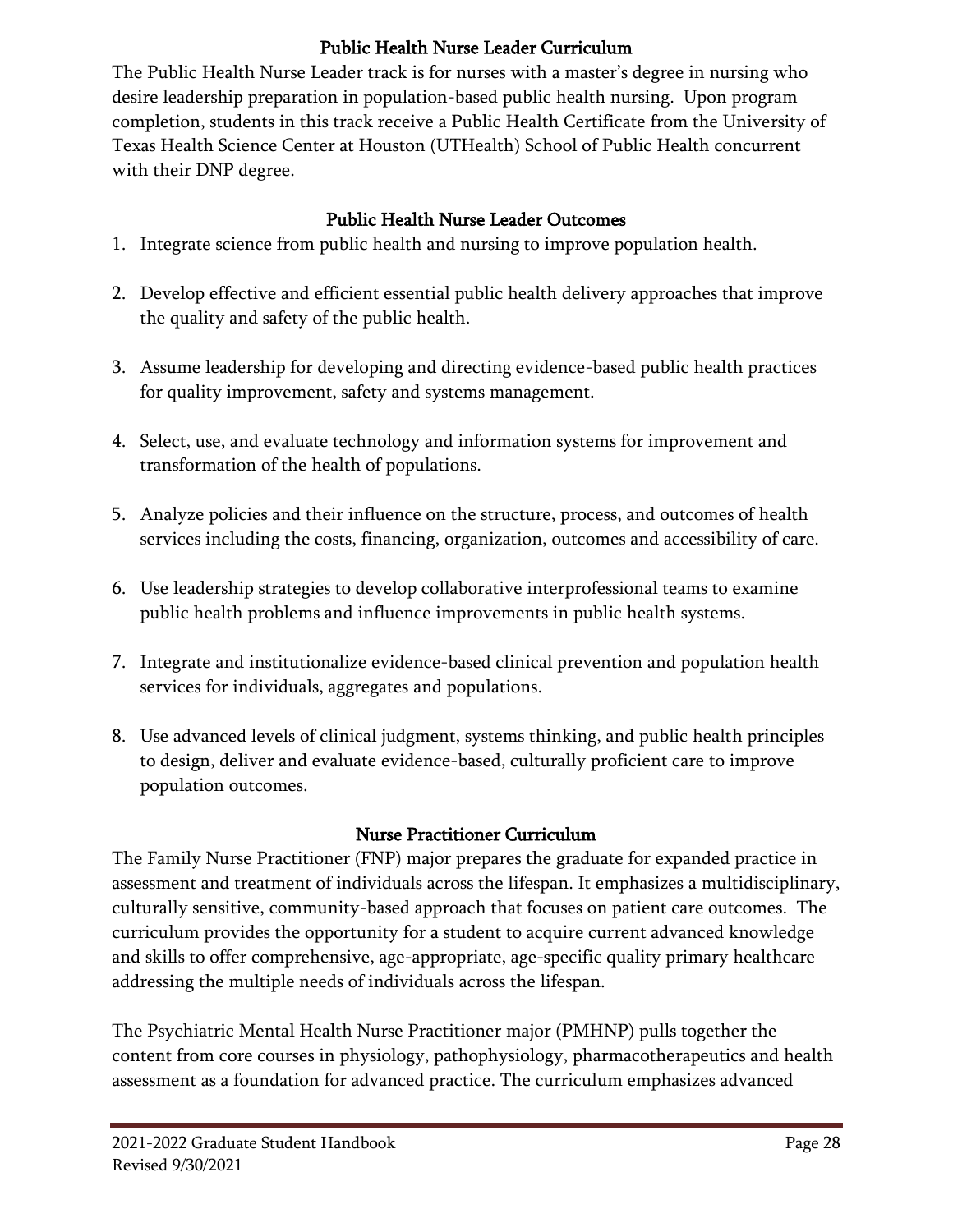## Public Health Nurse Leader Curriculum

The Public Health Nurse Leader track is for nurses with a master's degree in nursing who desire leadership preparation in population-based public health nursing. Upon program completion, students in this track receive a Public Health Certificate from the University of Texas Health Science Center at Houston (UTHealth) School of Public Health concurrent with their DNP degree.

## Public Health Nurse Leader Outcomes

1. Integrate science from public health and nursing to improve population health.
2. Develop effective and efficient essential public health delivery approaches that improve the quality and safety of the public health.
3. Assume leadership for developing and directing evidence-based public health practices for quality improvement, safety and systems management.
4. Select, use, and evaluate technology and information systems for improvement and transformation of the health of populations.
5. Analyze policies and their influence on the structure, process, and outcomes of health services including the costs, financing, organization, outcomes and accessibility of care.
6. Use leadership strategies to develop collaborative interprofessional teams to examine public health problems and influence improvements in public health systems.
7. Integrate and institutionalize evidence-based clinical prevention and population health services for individuals, aggregates and populations.
8. Use advanced levels of clinical judgment, systems thinking, and public health principles to design, deliver and evaluate evidence-based, culturally proficient care to improve population outcomes.

## Nurse Practitioner Curriculum

The Family Nurse Practitioner (FNP) major prepares the graduate for expanded practice in assessment and treatment of individuals across the lifespan. It emphasizes a multidisciplinary, culturally sensitive, community-based approach that focuses on patient care outcomes. The curriculum provides the opportunity for a student to acquire current advanced knowledge and skills to offer comprehensive, age-appropriate, age-specific quality primary healthcare addressing the multiple needs of individuals across the lifespan.

The Psychiatric Mental Health Nurse Practitioner major (PMHNP) pulls together the content from core courses in physiology, pathophysiology, pharmacotherapeutics and health assessment as a foundation for advanced practice. The curriculum emphasizes advanced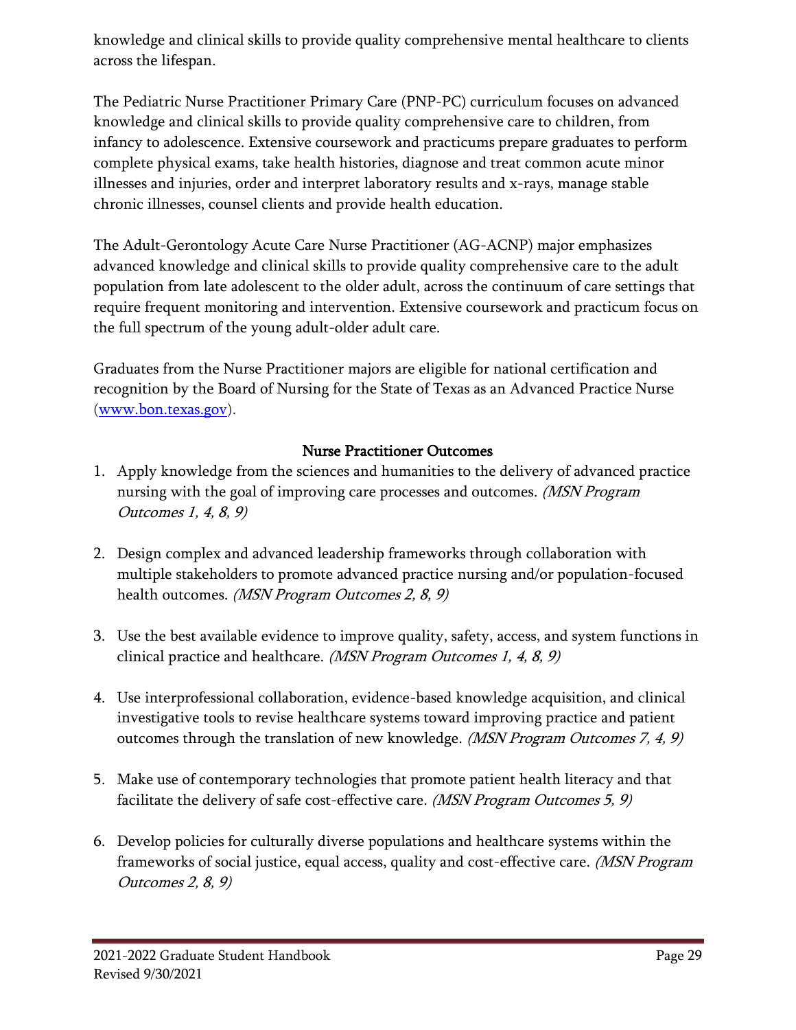knowledge and clinical skills to provide quality comprehensive mental healthcare to clients across the lifespan.

The Pediatric Nurse Practitioner Primary Care (PNP-PC) curriculum focuses on advanced knowledge and clinical skills to provide quality comprehensive care to children, from infancy to adolescence. Extensive coursework and practicums prepare graduates to perform complete physical exams, take health histories, diagnose and treat common acute minor illnesses and injuries, order and interpret laboratory results and x-rays, manage stable chronic illnesses, counsel clients and provide health education.

The Adult-Gerontology Acute Care Nurse Practitioner (AG-ACNP) major emphasizes advanced knowledge and clinical skills to provide quality comprehensive care to the adult population from late adolescent to the older adult, across the continuum of care settings that require frequent monitoring and intervention. Extensive coursework and practicum focus on the full spectrum of the young adult-older adult care.

Graduates from the Nurse Practitioner majors are eligible for national certification and recognition by the Board of Nursing for the State of Texas as an Advanced Practice Nurse (www.bon.texas.gov).

## Nurse Practitioner Outcomes

1. Apply knowledge from the sciences and humanities to the delivery of advanced practice nursing with the goal of improving care processes and outcomes. *(MSN Program Outcomes 1, 4, 8, 9)*

2. Design complex and advanced leadership frameworks through collaboration with multiple stakeholders to promote advanced practice nursing and/or population-focused health outcomes. *(MSN Program Outcomes 2, 8, 9)*

3. Use the best available evidence to improve quality, safety, access, and system functions in clinical practice and healthcare. *(MSN Program Outcomes 1, 4, 8, 9)*

4. Use interprofessional collaboration, evidence-based knowledge acquisition, and clinical investigative tools to revise healthcare systems toward improving practice and patient outcomes through the translation of new knowledge. *(MSN Program Outcomes 7, 4, 9)*

5. Make use of contemporary technologies that promote patient health literacy and that facilitate the delivery of safe cost-effective care. *(MSN Program Outcomes 5, 9)*

6. Develop policies for culturally diverse populations and healthcare systems within the frameworks of social justice, equal access, quality and cost-effective care. *(MSN Program Outcomes 2, 8, 9)*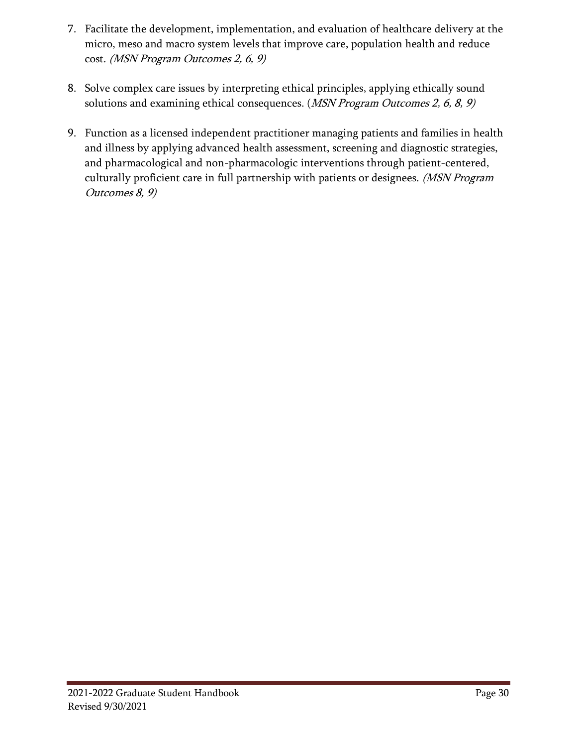7. Facilitate the development, implementation, and evaluation of healthcare delivery at the micro, meso and macro system levels that improve care, population health and reduce cost. *(MSN Program Outcomes 2, 6, 9)*

8. Solve complex care issues by interpreting ethical principles, applying ethically sound solutions and examining ethical consequences. (*MSN Program Outcomes 2, 6, 8, 9)*

9. Function as a licensed independent practitioner managing patients and families in health and illness by applying advanced health assessment, screening and diagnostic strategies, and pharmacological and non-pharmacologic interventions through patient-centered, culturally proficient care in full partnership with patients or designees. *(MSN Program Outcomes 8, 9)*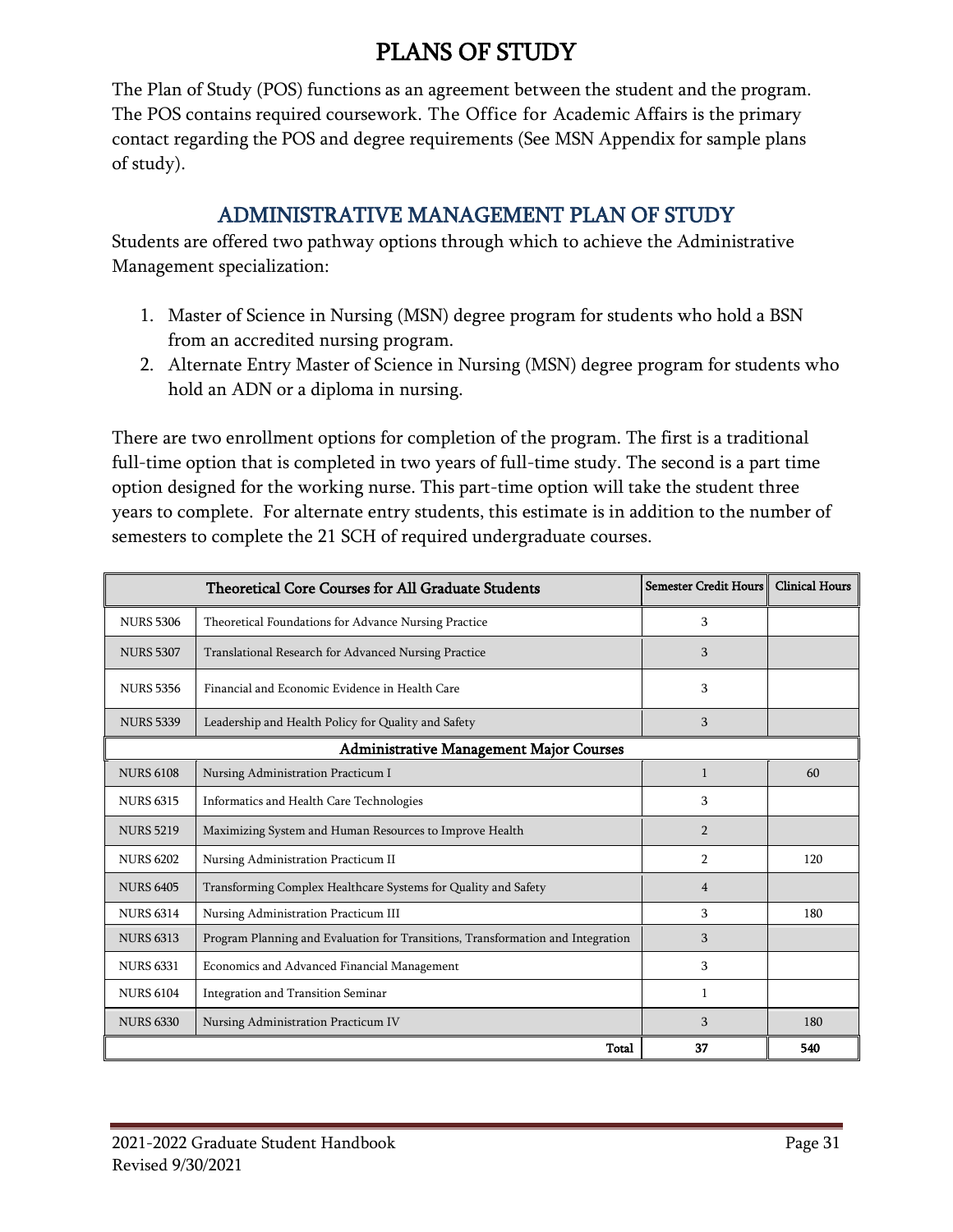# PLANS OF STUDY

The Plan of Study (POS) functions as an agreement between the student and the program. The POS contains required coursework. The Office for Academic Affairs is the primary contact regarding the POS and degree requirements (See MSN Appendix for sample plans of study).

## ADMINISTRATIVE MANAGEMENT PLAN OF STUDY

Students are offered two pathway options through which to achieve the Administrative Management specialization:

1. Master of Science in Nursing (MSN) degree program for students who hold a BSN from an accredited nursing program.
2. Alternate Entry Master of Science in Nursing (MSN) degree program for students who hold an ADN or a diploma in nursing.

There are two enrollment options for completion of the program. The first is a traditional full-time option that is completed in two years of full-time study. The second is a part time option designed for the working nurse. This part-time option will take the student three years to complete. For alternate entry students, this estimate is in addition to the number of semesters to complete the 21 SCH of required undergraduate courses.

| Theoretical Core Courses for All Graduate Students | | Semester Credit Hours | Clinical Hours |
|---|---|---|---|
| NURS 5306 | Theoretical Foundations for Advance Nursing Practice | 3 | |
| NURS 5307 | Translational Research for Advanced Nursing Practice | 3 | |
| NURS 5356 | Financial and Economic Evidence in Health Care | 3 | |
| NURS 5339 | Leadership and Health Policy for Quality and Safety | 3 | |
| **Administrative Management Major Courses** | | | |
| NURS 6108 | Nursing Administration Practicum I | 1 | 60 |
| NURS 6315 | Informatics and Health Care Technologies | 3 | |
| NURS 5219 | Maximizing System and Human Resources to Improve Health | 2 | |
| NURS 6202 | Nursing Administration Practicum II | 2 | 120 |
| NURS 6405 | Transforming Complex Healthcare Systems for Quality and Safety | 4 | |
| NURS 6314 | Nursing Administration Practicum III | 3 | 180 |
| NURS 6313 | Program Planning and Evaluation for Transitions, Transformation and Integration | 3 | |
| NURS 6331 | Economics and Advanced Financial Management | 3 | |
| NURS 6104 | Integration and Transition Seminar | 1 | |
| NURS 6330 | Nursing Administration Practicum IV | 3 | 180 |
| | **Total** | **37** | **540** |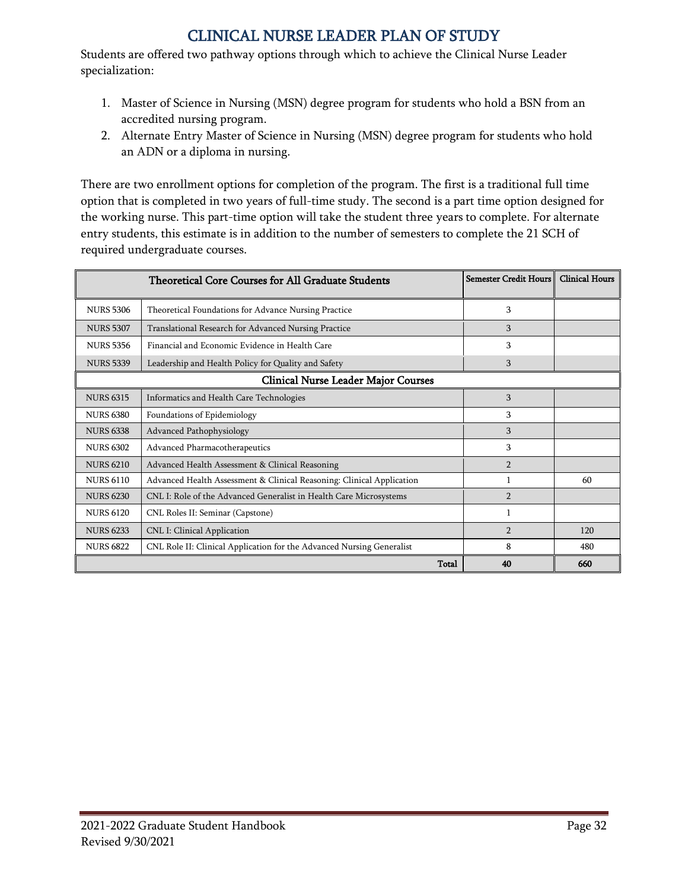# CLINICAL NURSE LEADER PLAN OF STUDY

Students are offered two pathway options through which to achieve the Clinical Nurse Leader specialization:

1. Master of Science in Nursing (MSN) degree program for students who hold a BSN from an accredited nursing program.
2. Alternate Entry Master of Science in Nursing (MSN) degree program for students who hold an ADN or a diploma in nursing.

There are two enrollment options for completion of the program. The first is a traditional full time option that is completed in two years of full-time study. The second is a part time option designed for the working nurse. This part-time option will take the student three years to complete. For alternate entry students, this estimate is in addition to the number of semesters to complete the 21 SCH of required undergraduate courses.

| Theoretical Core Courses for All Graduate Students | | Semester Credit Hours | Clinical Hours |
|---|---|---|---|
| NURS 5306 | Theoretical Foundations for Advance Nursing Practice | 3 | |
| NURS 5307 | Translational Research for Advanced Nursing Practice | 3 | |
| NURS 5356 | Financial and Economic Evidence in Health Care | 3 | |
| NURS 5339 | Leadership and Health Policy for Quality and Safety | 3 | |
| **Clinical Nurse Leader Major Courses** | | | |
| NURS 6315 | Informatics and Health Care Technologies | 3 | |
| NURS 6380 | Foundations of Epidemiology | 3 | |
| NURS 6338 | Advanced Pathophysiology | 3 | |
| NURS 6302 | Advanced Pharmacotherapeutics | 3 | |
| NURS 6210 | Advanced Health Assessment & Clinical Reasoning | 2 | |
| NURS 6110 | Advanced Health Assessment & Clinical Reasoning: Clinical Application | 1 | 60 |
| NURS 6230 | CNL I: Role of the Advanced Generalist in Health Care Microsystems | 2 | |
| NURS 6120 | CNL Roles II: Seminar (Capstone) | 1 | |
| NURS 6233 | CNL I: Clinical Application | 2 | 120 |
| NURS 6822 | CNL Role II: Clinical Application for the Advanced Nursing Generalist | 8 | 480 |
| | **Total** | **40** | **660** |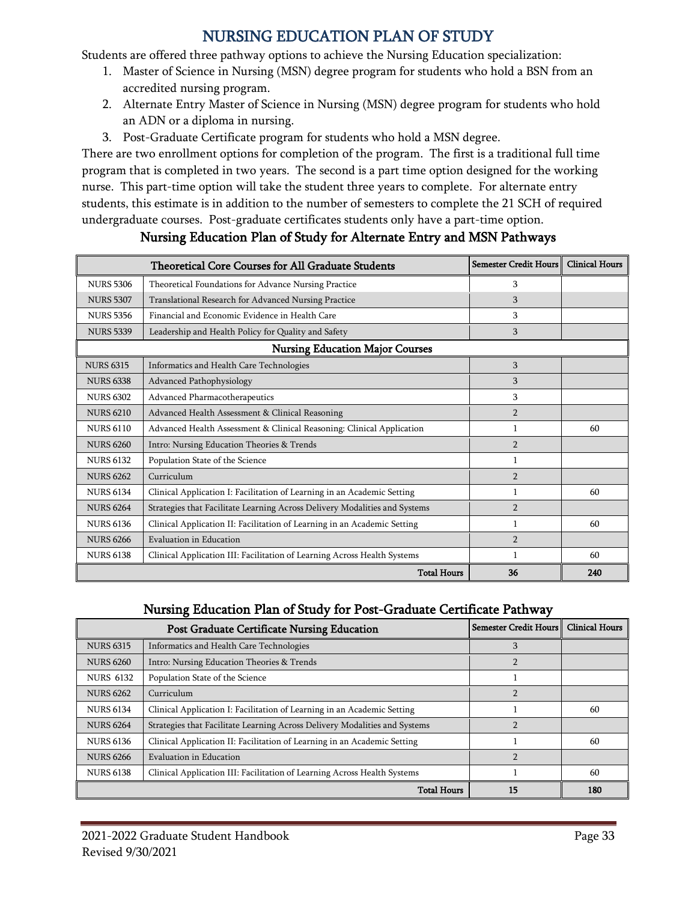# NURSING EDUCATION PLAN OF STUDY

Students are offered three pathway options to achieve the Nursing Education specialization:

1. Master of Science in Nursing (MSN) degree program for students who hold a BSN from an accredited nursing program.
2. Alternate Entry Master of Science in Nursing (MSN) degree program for students who hold an ADN or a diploma in nursing.
3. Post-Graduate Certificate program for students who hold a MSN degree.

There are two enrollment options for completion of the program. The first is a traditional full time program that is completed in two years. The second is a part time option designed for the working nurse. This part-time option will take the student three years to complete. For alternate entry students, this estimate is in addition to the number of semesters to complete the 21 SCH of required undergraduate courses. Post-graduate certificates students only have a part-time option.

## Nursing Education Plan of Study for Alternate Entry and MSN Pathways

| Theoretical Core Courses for All Graduate Students | | Semester Credit Hours | Clinical Hours |
|---|---|---|---|
| NURS 5306 | Theoretical Foundations for Advance Nursing Practice | 3 | |
| NURS 5307 | Translational Research for Advanced Nursing Practice | 3 | |
| NURS 5356 | Financial and Economic Evidence in Health Care | 3 | |
| NURS 5339 | Leadership and Health Policy for Quality and Safety | 3 | |
| **Nursing Education Major Courses** | | | |
| NURS 6315 | Informatics and Health Care Technologies | 3 | |
| NURS 6338 | Advanced Pathophysiology | 3 | |
| NURS 6302 | Advanced Pharmacotherapeutics | 3 | |
| NURS 6210 | Advanced Health Assessment & Clinical Reasoning | 2 | |
| NURS 6110 | Advanced Health Assessment & Clinical Reasoning: Clinical Application | 1 | 60 |
| NURS 6260 | Intro: Nursing Education Theories & Trends | 2 | |
| NURS 6132 | Population State of the Science | 1 | |
| NURS 6262 | Curriculum | 2 | |
| NURS 6134 | Clinical Application I: Facilitation of Learning in an Academic Setting | 1 | 60 |
| NURS 6264 | Strategies that Facilitate Learning Across Delivery Modalities and Systems | 2 | |
| NURS 6136 | Clinical Application II: Facilitation of Learning in an Academic Setting | 1 | 60 |
| NURS 6266 | Evaluation in Education | 2 | |
| NURS 6138 | Clinical Application III: Facilitation of Learning Across Health Systems | 1 | 60 |
| | **Total Hours** | **36** | **240** |

## Nursing Education Plan of Study for Post-Graduate Certificate Pathway

| Post Graduate Certificate Nursing Education | | Semester Credit Hours | Clinical Hours |
|---|---|---|---|
| NURS 6315 | Informatics and Health Care Technologies | 3 | |
| NURS 6260 | Intro: Nursing Education Theories & Trends | 2 | |
| NURS 6132 | Population State of the Science | 1 | |
| NURS 6262 | Curriculum | 2 | |
| NURS 6134 | Clinical Application I: Facilitation of Learning in an Academic Setting | 1 | 60 |
| NURS 6264 | Strategies that Facilitate Learning Across Delivery Modalities and Systems | 2 | |
| NURS 6136 | Clinical Application II: Facilitation of Learning in an Academic Setting | 1 | 60 |
| NURS 6266 | Evaluation in Education | 2 | |
| NURS 6138 | Clinical Application III: Facilitation of Learning Across Health Systems | 1 | 60 |
| | **Total Hours** | **15** | **180** |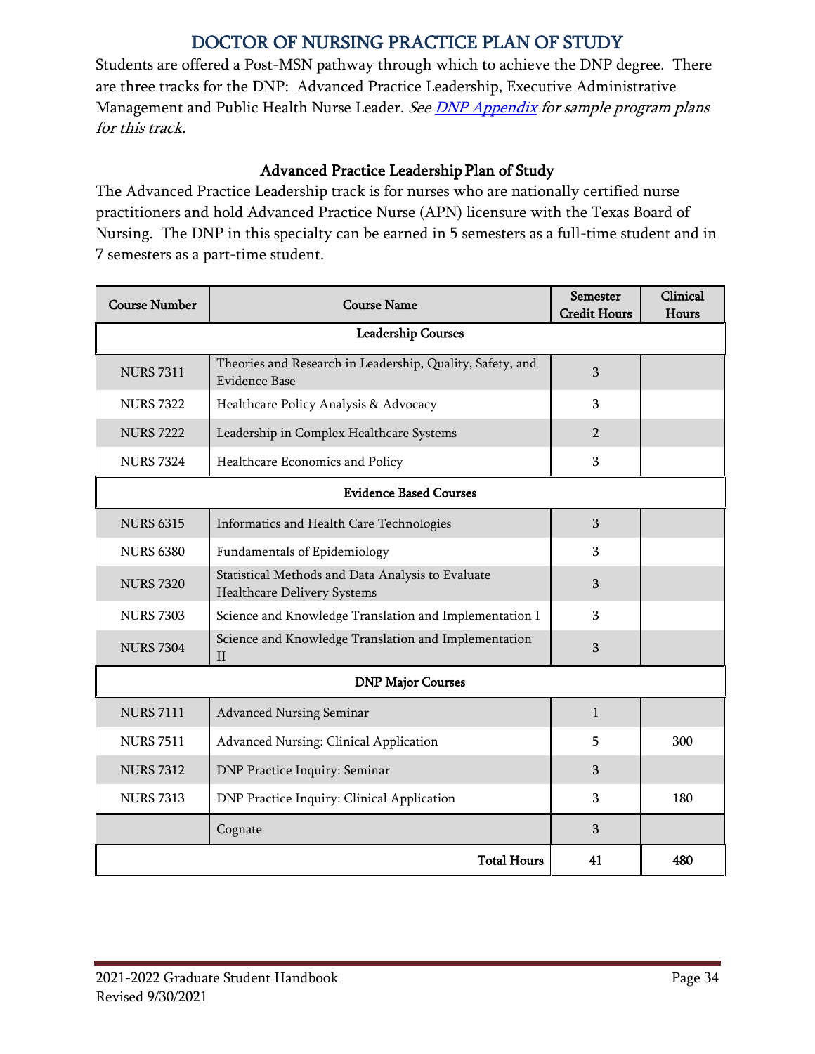# DOCTOR OF NURSING PRACTICE PLAN OF STUDY

Students are offered a Post-MSN pathway through which to achieve the DNP degree. There are three tracks for the DNP: Advanced Practice Leadership, Executive Administrative Management and Public Health Nurse Leader. *See DNP Appendix for sample program plans for this track.*

## Advanced Practice Leadership Plan of Study

The Advanced Practice Leadership track is for nurses who are nationally certified nurse practitioners and hold Advanced Practice Nurse (APN) licensure with the Texas Board of Nursing. The DNP in this specialty can be earned in 5 semesters as a full-time student and in 7 semesters as a part-time student.

| Course Number | Course Name | Semester Credit Hours | Clinical Hours |
|---|---|---|---|
| **Leadership Courses** | | | |
| NURS 7311 | Theories and Research in Leadership, Quality, Safety, and Evidence Base | 3 | |
| NURS 7322 | Healthcare Policy Analysis & Advocacy | 3 | |
| NURS 7222 | Leadership in Complex Healthcare Systems | 2 | |
| NURS 7324 | Healthcare Economics and Policy | 3 | |
| **Evidence Based Courses** | | | |
| NURS 6315 | Informatics and Health Care Technologies | 3 | |
| NURS 6380 | Fundamentals of Epidemiology | 3 | |
| NURS 7320 | Statistical Methods and Data Analysis to Evaluate Healthcare Delivery Systems | 3 | |
| NURS 7303 | Science and Knowledge Translation and Implementation I | 3 | |
| NURS 7304 | Science and Knowledge Translation and Implementation II | 3 | |
| **DNP Major Courses** | | | |
| NURS 7111 | Advanced Nursing Seminar | 1 | |
| NURS 7511 | Advanced Nursing: Clinical Application | 5 | 300 |
| NURS 7312 | DNP Practice Inquiry: Seminar | 3 | |
| NURS 7313 | DNP Practice Inquiry: Clinical Application | 3 | 180 |
| | Cognate | 3 | |
| | **Total Hours** | **41** | **480** |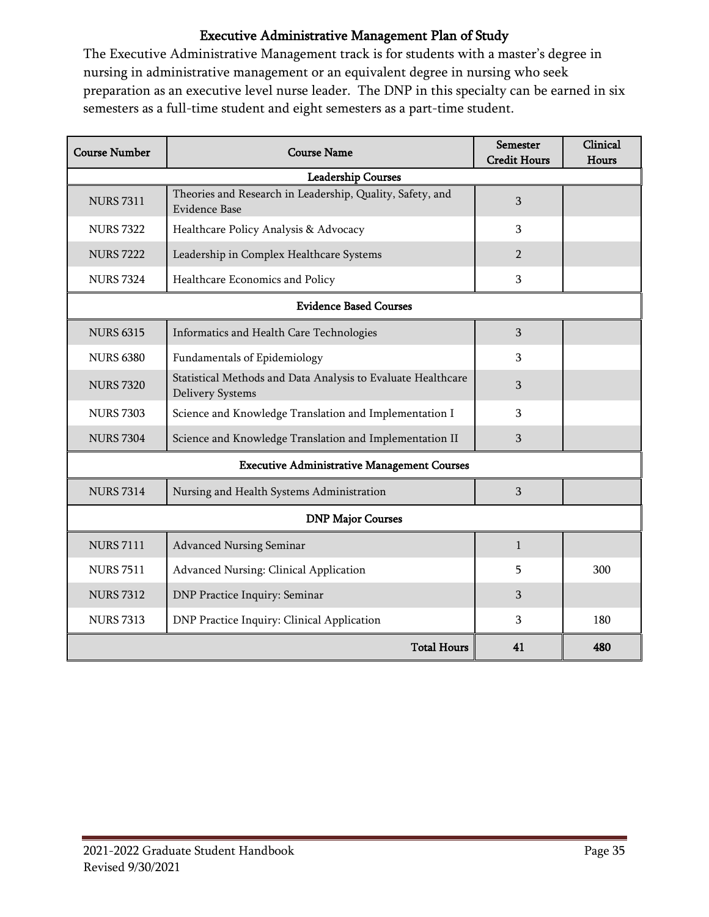## Executive Administrative Management Plan of Study

The Executive Administrative Management track is for students with a master's degree in nursing in administrative management or an equivalent degree in nursing who seek preparation as an executive level nurse leader. The DNP in this specialty can be earned in six semesters as a full-time student and eight semesters as a part-time student.

| Course Number | Course Name | Semester Credit Hours | Clinical Hours |
|---|---|---|---|
| **Leadership Courses** | | | |
| NURS 7311 | Theories and Research in Leadership, Quality, Safety, and Evidence Base | 3 | |
| NURS 7322 | Healthcare Policy Analysis & Advocacy | 3 | |
| NURS 7222 | Leadership in Complex Healthcare Systems | 2 | |
| NURS 7324 | Healthcare Economics and Policy | 3 | |
| **Evidence Based Courses** | | | |
| NURS 6315 | Informatics and Health Care Technologies | 3 | |
| NURS 6380 | Fundamentals of Epidemiology | 3 | |
| NURS 7320 | Statistical Methods and Data Analysis to Evaluate Healthcare Delivery Systems | 3 | |
| NURS 7303 | Science and Knowledge Translation and Implementation I | 3 | |
| NURS 7304 | Science and Knowledge Translation and Implementation II | 3 | |
| **Executive Administrative Management Courses** | | | |
| NURS 7314 | Nursing and Health Systems Administration | 3 | |
| **DNP Major Courses** | | | |
| NURS 7111 | Advanced Nursing Seminar | 1 | |
| NURS 7511 | Advanced Nursing: Clinical Application | 5 | 300 |
| NURS 7312 | DNP Practice Inquiry: Seminar | 3 | |
| NURS 7313 | DNP Practice Inquiry: Clinical Application | 3 | 180 |
| | **Total Hours** | **41** | **480** |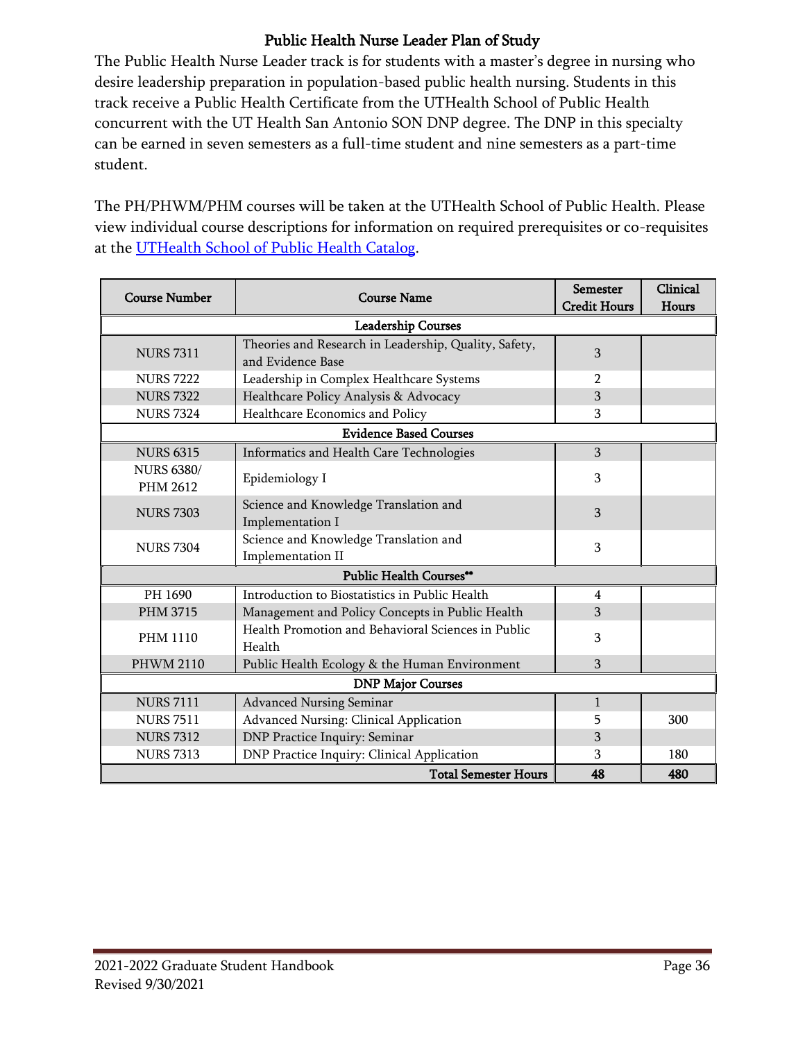## Public Health Nurse Leader Plan of Study

The Public Health Nurse Leader track is for students with a master's degree in nursing who desire leadership preparation in population-based public health nursing. Students in this track receive a Public Health Certificate from the UTHealth School of Public Health concurrent with the UT Health San Antonio SON DNP degree. The DNP in this specialty can be earned in seven semesters as a full-time student and nine semesters as a part-time student.

The PH/PHWM/PHM courses will be taken at the UTHealth School of Public Health. Please view individual course descriptions for information on required prerequisites or co-requisites at the [UTHealth School of Public Health Catalog](UTHealth School of Public Health Catalog).

| Course Number | Course Name | Semester Credit Hours | Clinical Hours |
|---|---|---|---|
| **Leadership Courses** | | | |
| NURS 7311 | Theories and Research in Leadership, Quality, Safety, and Evidence Base | 3 | |
| NURS 7222 | Leadership in Complex Healthcare Systems | 2 | |
| NURS 7322 | Healthcare Policy Analysis & Advocacy | 3 | |
| NURS 7324 | Healthcare Economics and Policy | 3 | |
| **Evidence Based Courses** | | | |
| NURS 6315 | Informatics and Health Care Technologies | 3 | |
| NURS 6380/ PHM 2612 | Epidemiology I | 3 | |
| NURS 7303 | Science and Knowledge Translation and Implementation I | 3 | |
| NURS 7304 | Science and Knowledge Translation and Implementation II | 3 | |
| **Public Health Courses\*\*** | | | |
| PH 1690 | Introduction to Biostatistics in Public Health | 4 | |
| PHM 3715 | Management and Policy Concepts in Public Health | 3 | |
| PHM 1110 | Health Promotion and Behavioral Sciences in Public Health | 3 | |
| PHWM 2110 | Public Health Ecology & the Human Environment | 3 | |
| **DNP Major Courses** | | | |
| NURS 7111 | Advanced Nursing Seminar | 1 | |
| NURS 7511 | Advanced Nursing: Clinical Application | 5 | 300 |
| NURS 7312 | DNP Practice Inquiry: Seminar | 3 | |
| NURS 7313 | DNP Practice Inquiry: Clinical Application | 3 | 180 |
| | **Total Semester Hours** | **48** | **480** |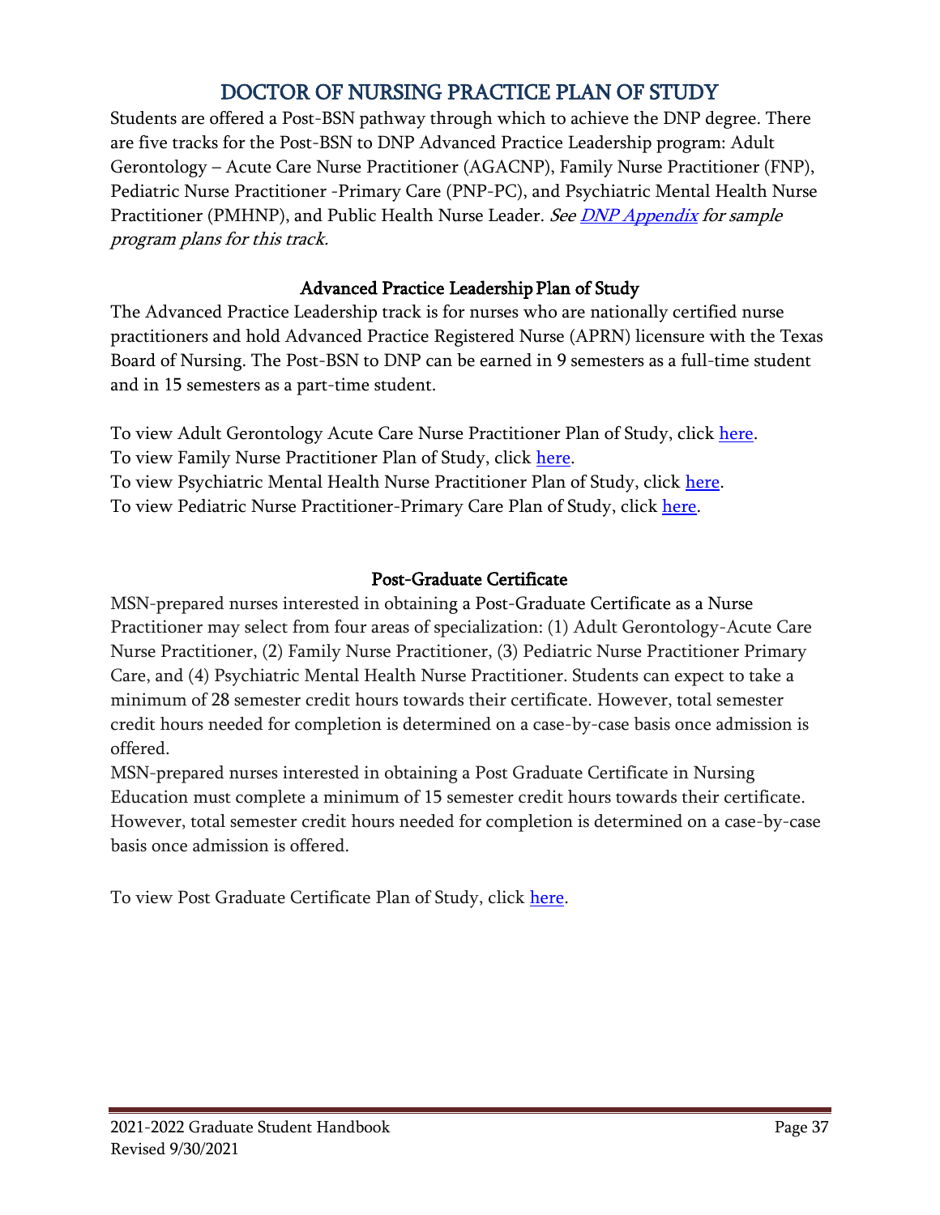# DOCTOR OF NURSING PRACTICE PLAN OF STUDY

Students are offered a Post-BSN pathway through which to achieve the DNP degree. There are five tracks for the Post-BSN to DNP Advanced Practice Leadership program: Adult Gerontology – Acute Care Nurse Practitioner (AGACNP), Family Nurse Practitioner (FNP), Pediatric Nurse Practitioner -Primary Care (PNP-PC), and Psychiatric Mental Health Nurse Practitioner (PMHNP), and Public Health Nurse Leader. *See DNP Appendix for sample program plans for this track.*

## Advanced Practice Leadership Plan of Study

The Advanced Practice Leadership track is for nurses who are nationally certified nurse practitioners and hold Advanced Practice Registered Nurse (APRN) licensure with the Texas Board of Nursing. The Post-BSN to DNP can be earned in 9 semesters as a full-time student and in 15 semesters as a part-time student.

To view Adult Gerontology Acute Care Nurse Practitioner Plan of Study, click here.
To view Family Nurse Practitioner Plan of Study, click here.
To view Psychiatric Mental Health Nurse Practitioner Plan of Study, click here.
To view Pediatric Nurse Practitioner-Primary Care Plan of Study, click here.

## Post-Graduate Certificate

MSN-prepared nurses interested in obtaining a Post-Graduate Certificate as a Nurse Practitioner may select from four areas of specialization: (1) Adult Gerontology-Acute Care Nurse Practitioner, (2) Family Nurse Practitioner, (3) Pediatric Nurse Practitioner Primary Care, and (4) Psychiatric Mental Health Nurse Practitioner. Students can expect to take a minimum of 28 semester credit hours towards their certificate. However, total semester credit hours needed for completion is determined on a case-by-case basis once admission is offered.

MSN-prepared nurses interested in obtaining a Post Graduate Certificate in Nursing Education must complete a minimum of 15 semester credit hours towards their certificate. However, total semester credit hours needed for completion is determined on a case-by-case basis once admission is offered.

To view Post Graduate Certificate Plan of Study, click here.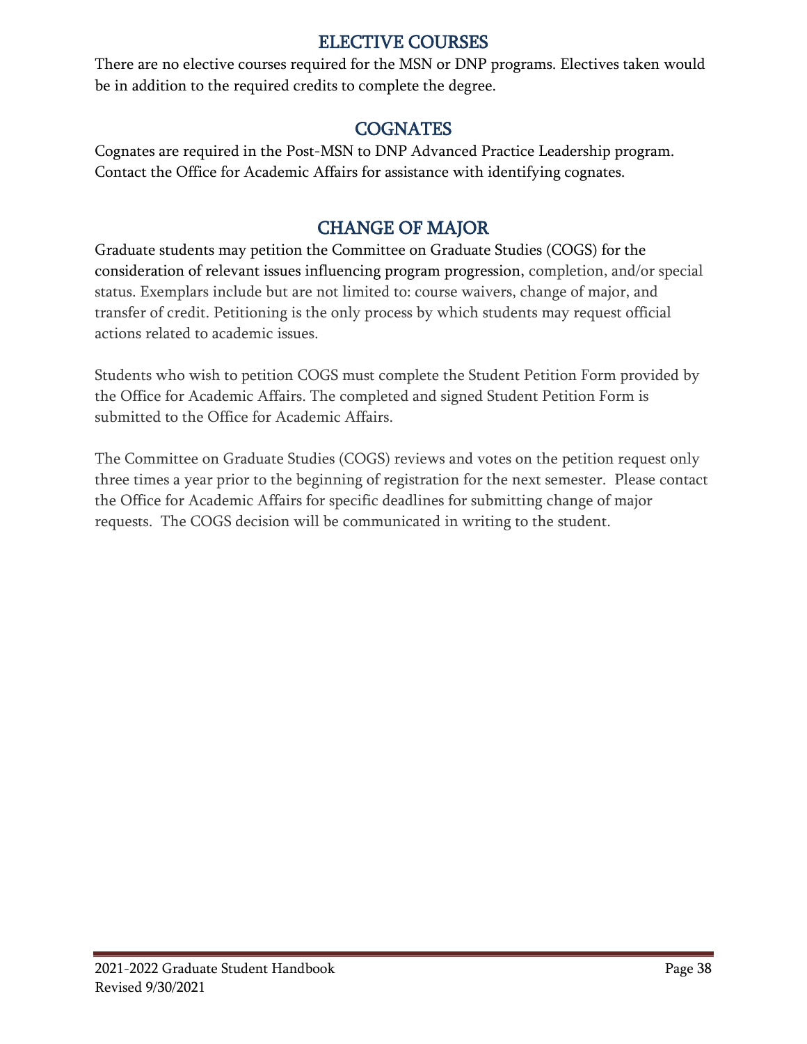## ELECTIVE COURSES

There are no elective courses required for the MSN or DNP programs. Electives taken would be in addition to the required credits to complete the degree.

## COGNATES

Cognates are required in the Post-MSN to DNP Advanced Practice Leadership program. Contact the Office for Academic Affairs for assistance with identifying cognates.

## CHANGE OF MAJOR

Graduate students may petition the Committee on Graduate Studies (COGS) for the consideration of relevant issues influencing program progression, completion, and/or special status. Exemplars include but are not limited to: course waivers, change of major, and transfer of credit. Petitioning is the only process by which students may request official actions related to academic issues.

Students who wish to petition COGS must complete the Student Petition Form provided by the Office for Academic Affairs. The completed and signed Student Petition Form is submitted to the Office for Academic Affairs.

The Committee on Graduate Studies (COGS) reviews and votes on the petition request only three times a year prior to the beginning of registration for the next semester. Please contact the Office for Academic Affairs for specific deadlines for submitting change of major requests. The COGS decision will be communicated in writing to the student.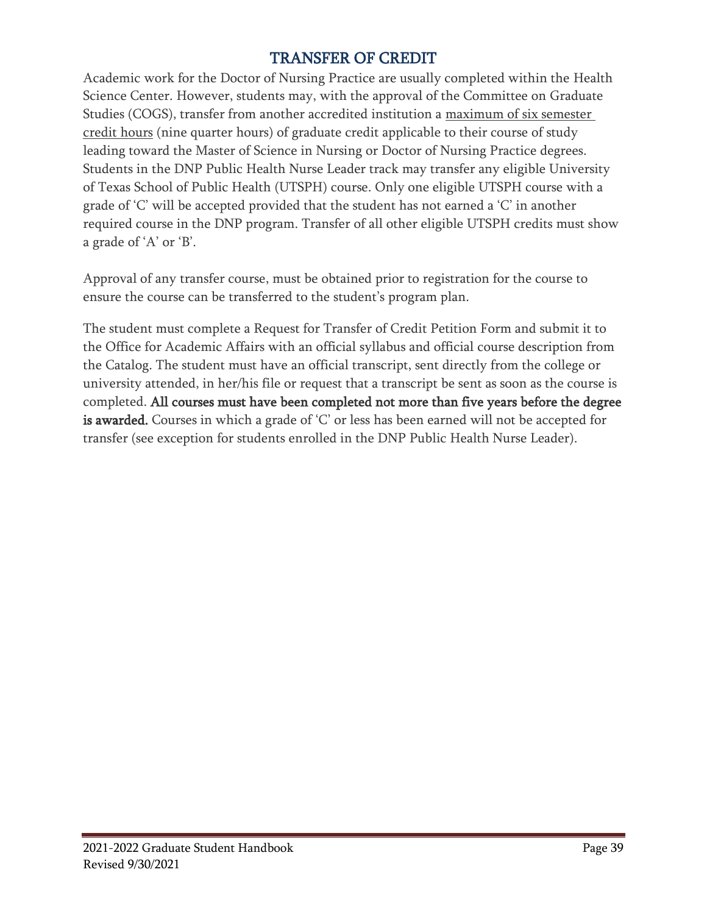# TRANSFER OF CREDIT

Academic work for the Doctor of Nursing Practice are usually completed within the Health Science Center. However, students may, with the approval of the Committee on Graduate Studies (COGS), transfer from another accredited institution a <u>maximum of six semester credit hours</u> (nine quarter hours) of graduate credit applicable to their course of study leading toward the Master of Science in Nursing or Doctor of Nursing Practice degrees. Students in the DNP Public Health Nurse Leader track may transfer any eligible University of Texas School of Public Health (UTSPH) course. Only one eligible UTSPH course with a grade of 'C' will be accepted provided that the student has not earned a 'C' in another required course in the DNP program. Transfer of all other eligible UTSPH credits must show a grade of 'A' or 'B'.

Approval of any transfer course, must be obtained prior to registration for the course to ensure the course can be transferred to the student's program plan.

The student must complete a Request for Transfer of Credit Petition Form and submit it to the Office for Academic Affairs with an official syllabus and official course description from the Catalog. The student must have an official transcript, sent directly from the college or university attended, in her/his file or request that a transcript be sent as soon as the course is completed. **All courses must have been completed not more than five years before the degree is awarded.** Courses in which a grade of 'C' or less has been earned will not be accepted for transfer (see exception for students enrolled in the DNP Public Health Nurse Leader).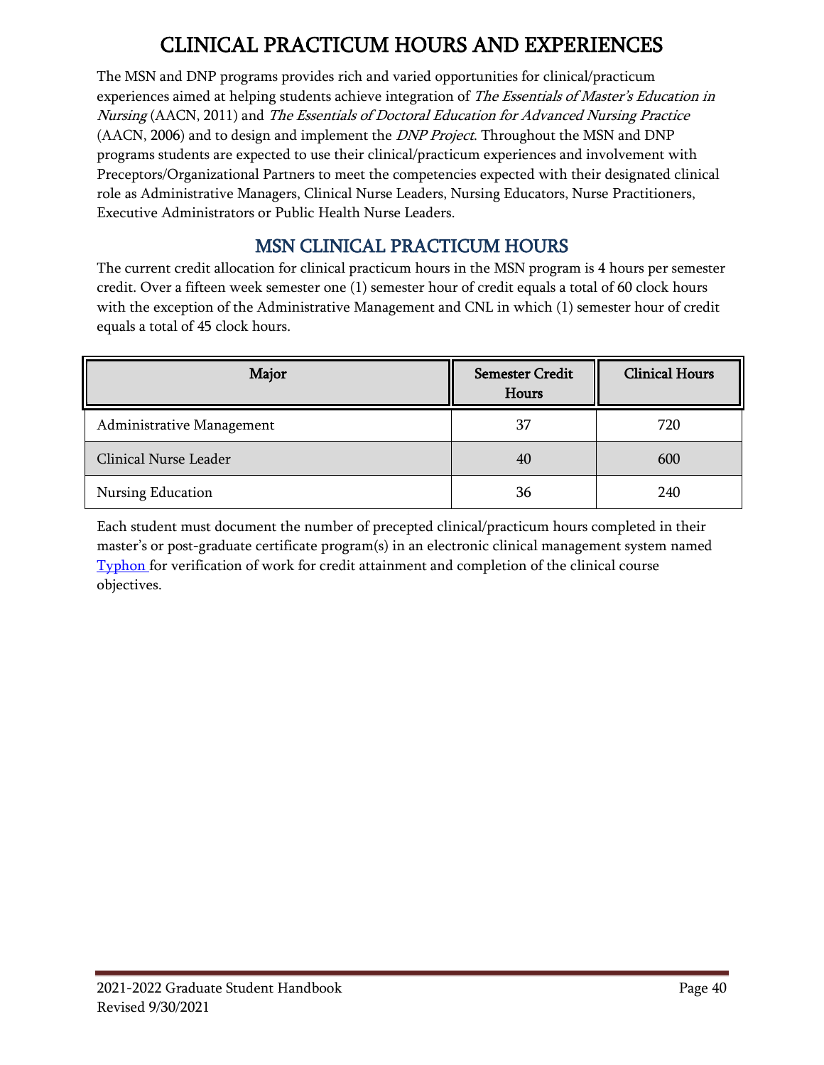# CLINICAL PRACTICUM HOURS AND EXPERIENCES

The MSN and DNP programs provides rich and varied opportunities for clinical/practicum experiences aimed at helping students achieve integration of *The Essentials of Master's Education in Nursing* (AACN, 2011) and *The Essentials of Doctoral Education for Advanced Nursing Practice* (AACN, 2006) and to design and implement the *DNP Project*. Throughout the MSN and DNP programs students are expected to use their clinical/practicum experiences and involvement with Preceptors/Organizational Partners to meet the competencies expected with their designated clinical role as Administrative Managers, Clinical Nurse Leaders, Nursing Educators, Nurse Practitioners, Executive Administrators or Public Health Nurse Leaders.

## MSN CLINICAL PRACTICUM HOURS

The current credit allocation for clinical practicum hours in the MSN program is 4 hours per semester credit. Over a fifteen week semester one (1) semester hour of credit equals a total of 60 clock hours with the exception of the Administrative Management and CNL in which (1) semester hour of credit equals a total of 45 clock hours.

| Major | Semester Credit Hours | Clinical Hours |
|---|---|---|
| Administrative Management | 37 | 720 |
| Clinical Nurse Leader | 40 | 600 |
| Nursing Education | 36 | 240 |

Each student must document the number of precepted clinical/practicum hours completed in their master's or post-graduate certificate program(s) in an electronic clinical management system named [Typhon](#) for verification of work for credit attainment and completion of the clinical course objectives.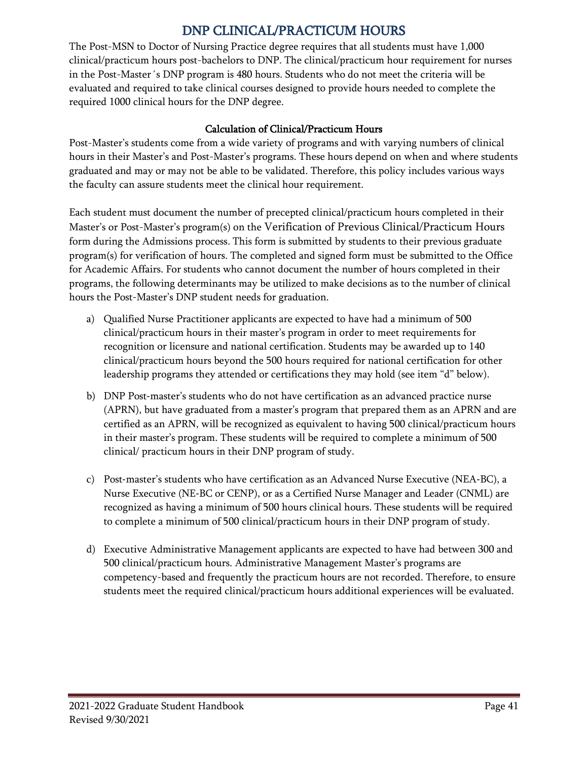# DNP CLINICAL/PRACTICUM HOURS

The Post-MSN to Doctor of Nursing Practice degree requires that all students must have 1,000 clinical/practicum hours post-bachelors to DNP. The clinical/practicum hour requirement for nurses in the Post-Master´s DNP program is 480 hours. Students who do not meet the criteria will be evaluated and required to take clinical courses designed to provide hours needed to complete the required 1000 clinical hours for the DNP degree.

## Calculation of Clinical/Practicum Hours

Post-Master's students come from a wide variety of programs and with varying numbers of clinical hours in their Master's and Post-Master's programs. These hours depend on when and where students graduated and may or may not be able to be validated. Therefore, this policy includes various ways the faculty can assure students meet the clinical hour requirement.

Each student must document the number of precepted clinical/practicum hours completed in their Master's or Post-Master's program(s) on the Verification of Previous Clinical/Practicum Hours form during the Admissions process. This form is submitted by students to their previous graduate program(s) for verification of hours. The completed and signed form must be submitted to the Office for Academic Affairs. For students who cannot document the number of hours completed in their programs, the following determinants may be utilized to make decisions as to the number of clinical hours the Post-Master's DNP student needs for graduation.

a) Qualified Nurse Practitioner applicants are expected to have had a minimum of 500 clinical/practicum hours in their master's program in order to meet requirements for recognition or licensure and national certification. Students may be awarded up to 140 clinical/practicum hours beyond the 500 hours required for national certification for other leadership programs they attended or certifications they may hold (see item "d" below).

b) DNP Post-master's students who do not have certification as an advanced practice nurse (APRN), but have graduated from a master's program that prepared them as an APRN and are certified as an APRN, will be recognized as equivalent to having 500 clinical/practicum hours in their master's program. These students will be required to complete a minimum of 500 clinical/ practicum hours in their DNP program of study.

c) Post-master's students who have certification as an Advanced Nurse Executive (NEA-BC), a Nurse Executive (NE-BC or CENP), or as a Certified Nurse Manager and Leader (CNML) are recognized as having a minimum of 500 hours clinical hours. These students will be required to complete a minimum of 500 clinical/practicum hours in their DNP program of study.

d) Executive Administrative Management applicants are expected to have had between 300 and 500 clinical/practicum hours. Administrative Management Master's programs are competency-based and frequently the practicum hours are not recorded. Therefore, to ensure students meet the required clinical/practicum hours additional experiences will be evaluated.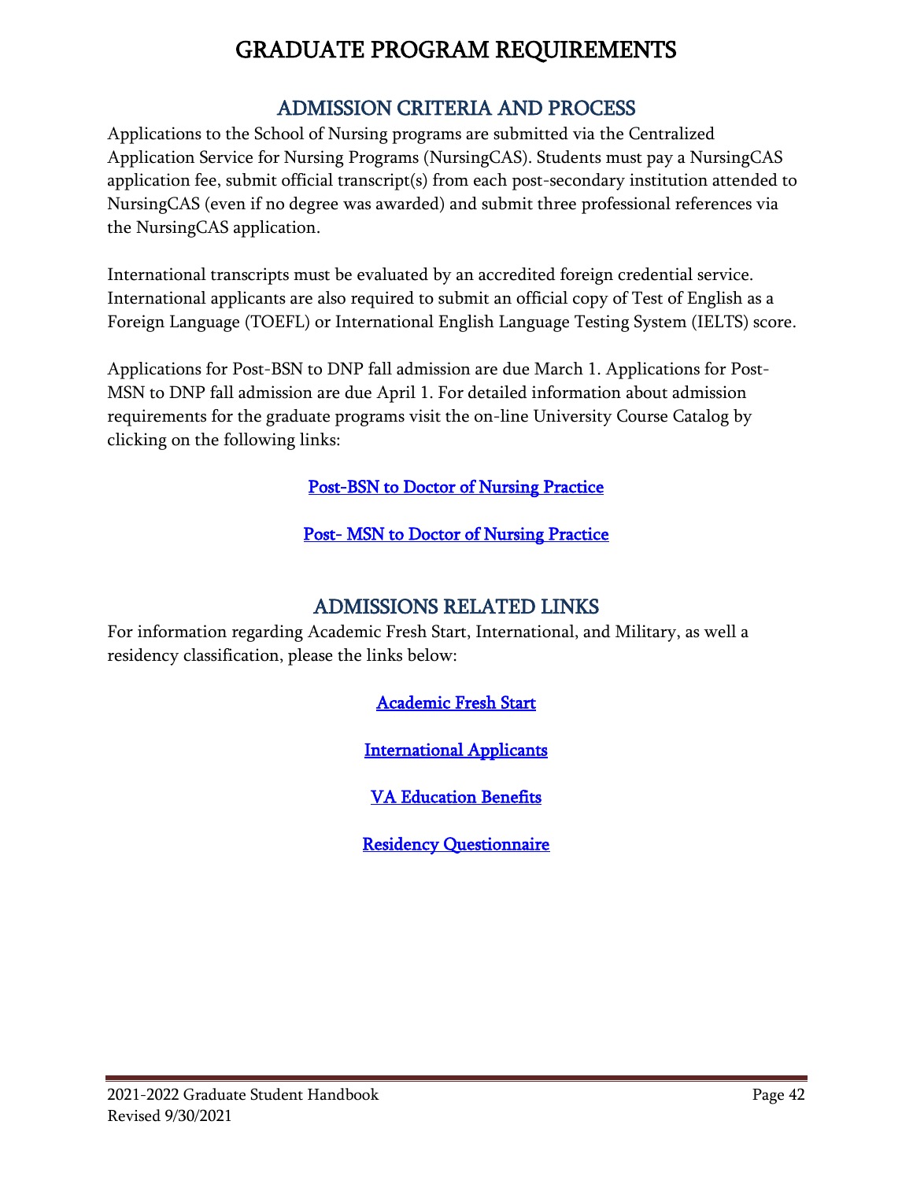# GRADUATE PROGRAM REQUIREMENTS

## ADMISSION CRITERIA AND PROCESS

Applications to the School of Nursing programs are submitted via the Centralized Application Service for Nursing Programs (NursingCAS). Students must pay a NursingCAS application fee, submit official transcript(s) from each post-secondary institution attended to NursingCAS (even if no degree was awarded) and submit three professional references via the NursingCAS application.

International transcripts must be evaluated by an accredited foreign credential service. International applicants are also required to submit an official copy of Test of English as a Foreign Language (TOEFL) or International English Language Testing System (IELTS) score.

Applications for Post-BSN to DNP fall admission are due March 1. Applications for Post-MSN to DNP fall admission are due April 1. For detailed information about admission requirements for the graduate programs visit the on-line University Course Catalog by clicking on the following links:

Post-BSN to Doctor of Nursing Practice

Post- MSN to Doctor of Nursing Practice

## ADMISSIONS RELATED LINKS

For information regarding Academic Fresh Start, International, and Military, as well a residency classification, please the links below:

Academic Fresh Start

International Applicants

VA Education Benefits

Residency Questionnaire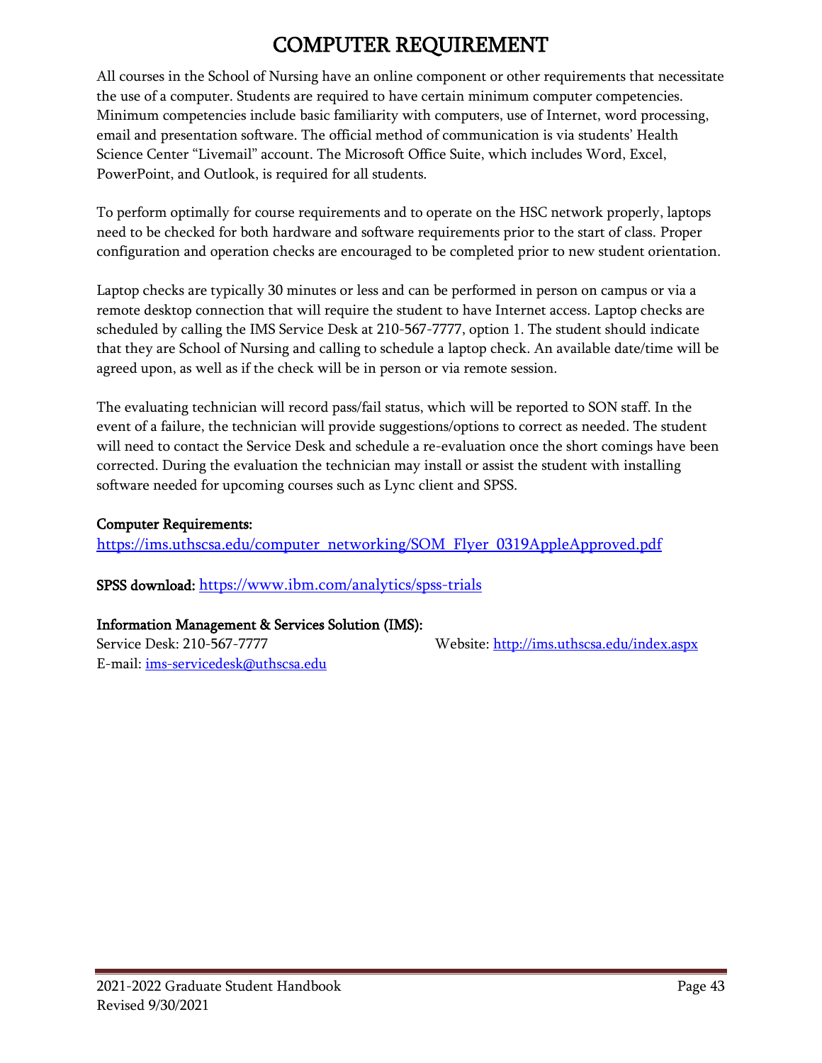# COMPUTER REQUIREMENT

All courses in the School of Nursing have an online component or other requirements that necessitate the use of a computer. Students are required to have certain minimum computer competencies. Minimum competencies include basic familiarity with computers, use of Internet, word processing, email and presentation software. The official method of communication is via students' Health Science Center "Livemail" account. The Microsoft Office Suite, which includes Word, Excel, PowerPoint, and Outlook, is required for all students.

To perform optimally for course requirements and to operate on the HSC network properly, laptops need to be checked for both hardware and software requirements prior to the start of class. Proper configuration and operation checks are encouraged to be completed prior to new student orientation.

Laptop checks are typically 30 minutes or less and can be performed in person on campus or via a remote desktop connection that will require the student to have Internet access. Laptop checks are scheduled by calling the IMS Service Desk at 210-567-7777, option 1. The student should indicate that they are School of Nursing and calling to schedule a laptop check. An available date/time will be agreed upon, as well as if the check will be in person or via remote session.

The evaluating technician will record pass/fail status, which will be reported to SON staff. In the event of a failure, the technician will provide suggestions/options to correct as needed. The student will need to contact the Service Desk and schedule a re-evaluation once the short comings have been corrected. During the evaluation the technician may install or assist the student with installing software needed for upcoming courses such as Lync client and SPSS.

**Computer Requirements:**
https://ims.uthscsa.edu/computer_networking/SOM_Flyer_0319AppleApproved.pdf

**SPSS download:** https://www.ibm.com/analytics/spss-trials

**Information Management & Services Solution (IMS):**
Service Desk: 210-567-7777
Website: http://ims.uthscsa.edu/index.aspx
E-mail: ims-servicedesk@uthscsa.edu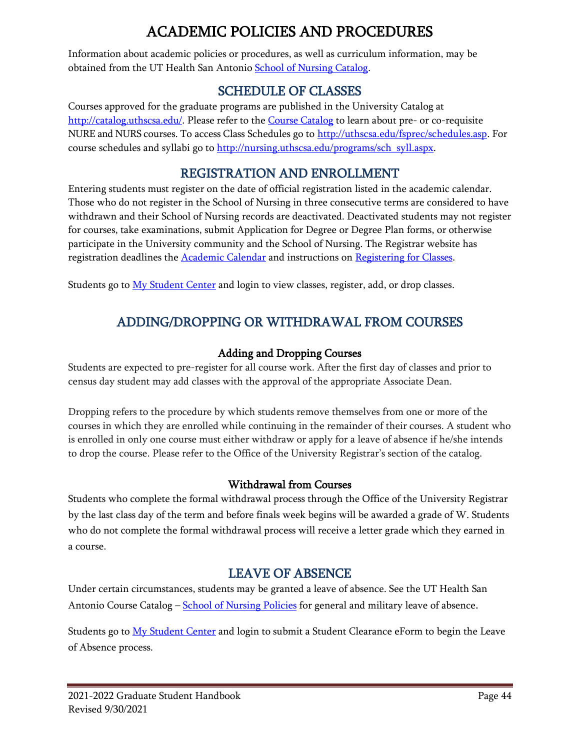# ACADEMIC POLICIES AND PROCEDURES

Information about academic policies or procedures, as well as curriculum information, may be obtained from the UT Health San Antonio [School of Nursing Catalog](#).

## SCHEDULE OF CLASSES

Courses approved for the graduate programs are published in the University Catalog at [http://catalog.uthscsa.edu/](http://catalog.uthscsa.edu/). Please refer to the [Course Catalog](#) to learn about pre- or co-requisite NURE and NURS courses. To access Class Schedules go to [http://uthscsa.edu/fsprec/schedules.asp](http://uthscsa.edu/fsprec/schedules.asp). For course schedules and syllabi go to [http://nursing.uthscsa.edu/programs/sch_syll.aspx](http://nursing.uthscsa.edu/programs/sch_syll.aspx).

## REGISTRATION AND ENROLLMENT

Entering students must register on the date of official registration listed in the academic calendar. Those who do not register in the School of Nursing in three consecutive terms are considered to have withdrawn and their School of Nursing records are deactivated. Deactivated students may not register for courses, take examinations, submit Application for Degree or Degree Plan forms, or otherwise participate in the University community and the School of Nursing. The Registrar website has registration deadlines the [Academic Calendar](#) and instructions on [Registering for Classes](#).

Students go to [My Student Center](#) and login to view classes, register, add, or drop classes.

## ADDING/DROPPING OR WITHDRAWAL FROM COURSES

### Adding and Dropping Courses

Students are expected to pre-register for all course work. After the first day of classes and prior to census day student may add classes with the approval of the appropriate Associate Dean.

Dropping refers to the procedure by which students remove themselves from one or more of the courses in which they are enrolled while continuing in the remainder of their courses. A student who is enrolled in only one course must either withdraw or apply for a leave of absence if he/she intends to drop the course. Please refer to the Office of the University Registrar's section of the catalog.

### Withdrawal from Courses

Students who complete the formal withdrawal process through the Office of the University Registrar by the last class day of the term and before finals week begins will be awarded a grade of W. Students who do not complete the formal withdrawal process will receive a letter grade which they earned in a course.

## LEAVE OF ABSENCE

Under certain circumstances, students may be granted a leave of absence. See the UT Health San Antonio Course Catalog – [School of Nursing Policies](#) for general and military leave of absence.

Students go to [My Student Center](#) and login to submit a Student Clearance eForm to begin the Leave of Absence process.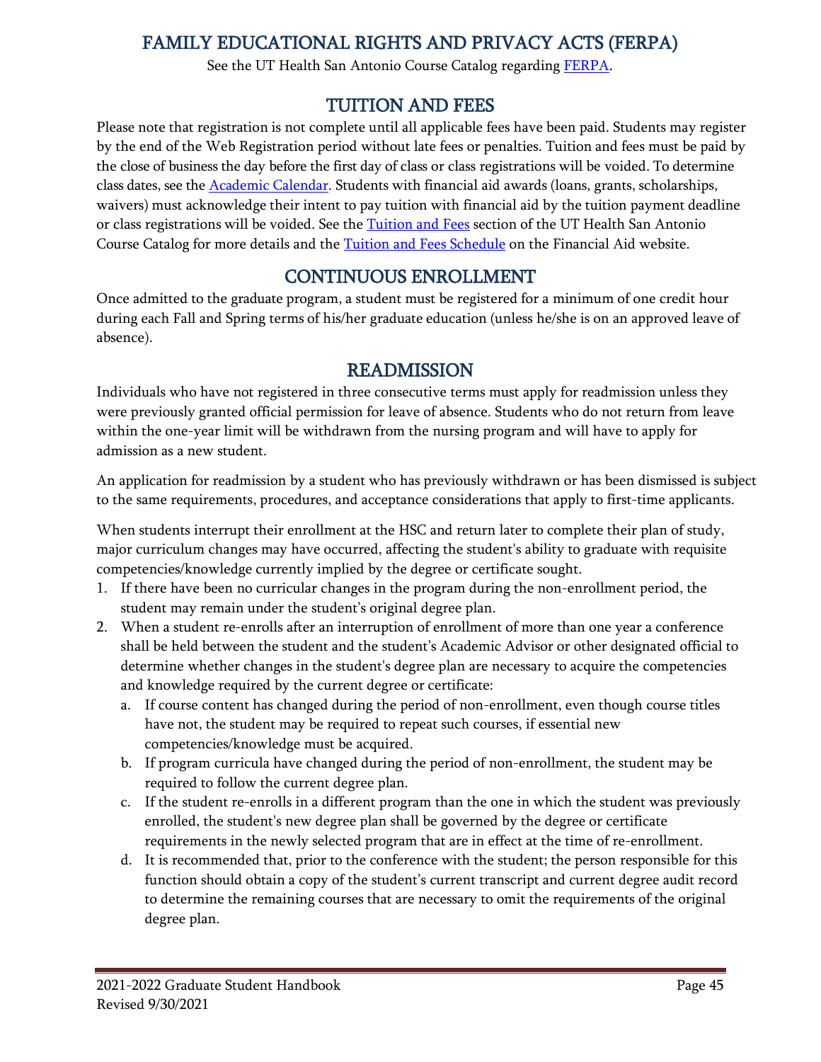## FAMILY EDUCATIONAL RIGHTS AND PRIVACY ACTS (FERPA)

See the UT Health San Antonio Course Catalog regarding FERPA.

## TUITION AND FEES

Please note that registration is not complete until all applicable fees have been paid. Students may register by the end of the Web Registration period without late fees or penalties. Tuition and fees must be paid by the close of business the day before the first day of class or class registrations will be voided. To determine class dates, see the Academic Calendar. Students with financial aid awards (loans, grants, scholarships, waivers) must acknowledge their intent to pay tuition with financial aid by the tuition payment deadline or class registrations will be voided. See the Tuition and Fees section of the UT Health San Antonio Course Catalog for more details and the Tuition and Fees Schedule on the Financial Aid website.

## CONTINUOUS ENROLLMENT

Once admitted to the graduate program, a student must be registered for a minimum of one credit hour during each Fall and Spring terms of his/her graduate education (unless he/she is on an approved leave of absence).

## READMISSION

Individuals who have not registered in three consecutive terms must apply for readmission unless they were previously granted official permission for leave of absence. Students who do not return from leave within the one-year limit will be withdrawn from the nursing program and will have to apply for admission as a new student.

An application for readmission by a student who has previously withdrawn or has been dismissed is subject to the same requirements, procedures, and acceptance considerations that apply to first-time applicants.

When students interrupt their enrollment at the HSC and return later to complete their plan of study, major curriculum changes may have occurred, affecting the student's ability to graduate with requisite competencies/knowledge currently implied by the degree or certificate sought.

1. If there have been no curricular changes in the program during the non-enrollment period, the student may remain under the student's original degree plan.
2. When a student re-enrolls after an interruption of enrollment of more than one year a conference shall be held between the student and the student's Academic Advisor or other designated official to determine whether changes in the student's degree plan are necessary to acquire the competencies and knowledge required by the current degree or certificate:
   a. If course content has changed during the period of non-enrollment, even though course titles have not, the student may be required to repeat such courses, if essential new competencies/knowledge must be acquired.
   b. If program curricula have changed during the period of non-enrollment, the student may be required to follow the current degree plan.
   c. If the student re-enrolls in a different program than the one in which the student was previously enrolled, the student's new degree plan shall be governed by the degree or certificate requirements in the newly selected program that are in effect at the time of re-enrollment.
   d. It is recommended that, prior to the conference with the student; the person responsible for this function should obtain a copy of the student's current transcript and current degree audit record to determine the remaining courses that are necessary to omit the requirements of the original degree plan.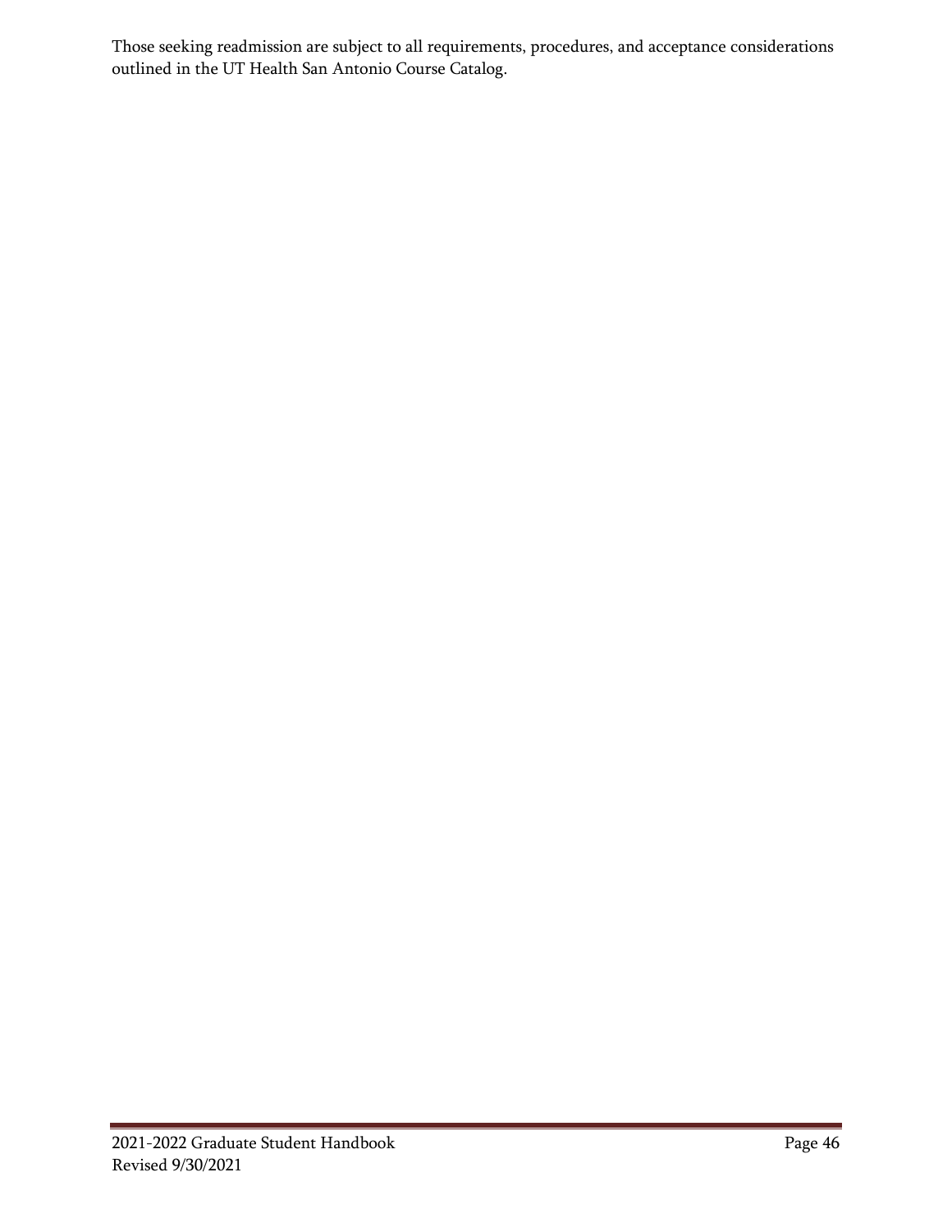Those seeking readmission are subject to all requirements, procedures, and acceptance considerations outlined in the UT Health San Antonio Course Catalog.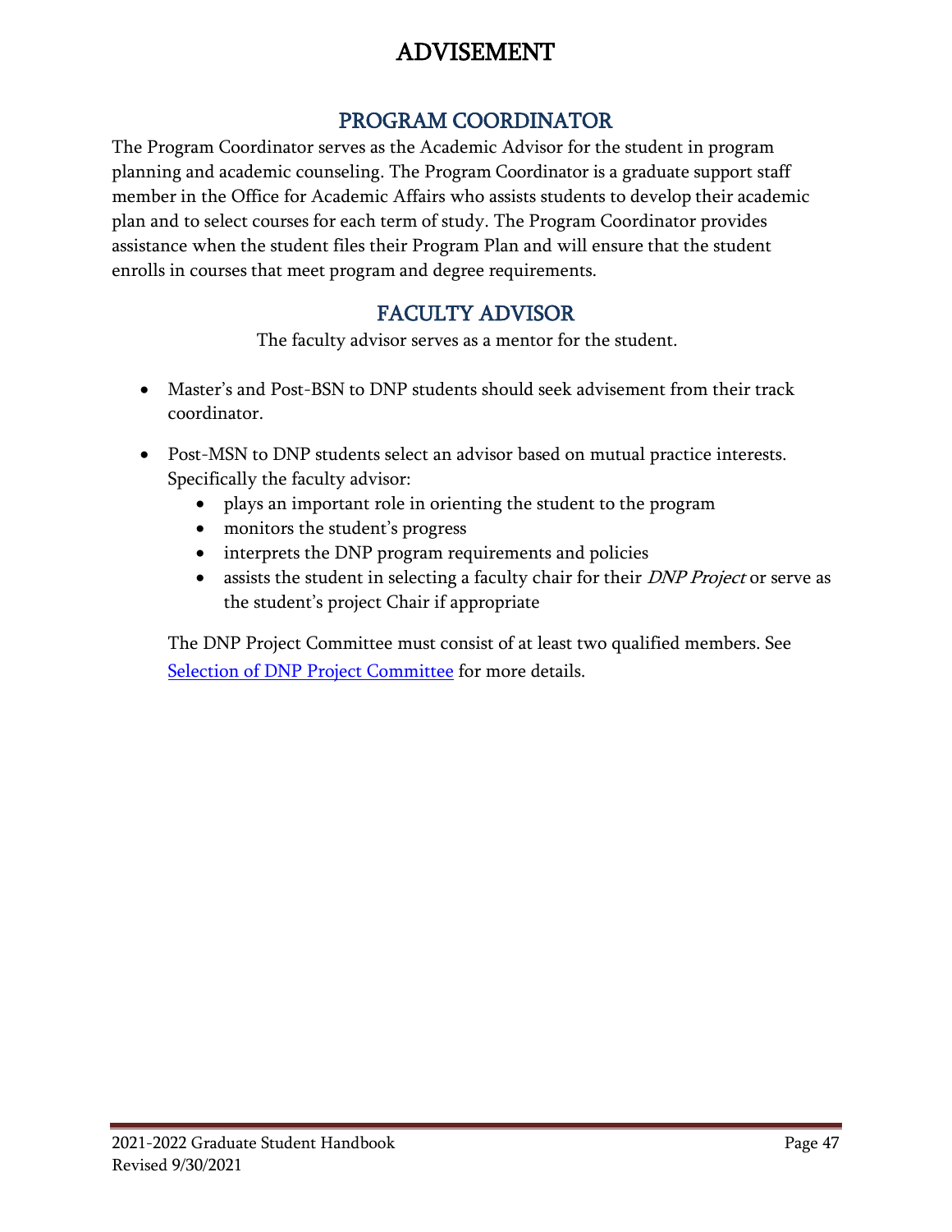# ADVISEMENT

## PROGRAM COORDINATOR

The Program Coordinator serves as the Academic Advisor for the student in program planning and academic counseling. The Program Coordinator is a graduate support staff member in the Office for Academic Affairs who assists students to develop their academic plan and to select courses for each term of study. The Program Coordinator provides assistance when the student files their Program Plan and will ensure that the student enrolls in courses that meet program and degree requirements.

## FACULTY ADVISOR

The faculty advisor serves as a mentor for the student.

- Master's and Post-BSN to DNP students should seek advisement from their track coordinator.
- Post-MSN to DNP students select an advisor based on mutual practice interests. Specifically the faculty advisor:
  - plays an important role in orienting the student to the program
  - monitors the student's progress
  - interprets the DNP program requirements and policies
  - assists the student in selecting a faculty chair for their *DNP Project* or serve as the student's project Chair if appropriate

  The DNP Project Committee must consist of at least two qualified members. See [Selection of DNP Project Committee] for more details.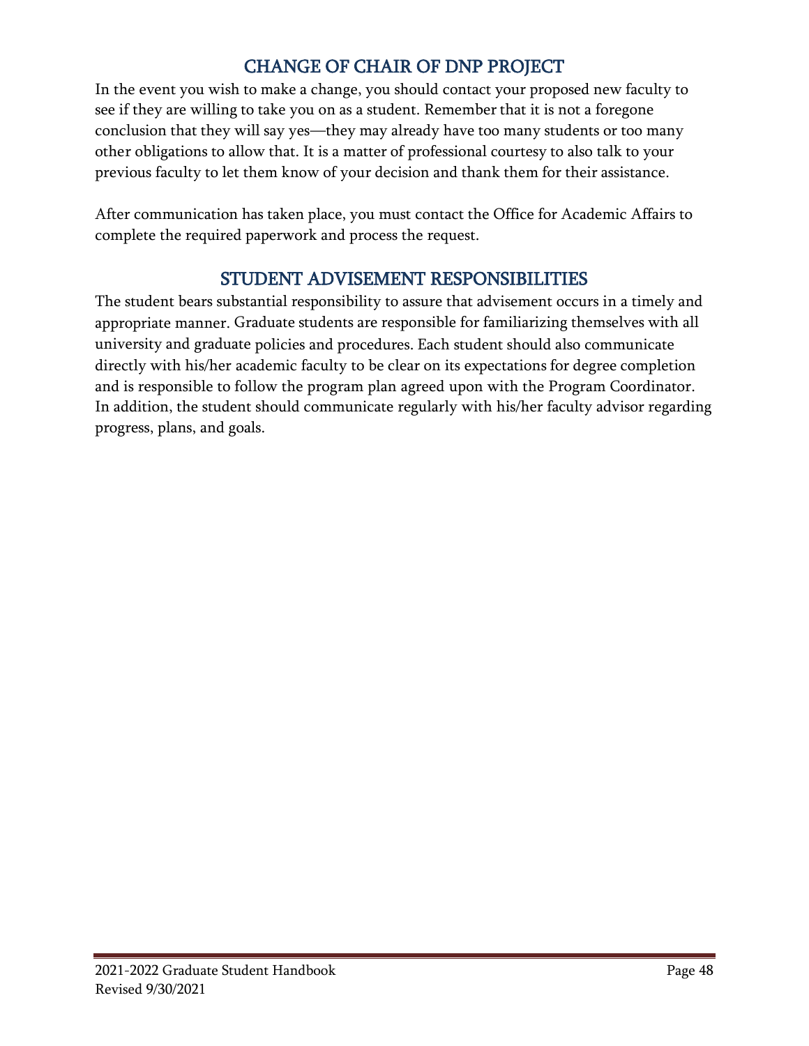## CHANGE OF CHAIR OF DNP PROJECT

In the event you wish to make a change, you should contact your proposed new faculty to see if they are willing to take you on as a student. Remember that it is not a foregone conclusion that they will say yes—they may already have too many students or too many other obligations to allow that. It is a matter of professional courtesy to also talk to your previous faculty to let them know of your decision and thank them for their assistance.

After communication has taken place, you must contact the Office for Academic Affairs to complete the required paperwork and process the request.

## STUDENT ADVISEMENT RESPONSIBILITIES

The student bears substantial responsibility to assure that advisement occurs in a timely and appropriate manner. Graduate students are responsible for familiarizing themselves with all university and graduate policies and procedures. Each student should also communicate directly with his/her academic faculty to be clear on its expectations for degree completion and is responsible to follow the program plan agreed upon with the Program Coordinator. In addition, the student should communicate regularly with his/her faculty advisor regarding progress, plans, and goals.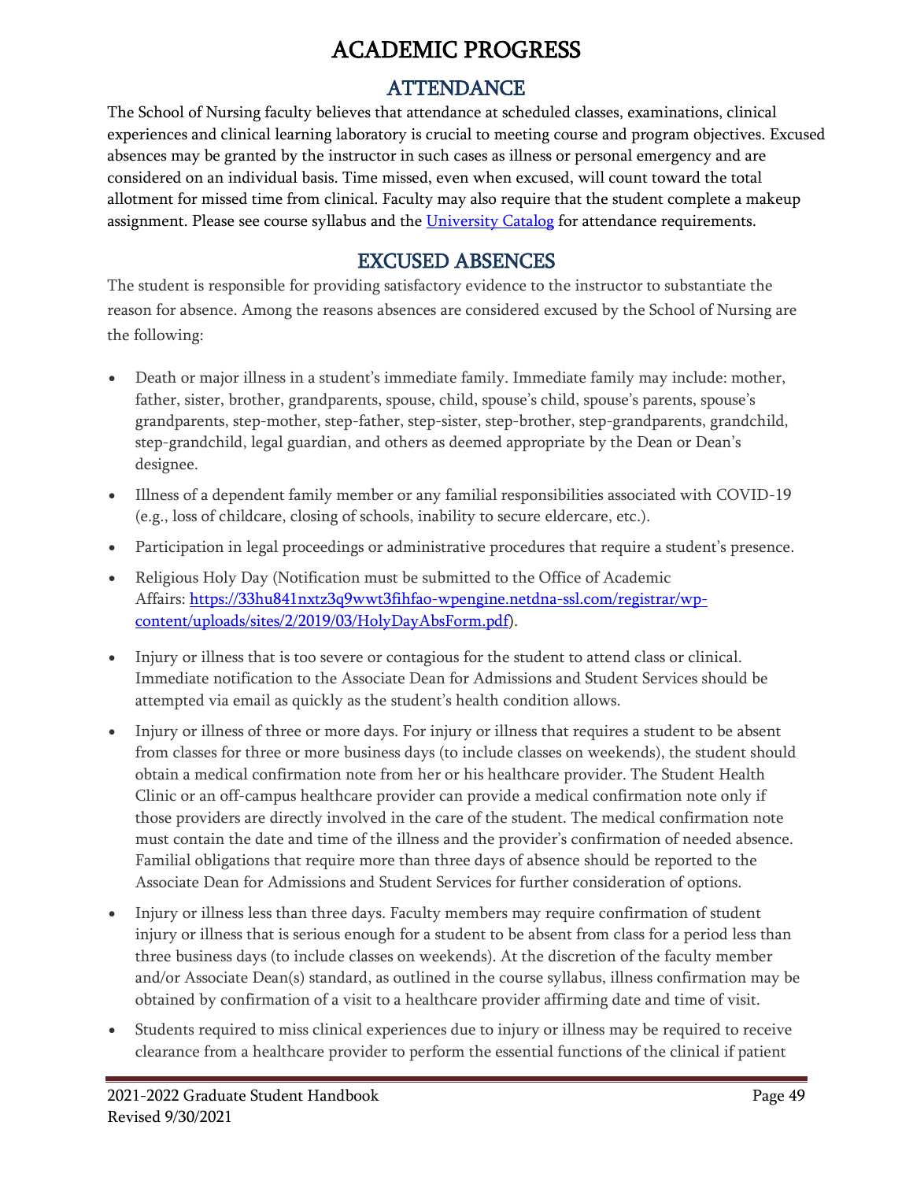# ACADEMIC PROGRESS

## ATTENDANCE

The School of Nursing faculty believes that attendance at scheduled classes, examinations, clinical experiences and clinical learning laboratory is crucial to meeting course and program objectives. Excused absences may be granted by the instructor in such cases as illness or personal emergency and are considered on an individual basis. Time missed, even when excused, will count toward the total allotment for missed time from clinical. Faculty may also require that the student complete a makeup assignment. Please see course syllabus and the [University Catalog](University Catalog) for attendance requirements.

## EXCUSED ABSENCES

The student is responsible for providing satisfactory evidence to the instructor to substantiate the reason for absence. Among the reasons absences are considered excused by the School of Nursing are the following:

- Death or major illness in a student's immediate family. Immediate family may include: mother, father, sister, brother, grandparents, spouse, child, spouse's child, spouse's parents, spouse's grandparents, step-mother, step-father, step-sister, step-brother, step-grandparents, grandchild, step-grandchild, legal guardian, and others as deemed appropriate by the Dean or Dean's designee.
- Illness of a dependent family member or any familial responsibilities associated with COVID-19 (e.g., loss of childcare, closing of schools, inability to secure eldercare, etc.).
- Participation in legal proceedings or administrative procedures that require a student's presence.
- Religious Holy Day (Notification must be submitted to the Office of Academic Affairs: https://33hu841nxtz3q9wwt3fihfao-wpengine.netdna-ssl.com/registrar/wp-content/uploads/sites/2/2019/03/HolyDayAbsForm.pdf).
- Injury or illness that is too severe or contagious for the student to attend class or clinical. Immediate notification to the Associate Dean for Admissions and Student Services should be attempted via email as quickly as the student's health condition allows.
- Injury or illness of three or more days. For injury or illness that requires a student to be absent from classes for three or more business days (to include classes on weekends), the student should obtain a medical confirmation note from her or his healthcare provider. The Student Health Clinic or an off-campus healthcare provider can provide a medical confirmation note only if those providers are directly involved in the care of the student. The medical confirmation note must contain the date and time of the illness and the provider's confirmation of needed absence. Familial obligations that require more than three days of absence should be reported to the Associate Dean for Admissions and Student Services for further consideration of options.
- Injury or illness less than three days. Faculty members may require confirmation of student injury or illness that is serious enough for a student to be absent from class for a period less than three business days (to include classes on weekends). At the discretion of the faculty member and/or Associate Dean(s) standard, as outlined in the course syllabus, illness confirmation may be obtained by confirmation of a visit to a healthcare provider affirming date and time of visit.
- Students required to miss clinical experiences due to injury or illness may be required to receive clearance from a healthcare provider to perform the essential functions of the clinical if patient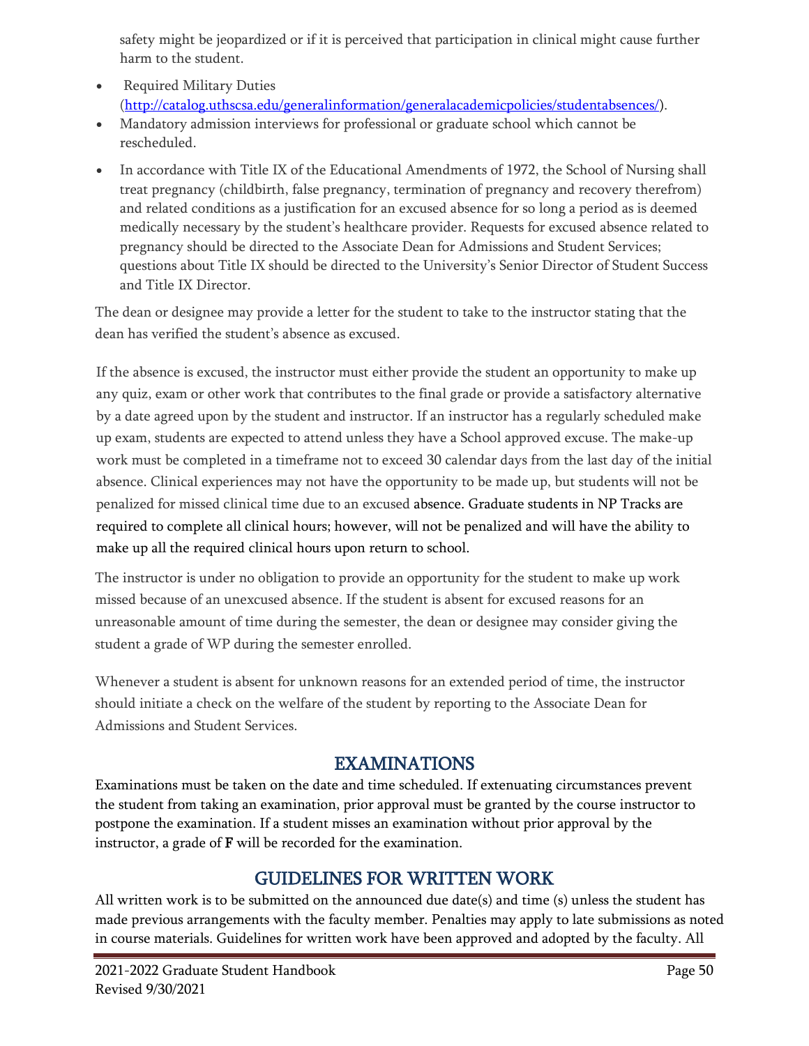safety might be jeopardized or if it is perceived that participation in clinical might cause further harm to the student.

- Required Military Duties (http://catalog.uthscsa.edu/generalinformation/generalacademicpolicies/studentabsences/).
- Mandatory admission interviews for professional or graduate school which cannot be rescheduled.
- In accordance with Title IX of the Educational Amendments of 1972, the School of Nursing shall treat pregnancy (childbirth, false pregnancy, termination of pregnancy and recovery therefrom) and related conditions as a justification for an excused absence for so long a period as is deemed medically necessary by the student's healthcare provider. Requests for excused absence related to pregnancy should be directed to the Associate Dean for Admissions and Student Services; questions about Title IX should be directed to the University's Senior Director of Student Success and Title IX Director.

The dean or designee may provide a letter for the student to take to the instructor stating that the dean has verified the student's absence as excused.

If the absence is excused, the instructor must either provide the student an opportunity to make up any quiz, exam or other work that contributes to the final grade or provide a satisfactory alternative by a date agreed upon by the student and instructor. If an instructor has a regularly scheduled make up exam, students are expected to attend unless they have a School approved excuse. The make-up work must be completed in a timeframe not to exceed 30 calendar days from the last day of the initial absence. Clinical experiences may not have the opportunity to be made up, but students will not be penalized for missed clinical time due to an excused absence. Graduate students in NP Tracks are required to complete all clinical hours; however, will not be penalized and will have the ability to make up all the required clinical hours upon return to school.

The instructor is under no obligation to provide an opportunity for the student to make up work missed because of an unexcused absence. If the student is absent for excused reasons for an unreasonable amount of time during the semester, the dean or designee may consider giving the student a grade of WP during the semester enrolled.

Whenever a student is absent for unknown reasons for an extended period of time, the instructor should initiate a check on the welfare of the student by reporting to the Associate Dean for Admissions and Student Services.

## EXAMINATIONS

Examinations must be taken on the date and time scheduled. If extenuating circumstances prevent the student from taking an examination, prior approval must be granted by the course instructor to postpone the examination. If a student misses an examination without prior approval by the instructor, a grade of **F** will be recorded for the examination.

## GUIDELINES FOR WRITTEN WORK

All written work is to be submitted on the announced due date(s) and time (s) unless the student has made previous arrangements with the faculty member. Penalties may apply to late submissions as noted in course materials. Guidelines for written work have been approved and adopted by the faculty. All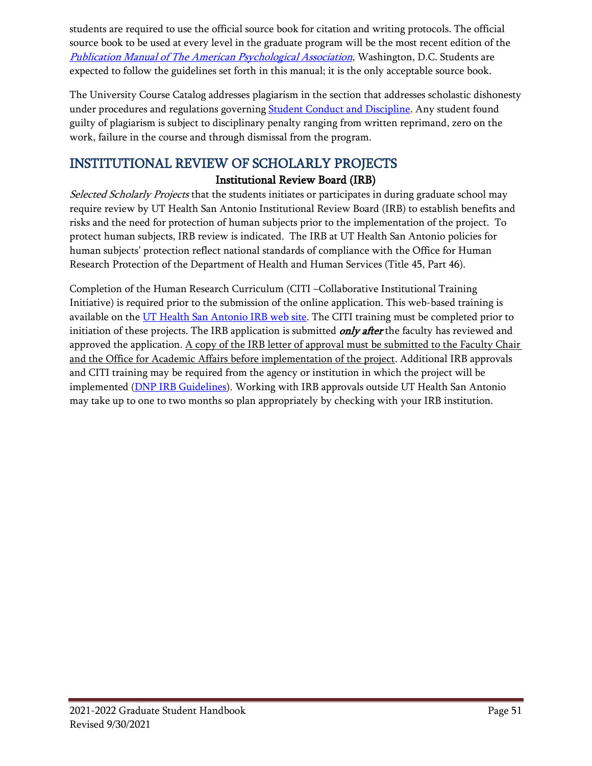students are required to use the official source book for citation and writing protocols. The official source book to be used at every level in the graduate program will be the most recent edition of the *Publication Manual of The American Psychological Association*, Washington, D.C. Students are expected to follow the guidelines set forth in this manual; it is the only acceptable source book.

The University Course Catalog addresses plagiarism in the section that addresses scholastic dishonesty under procedures and regulations governing Student Conduct and Discipline. Any student found guilty of plagiarism is subject to disciplinary penalty ranging from written reprimand, zero on the work, failure in the course and through dismissal from the program.

## INSTITUTIONAL REVIEW OF SCHOLARLY PROJECTS

### Institutional Review Board (IRB)

*Selected Scholarly Projects* that the students initiates or participates in during graduate school may require review by UT Health San Antonio Institutional Review Board (IRB) to establish benefits and risks and the need for protection of human subjects prior to the implementation of the project. To protect human subjects, IRB review is indicated. The IRB at UT Health San Antonio policies for human subjects' protection reflect national standards of compliance with the Office for Human Research Protection of the Department of Health and Human Services (Title 45, Part 46).

Completion of the Human Research Curriculum (CITI –Collaborative Institutional Training Initiative) is required prior to the submission of the online application. This web-based training is available on the UT Health San Antonio IRB web site. The CITI training must be completed prior to initiation of these projects. The IRB application is submitted ***only after*** the faculty has reviewed and approved the application. A copy of the IRB letter of approval must be submitted to the Faculty Chair and the Office for Academic Affairs before implementation of the project. Additional IRB approvals and CITI training may be required from the agency or institution in which the project will be implemented (DNP IRB Guidelines). Working with IRB approvals outside UT Health San Antonio may take up to one to two months so plan appropriately by checking with your IRB institution.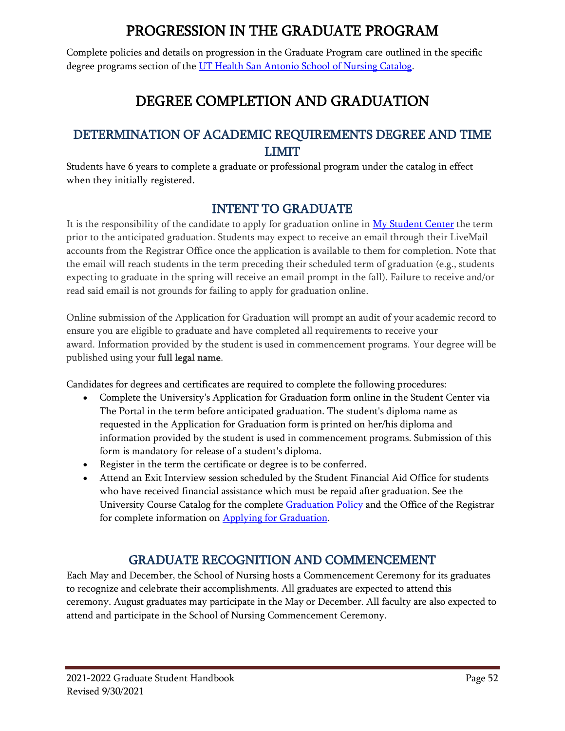# PROGRESSION IN THE GRADUATE PROGRAM

Complete policies and details on progression in the Graduate Program care outlined in the specific degree programs section of the [UT Health San Antonio School of Nursing Catalog](#).

# DEGREE COMPLETION AND GRADUATION

## DETERMINATION OF ACADEMIC REQUIREMENTS DEGREE AND TIME LIMIT

Students have 6 years to complete a graduate or professional program under the catalog in effect when they initially registered.

## INTENT TO GRADUATE

It is the responsibility of the candidate to apply for graduation online in [My Student Center](#) the term prior to the anticipated graduation. Students may expect to receive an email through their LiveMail accounts from the Registrar Office once the application is available to them for completion. Note that the email will reach students in the term preceding their scheduled term of graduation (e.g., students expecting to graduate in the spring will receive an email prompt in the fall). Failure to receive and/or read said email is not grounds for failing to apply for graduation online.

Online submission of the Application for Graduation will prompt an audit of your academic record to ensure you are eligible to graduate and have completed all requirements to receive your award. Information provided by the student is used in commencement programs. Your degree will be published using your **full legal name**.

Candidates for degrees and certificates are required to complete the following procedures:

- Complete the University's Application for Graduation form online in the Student Center via The Portal in the term before anticipated graduation. The student's diploma name as requested in the Application for Graduation form is printed on her/his diploma and information provided by the student is used in commencement programs. Submission of this form is mandatory for release of a student's diploma.
- Register in the term the certificate or degree is to be conferred.
- Attend an Exit Interview session scheduled by the Student Financial Aid Office for students who have received financial assistance which must be repaid after graduation. See the University Course Catalog for the complete [Graduation Policy](#) and the Office of the Registrar for complete information on [Applying for Graduation](#).

## GRADUATE RECOGNITION AND COMMENCEMENT

Each May and December, the School of Nursing hosts a Commencement Ceremony for its graduates to recognize and celebrate their accomplishments. All graduates are expected to attend this ceremony. August graduates may participate in the May or December. All faculty are also expected to attend and participate in the School of Nursing Commencement Ceremony.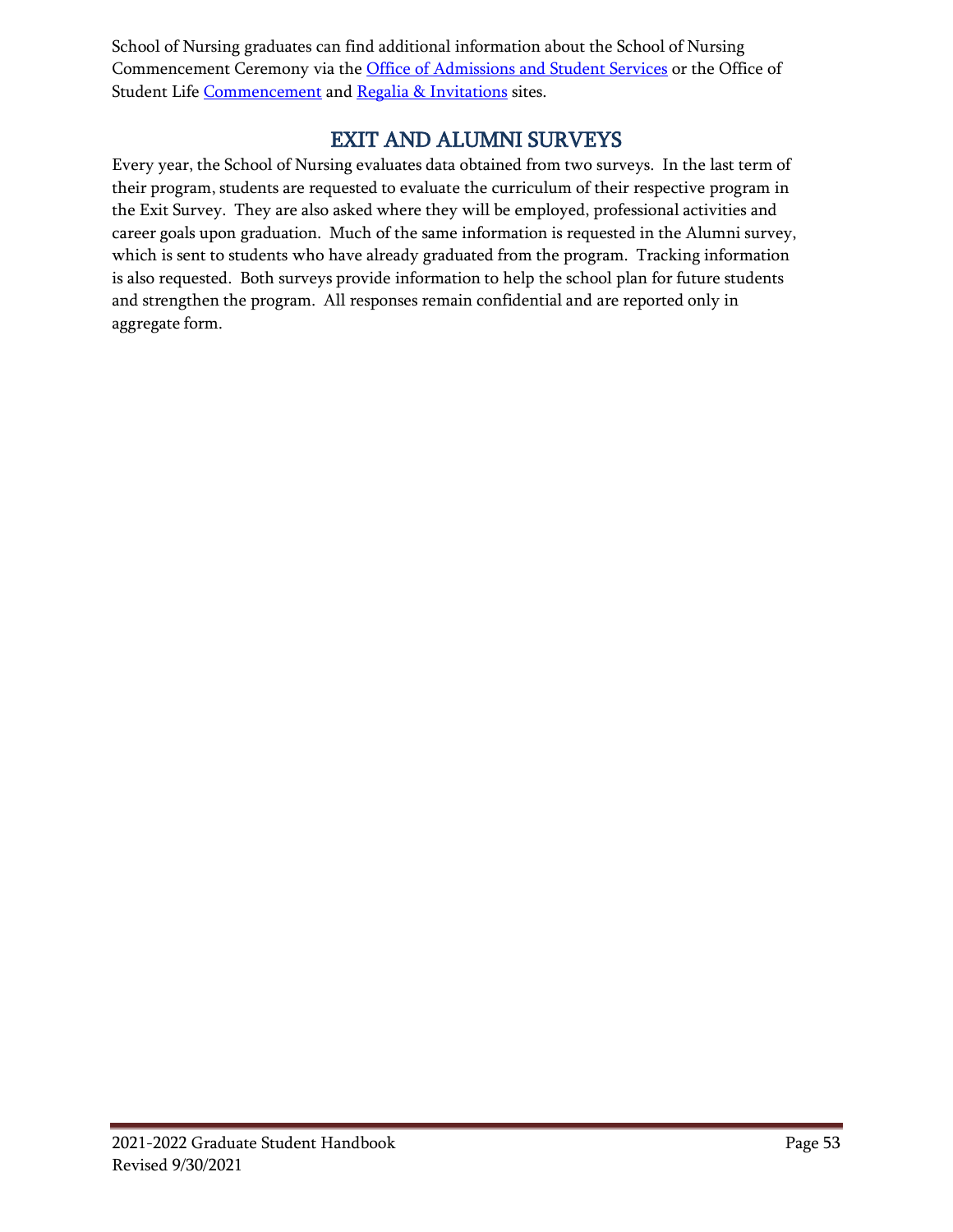School of Nursing graduates can find additional information about the School of Nursing Commencement Ceremony via the Office of Admissions and Student Services or the Office of Student Life Commencement and Regalia & Invitations sites.

## EXIT AND ALUMNI SURVEYS

Every year, the School of Nursing evaluates data obtained from two surveys. In the last term of their program, students are requested to evaluate the curriculum of their respective program in the Exit Survey. They are also asked where they will be employed, professional activities and career goals upon graduation. Much of the same information is requested in the Alumni survey, which is sent to students who have already graduated from the program. Tracking information is also requested. Both surveys provide information to help the school plan for future students and strengthen the program. All responses remain confidential and are reported only in aggregate form.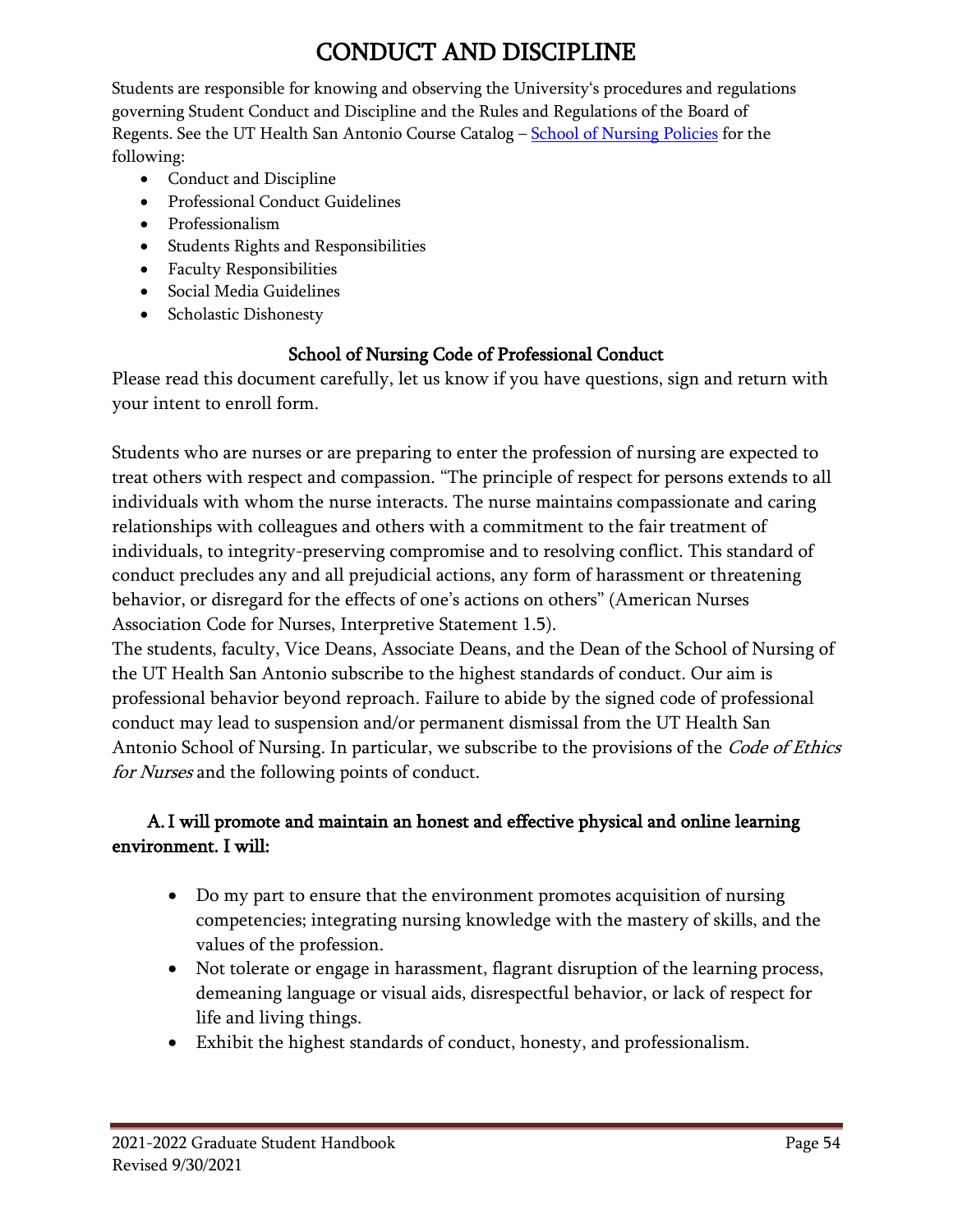# CONDUCT AND DISCIPLINE

Students are responsible for knowing and observing the University's procedures and regulations governing Student Conduct and Discipline and the Rules and Regulations of the Board of Regents. See the UT Health San Antonio Course Catalog – [School of Nursing Policies] for the following:

- Conduct and Discipline
- Professional Conduct Guidelines
- Professionalism
- Students Rights and Responsibilities
- Faculty Responsibilities
- Social Media Guidelines
- Scholastic Dishonesty

## School of Nursing Code of Professional Conduct

Please read this document carefully, let us know if you have questions, sign and return with your intent to enroll form.

Students who are nurses or are preparing to enter the profession of nursing are expected to treat others with respect and compassion. "The principle of respect for persons extends to all individuals with whom the nurse interacts. The nurse maintains compassionate and caring relationships with colleagues and others with a commitment to the fair treatment of individuals, to integrity-preserving compromise and to resolving conflict. This standard of conduct precludes any and all prejudicial actions, any form of harassment or threatening behavior, or disregard for the effects of one's actions on others" (American Nurses Association Code for Nurses, Interpretive Statement 1.5).

The students, faculty, Vice Deans, Associate Deans, and the Dean of the School of Nursing of the UT Health San Antonio subscribe to the highest standards of conduct. Our aim is professional behavior beyond reproach. Failure to abide by the signed code of professional conduct may lead to suspension and/or permanent dismissal from the UT Health San Antonio School of Nursing. In particular, we subscribe to the provisions of the *Code of Ethics for Nurses* and the following points of conduct.

### A. I will promote and maintain an honest and effective physical and online learning environment. I will:

- Do my part to ensure that the environment promotes acquisition of nursing competencies; integrating nursing knowledge with the mastery of skills, and the values of the profession.
- Not tolerate or engage in harassment, flagrant disruption of the learning process, demeaning language or visual aids, disrespectful behavior, or lack of respect for life and living things.
- Exhibit the highest standards of conduct, honesty, and professionalism.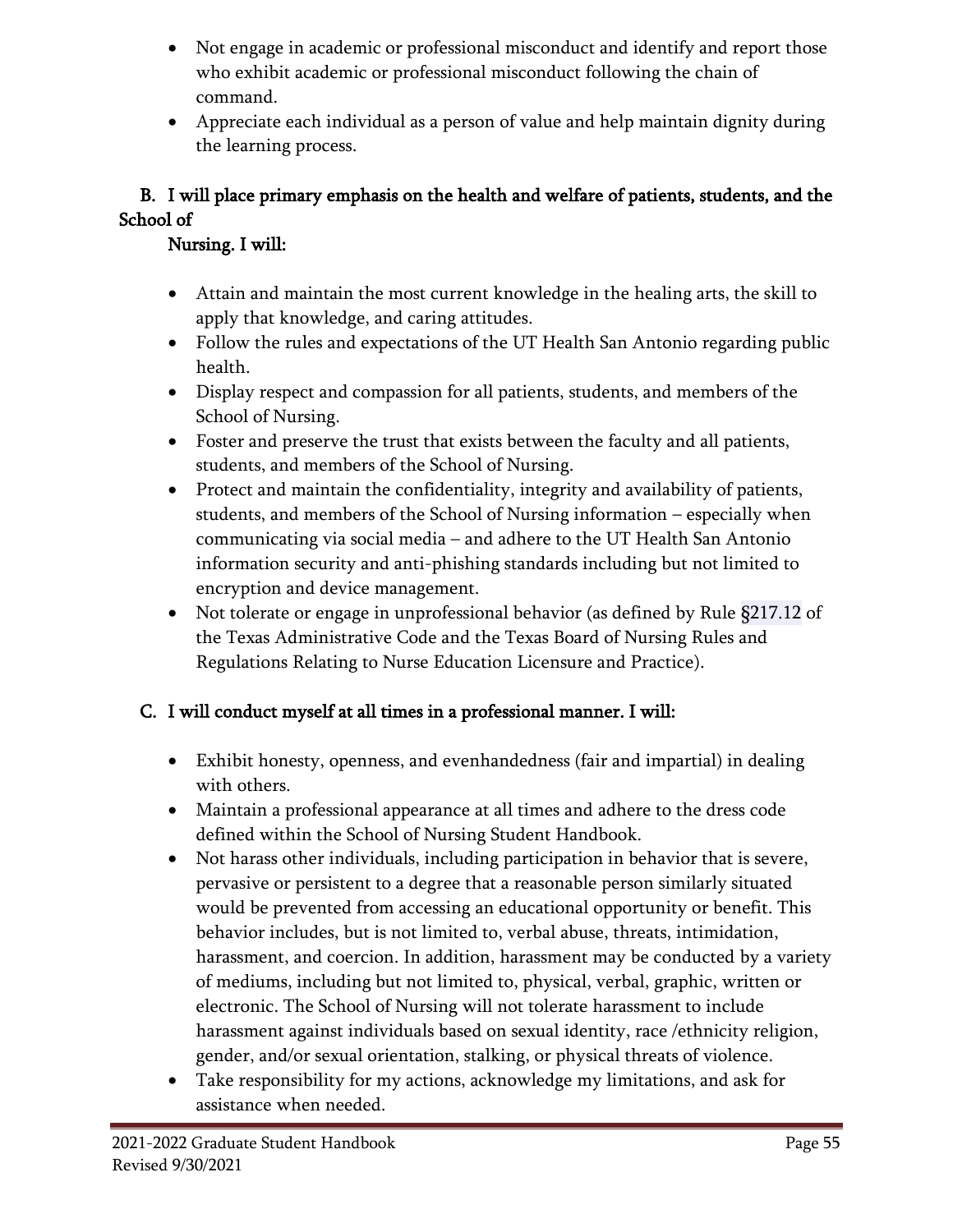- Not engage in academic or professional misconduct and identify and report those who exhibit academic or professional misconduct following the chain of command.
- Appreciate each individual as a person of value and help maintain dignity during the learning process.

**B. I will place primary emphasis on the health and welfare of patients, students, and the School of Nursing. I will:**

- Attain and maintain the most current knowledge in the healing arts, the skill to apply that knowledge, and caring attitudes.
- Follow the rules and expectations of the UT Health San Antonio regarding public health.
- Display respect and compassion for all patients, students, and members of the School of Nursing.
- Foster and preserve the trust that exists between the faculty and all patients, students, and members of the School of Nursing.
- Protect and maintain the confidentiality, integrity and availability of patients, students, and members of the School of Nursing information – especially when communicating via social media – and adhere to the UT Health San Antonio information security and anti-phishing standards including but not limited to encryption and device management.
- Not tolerate or engage in unprofessional behavior (as defined by Rule §217.12 of the Texas Administrative Code and the Texas Board of Nursing Rules and Regulations Relating to Nurse Education Licensure and Practice).

**C. I will conduct myself at all times in a professional manner. I will:**

- Exhibit honesty, openness, and evenhandedness (fair and impartial) in dealing with others.
- Maintain a professional appearance at all times and adhere to the dress code defined within the School of Nursing Student Handbook.
- Not harass other individuals, including participation in behavior that is severe, pervasive or persistent to a degree that a reasonable person similarly situated would be prevented from accessing an educational opportunity or benefit. This behavior includes, but is not limited to, verbal abuse, threats, intimidation, harassment, and coercion. In addition, harassment may be conducted by a variety of mediums, including but not limited to, physical, verbal, graphic, written or electronic. The School of Nursing will not tolerate harassment to include harassment against individuals based on sexual identity, race /ethnicity religion, gender, and/or sexual orientation, stalking, or physical threats of violence.
- Take responsibility for my actions, acknowledge my limitations, and ask for assistance when needed.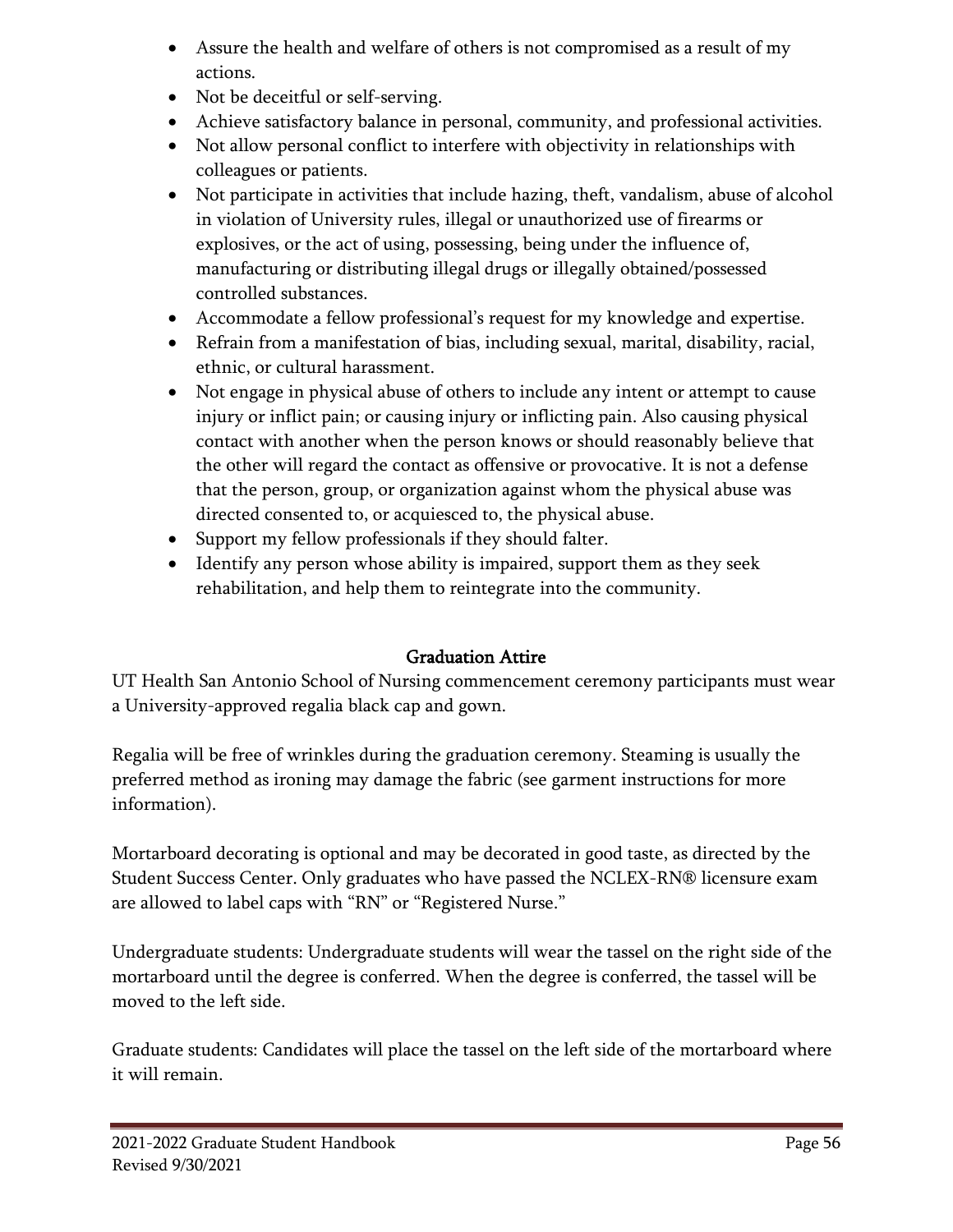- Assure the health and welfare of others is not compromised as a result of my actions.
- Not be deceitful or self-serving.
- Achieve satisfactory balance in personal, community, and professional activities.
- Not allow personal conflict to interfere with objectivity in relationships with colleagues or patients.
- Not participate in activities that include hazing, theft, vandalism, abuse of alcohol in violation of University rules, illegal or unauthorized use of firearms or explosives, or the act of using, possessing, being under the influence of, manufacturing or distributing illegal drugs or illegally obtained/possessed controlled substances.
- Accommodate a fellow professional's request for my knowledge and expertise.
- Refrain from a manifestation of bias, including sexual, marital, disability, racial, ethnic, or cultural harassment.
- Not engage in physical abuse of others to include any intent or attempt to cause injury or inflict pain; or causing injury or inflicting pain. Also causing physical contact with another when the person knows or should reasonably believe that the other will regard the contact as offensive or provocative. It is not a defense that the person, group, or organization against whom the physical abuse was directed consented to, or acquiesced to, the physical abuse.
- Support my fellow professionals if they should falter.
- Identify any person whose ability is impaired, support them as they seek rehabilitation, and help them to reintegrate into the community.

## Graduation Attire

UT Health San Antonio School of Nursing commencement ceremony participants must wear a University-approved regalia black cap and gown.

Regalia will be free of wrinkles during the graduation ceremony. Steaming is usually the preferred method as ironing may damage the fabric (see garment instructions for more information).

Mortarboard decorating is optional and may be decorated in good taste, as directed by the Student Success Center. Only graduates who have passed the NCLEX-RN® licensure exam are allowed to label caps with "RN" or "Registered Nurse."

Undergraduate students: Undergraduate students will wear the tassel on the right side of the mortarboard until the degree is conferred. When the degree is conferred, the tassel will be moved to the left side.

Graduate students: Candidates will place the tassel on the left side of the mortarboard where it will remain.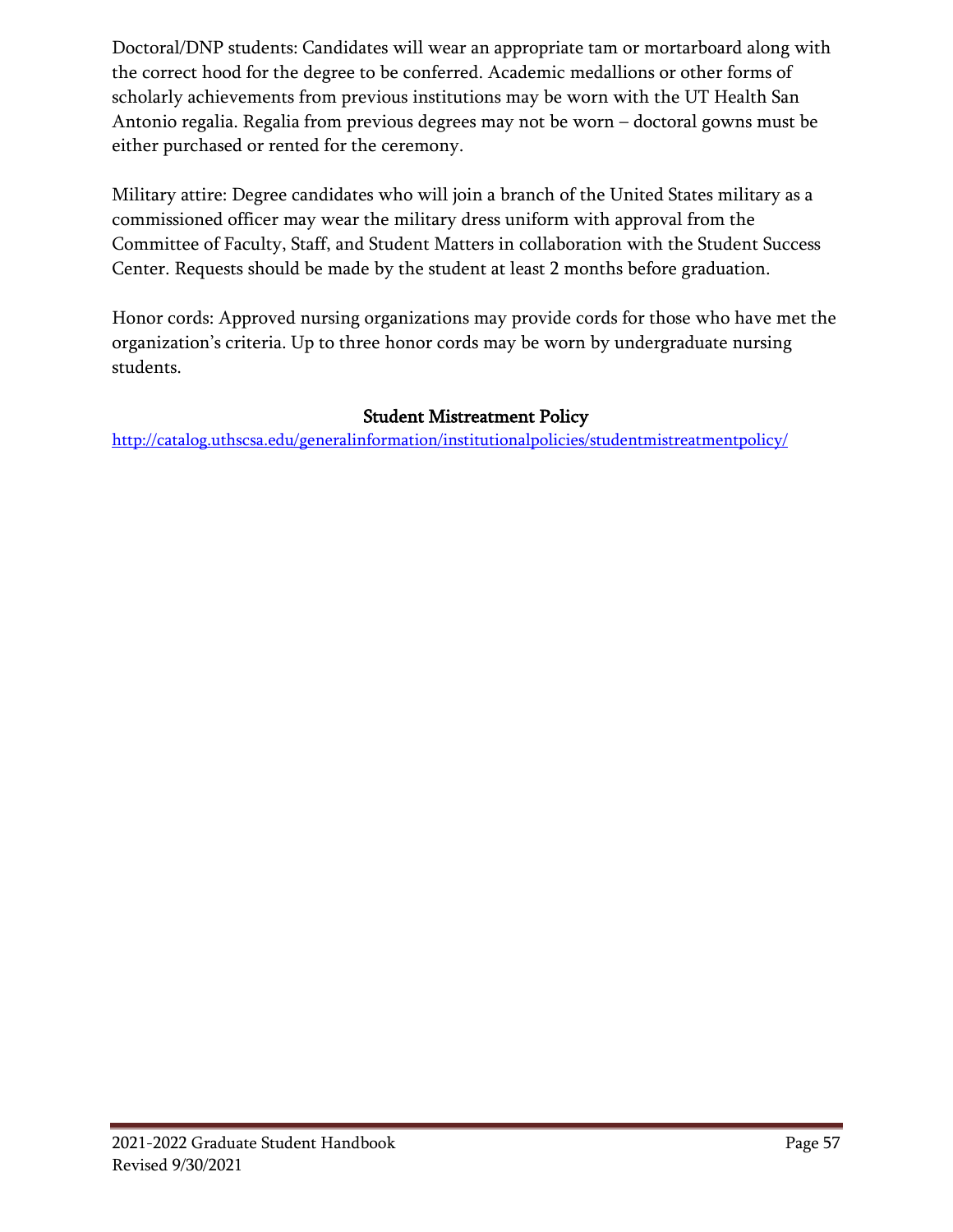Doctoral/DNP students: Candidates will wear an appropriate tam or mortarboard along with the correct hood for the degree to be conferred. Academic medallions or other forms of scholarly achievements from previous institutions may be worn with the UT Health San Antonio regalia. Regalia from previous degrees may not be worn – doctoral gowns must be either purchased or rented for the ceremony.

Military attire: Degree candidates who will join a branch of the United States military as a commissioned officer may wear the military dress uniform with approval from the Committee of Faculty, Staff, and Student Matters in collaboration with the Student Success Center. Requests should be made by the student at least 2 months before graduation.

Honor cords: Approved nursing organizations may provide cords for those who have met the organization's criteria. Up to three honor cords may be worn by undergraduate nursing students.

## Student Mistreatment Policy

http://catalog.uthscsa.edu/generalinformation/institutionalpolicies/studentmistreatmentpolicy/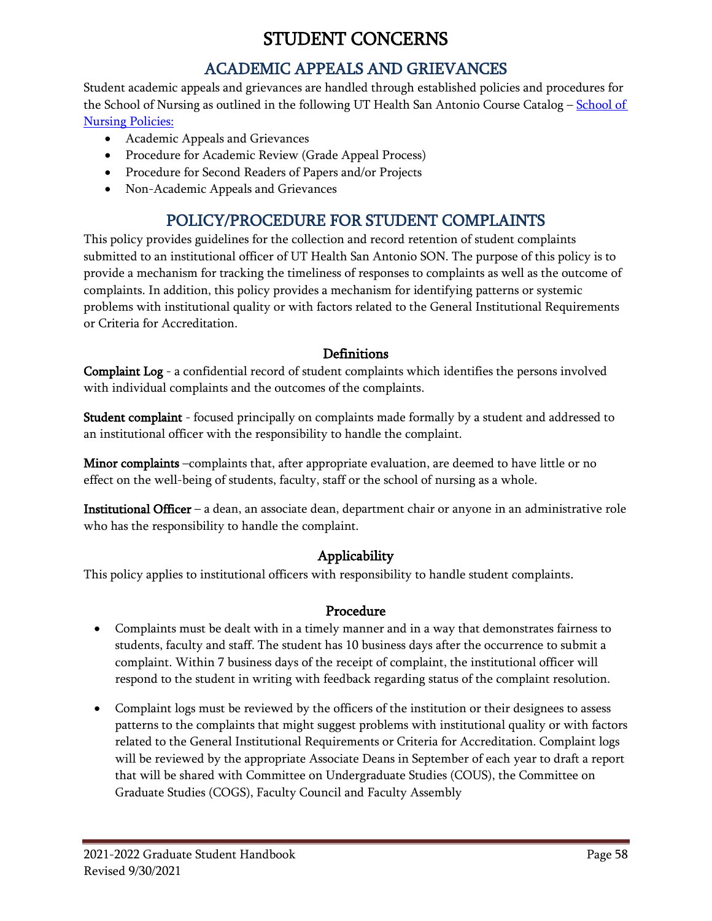# STUDENT CONCERNS

## ACADEMIC APPEALS AND GRIEVANCES

Student academic appeals and grievances are handled through established policies and procedures for the School of Nursing as outlined in the following UT Health San Antonio Course Catalog – School of Nursing Policies:

- Academic Appeals and Grievances
- Procedure for Academic Review (Grade Appeal Process)
- Procedure for Second Readers of Papers and/or Projects
- Non-Academic Appeals and Grievances

## POLICY/PROCEDURE FOR STUDENT COMPLAINTS

This policy provides guidelines for the collection and record retention of student complaints submitted to an institutional officer of UT Health San Antonio SON. The purpose of this policy is to provide a mechanism for tracking the timeliness of responses to complaints as well as the outcome of complaints. In addition, this policy provides a mechanism for identifying patterns or systemic problems with institutional quality or with factors related to the General Institutional Requirements or Criteria for Accreditation.

### Definitions

**Complaint Log** - a confidential record of student complaints which identifies the persons involved with individual complaints and the outcomes of the complaints.

**Student complaint** - focused principally on complaints made formally by a student and addressed to an institutional officer with the responsibility to handle the complaint.

**Minor complaints** –complaints that, after appropriate evaluation, are deemed to have little or no effect on the well-being of students, faculty, staff or the school of nursing as a whole.

**Institutional Officer** – a dean, an associate dean, department chair or anyone in an administrative role who has the responsibility to handle the complaint.

### Applicability

This policy applies to institutional officers with responsibility to handle student complaints.

### Procedure

- Complaints must be dealt with in a timely manner and in a way that demonstrates fairness to students, faculty and staff. The student has 10 business days after the occurrence to submit a complaint. Within 7 business days of the receipt of complaint, the institutional officer will respond to the student in writing with feedback regarding status of the complaint resolution.
- Complaint logs must be reviewed by the officers of the institution or their designees to assess patterns to the complaints that might suggest problems with institutional quality or with factors related to the General Institutional Requirements or Criteria for Accreditation. Complaint logs will be reviewed by the appropriate Associate Deans in September of each year to draft a report that will be shared with Committee on Undergraduate Studies (COUS), the Committee on Graduate Studies (COGS), Faculty Council and Faculty Assembly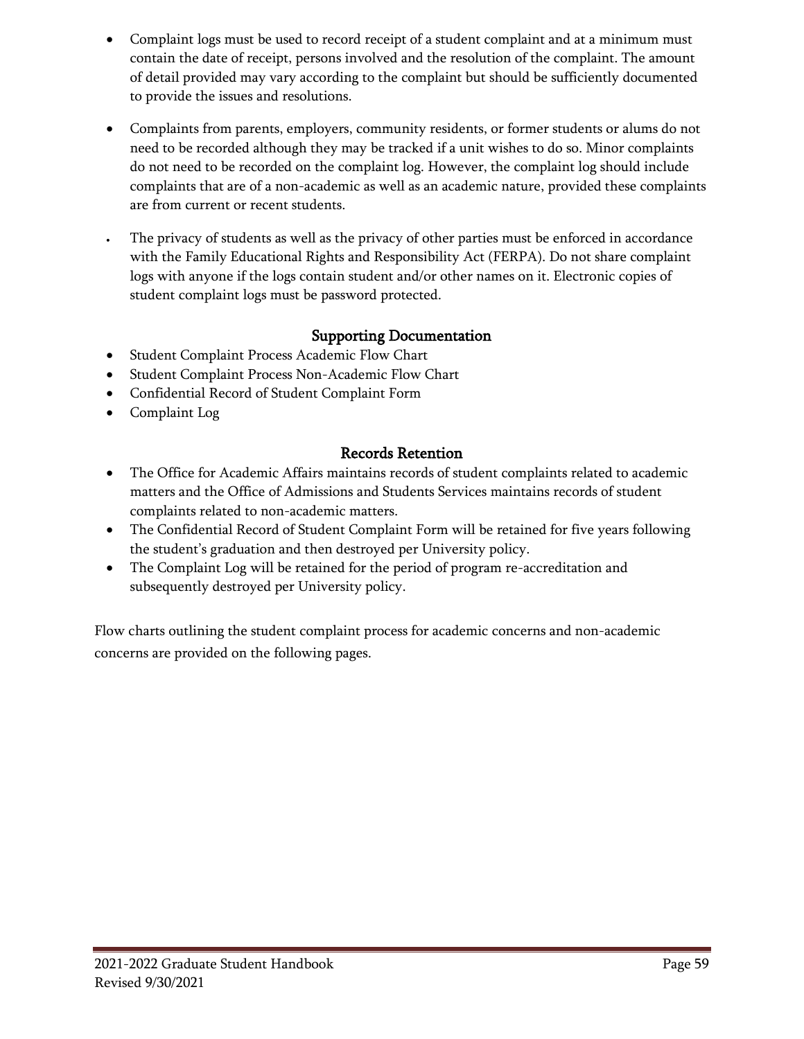- Complaint logs must be used to record receipt of a student complaint and at a minimum must contain the date of receipt, persons involved and the resolution of the complaint. The amount of detail provided may vary according to the complaint but should be sufficiently documented to provide the issues and resolutions.

- Complaints from parents, employers, community residents, or former students or alums do not need to be recorded although they may be tracked if a unit wishes to do so. Minor complaints do not need to be recorded on the complaint log. However, the complaint log should include complaints that are of a non-academic as well as an academic nature, provided these complaints are from current or recent students.

- The privacy of students as well as the privacy of other parties must be enforced in accordance with the Family Educational Rights and Responsibility Act (FERPA). Do not share complaint logs with anyone if the logs contain student and/or other names on it. Electronic copies of student complaint logs must be password protected.

## Supporting Documentation

- Student Complaint Process Academic Flow Chart
- Student Complaint Process Non-Academic Flow Chart
- Confidential Record of Student Complaint Form
- Complaint Log

## Records Retention

- The Office for Academic Affairs maintains records of student complaints related to academic matters and the Office of Admissions and Students Services maintains records of student complaints related to non-academic matters.
- The Confidential Record of Student Complaint Form will be retained for five years following the student's graduation and then destroyed per University policy.
- The Complaint Log will be retained for the period of program re-accreditation and subsequently destroyed per University policy.

Flow charts outlining the student complaint process for academic concerns and non-academic concerns are provided on the following pages.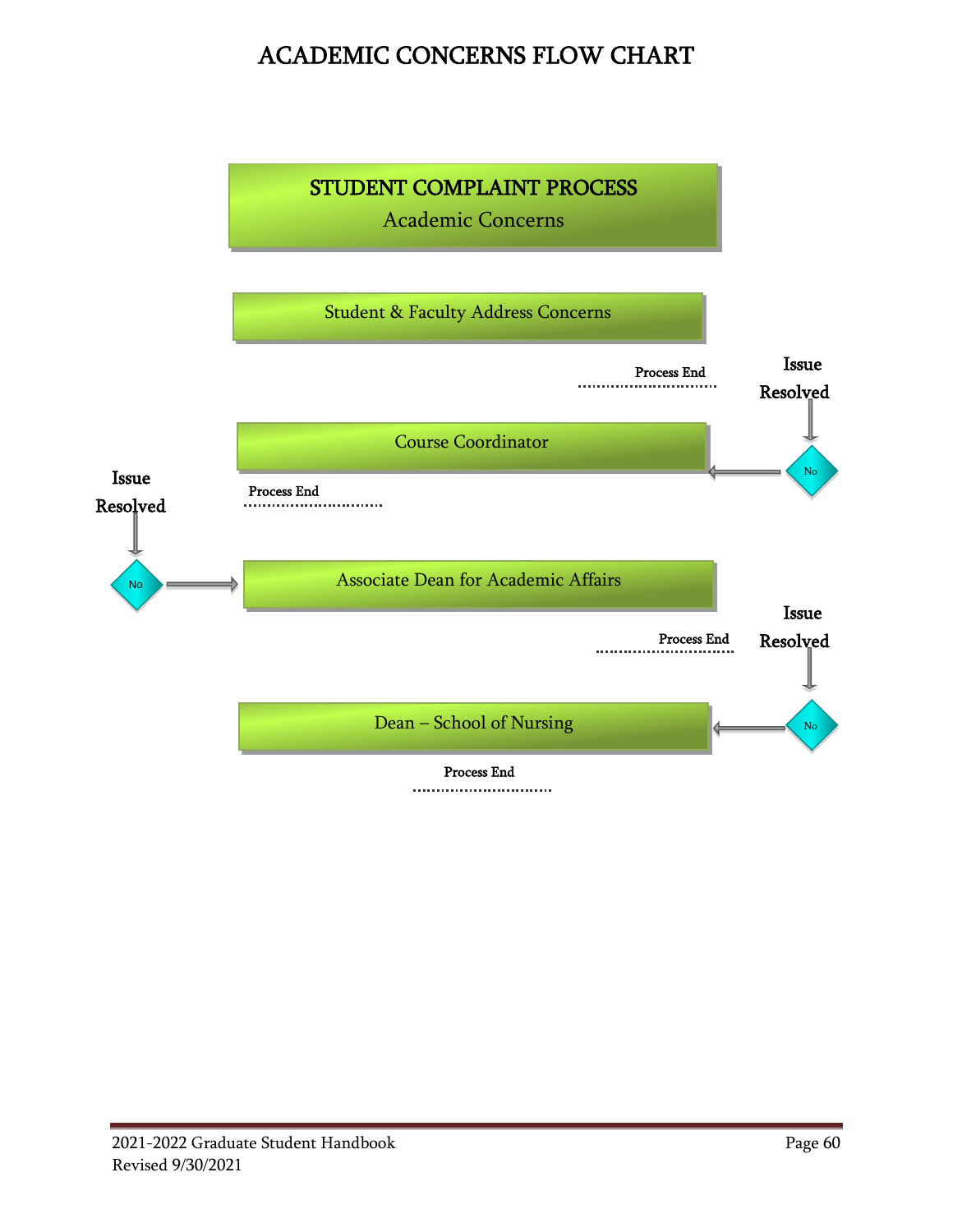# ACADEMIC CONCERNS FLOW CHART

**STUDENT COMPLAINT PROCESS**

Academic Concerns

Student & Faculty Address Concerns

Process End

Issue Resolved

No

Course Coordinator

Issue Resolved

Process End

No

Associate Dean for Academic Affairs

Issue Resolved

Process End

No

Dean – School of Nursing

Process End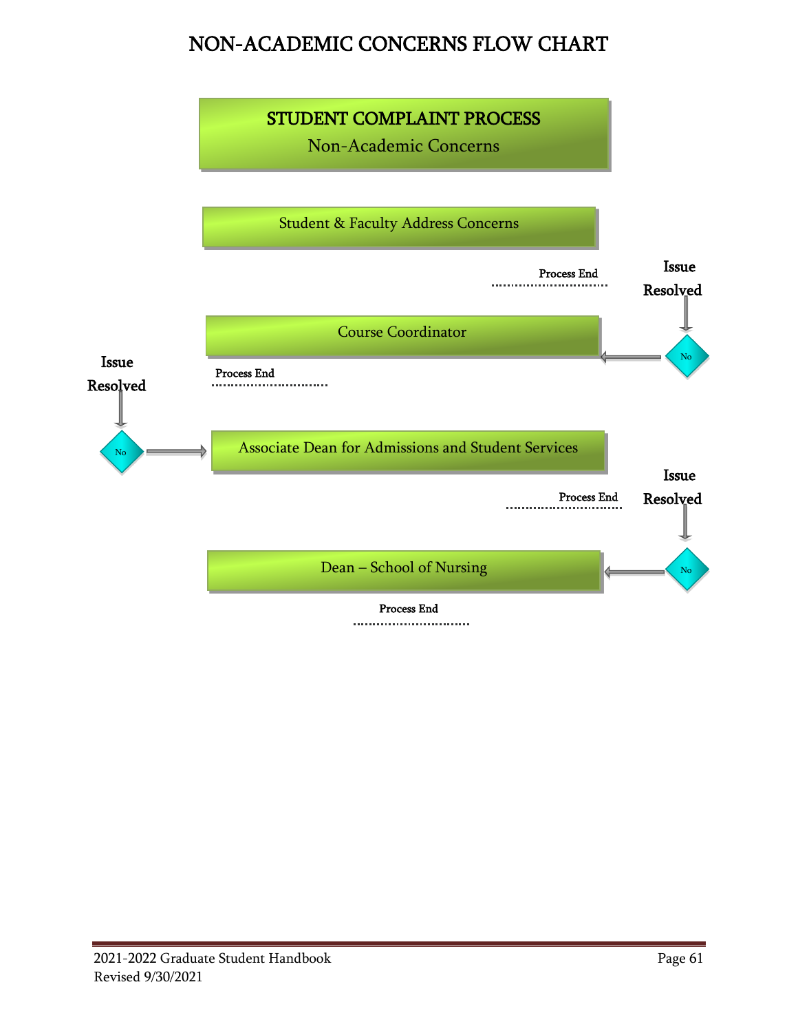# NON-ACADEMIC CONCERNS FLOW CHART

**STUDENT COMPLAINT PROCESS**

Non-Academic Concerns

Student & Faculty Address Concerns

Issue Resolved → Process End

No ↓

Course Coordinator

Issue Resolved → Process End

No ↓

Associate Dean for Admissions and Student Services

Issue Resolved → Process End

No ↓

Dean – School of Nursing

Process End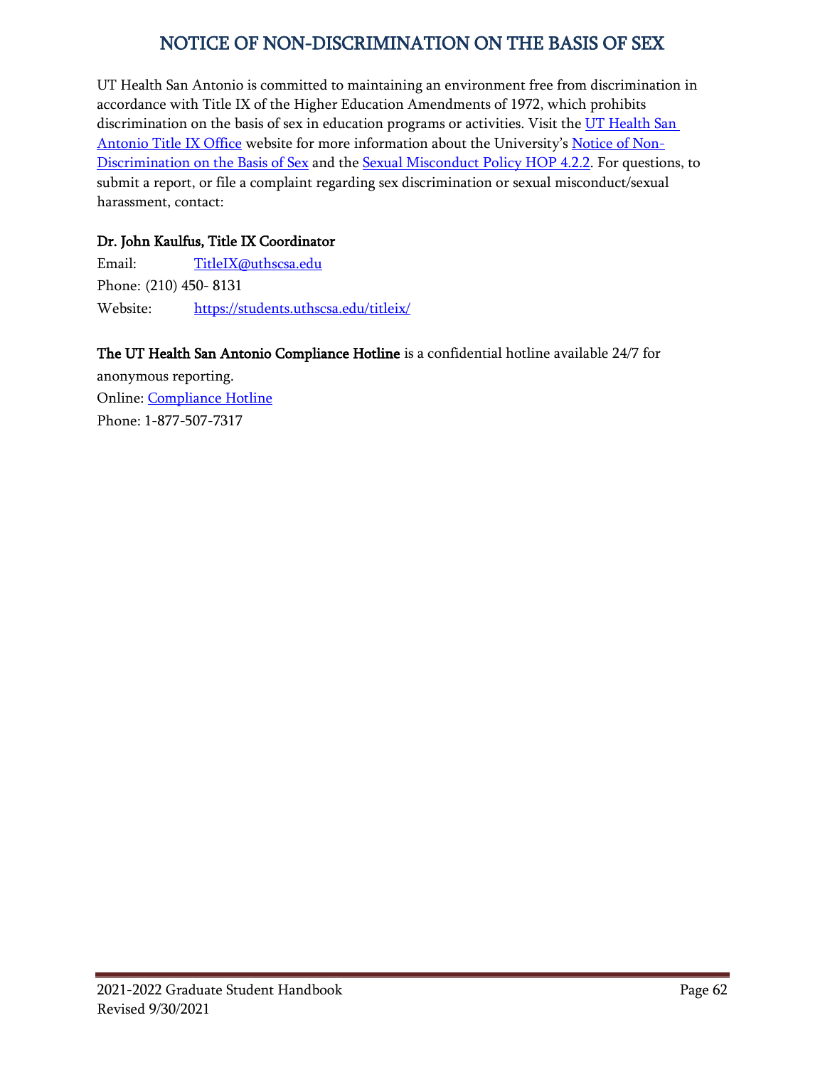# NOTICE OF NON-DISCRIMINATION ON THE BASIS OF SEX

UT Health San Antonio is committed to maintaining an environment free from discrimination in accordance with Title IX of the Higher Education Amendments of 1972, which prohibits discrimination on the basis of sex in education programs or activities. Visit the UT Health San Antonio Title IX Office website for more information about the University's Notice of Non-Discrimination on the Basis of Sex and the Sexual Misconduct Policy HOP 4.2.2. For questions, to submit a report, or file a complaint regarding sex discrimination or sexual misconduct/sexual harassment, contact:

**Dr. John Kaulfus, Title IX Coordinator**

Email: TitleIX@uthscsa.edu
Phone: (210) 450- 8131
Website: https://students.uthscsa.edu/titleix/

**The UT Health San Antonio Compliance Hotline** is a confidential hotline available 24/7 for anonymous reporting.
Online: Compliance Hotline
Phone: 1-877-507-7317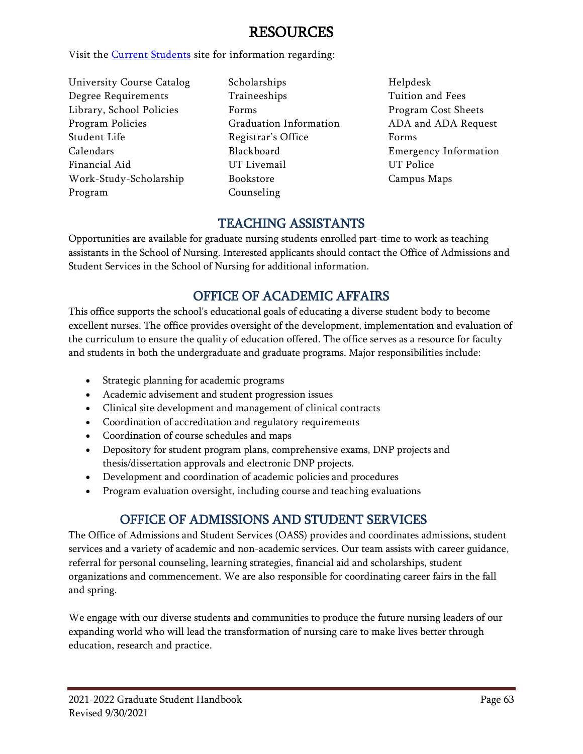# RESOURCES

Visit the [Current Students](#) site for information regarding:

- University Course Catalog
- Degree Requirements
- Library, School Policies
- Program Policies
- Student Life
- Calendars
- Financial Aid
- Work-Study-Scholarship Program
- Scholarships
- Traineeships
- Forms
- Graduation Information
- Registrar's Office
- Blackboard
- UT Livemail
- Bookstore
- Counseling
- Helpdesk
- Tuition and Fees
- Program Cost Sheets
- ADA and ADA Request Forms
- Emergency Information
- UT Police
- Campus Maps

## TEACHING ASSISTANTS

Opportunities are available for graduate nursing students enrolled part-time to work as teaching assistants in the School of Nursing. Interested applicants should contact the Office of Admissions and Student Services in the School of Nursing for additional information.

## OFFICE OF ACADEMIC AFFAIRS

This office supports the school's educational goals of educating a diverse student body to become excellent nurses. The office provides oversight of the development, implementation and evaluation of the curriculum to ensure the quality of education offered. The office serves as a resource for faculty and students in both the undergraduate and graduate programs. Major responsibilities include:

- Strategic planning for academic programs
- Academic advisement and student progression issues
- Clinical site development and management of clinical contracts
- Coordination of accreditation and regulatory requirements
- Coordination of course schedules and maps
- Depository for student program plans, comprehensive exams, DNP projects and thesis/dissertation approvals and electronic DNP projects.
- Development and coordination of academic policies and procedures
- Program evaluation oversight, including course and teaching evaluations

## OFFICE OF ADMISSIONS AND STUDENT SERVICES

The Office of Admissions and Student Services (OASS) provides and coordinates admissions, student services and a variety of academic and non-academic services. Our team assists with career guidance, referral for personal counseling, learning strategies, financial aid and scholarships, student organizations and commencement. We are also responsible for coordinating career fairs in the fall and spring.

We engage with our diverse students and communities to produce the future nursing leaders of our expanding world who will lead the transformation of nursing care to make lives better through education, research and practice.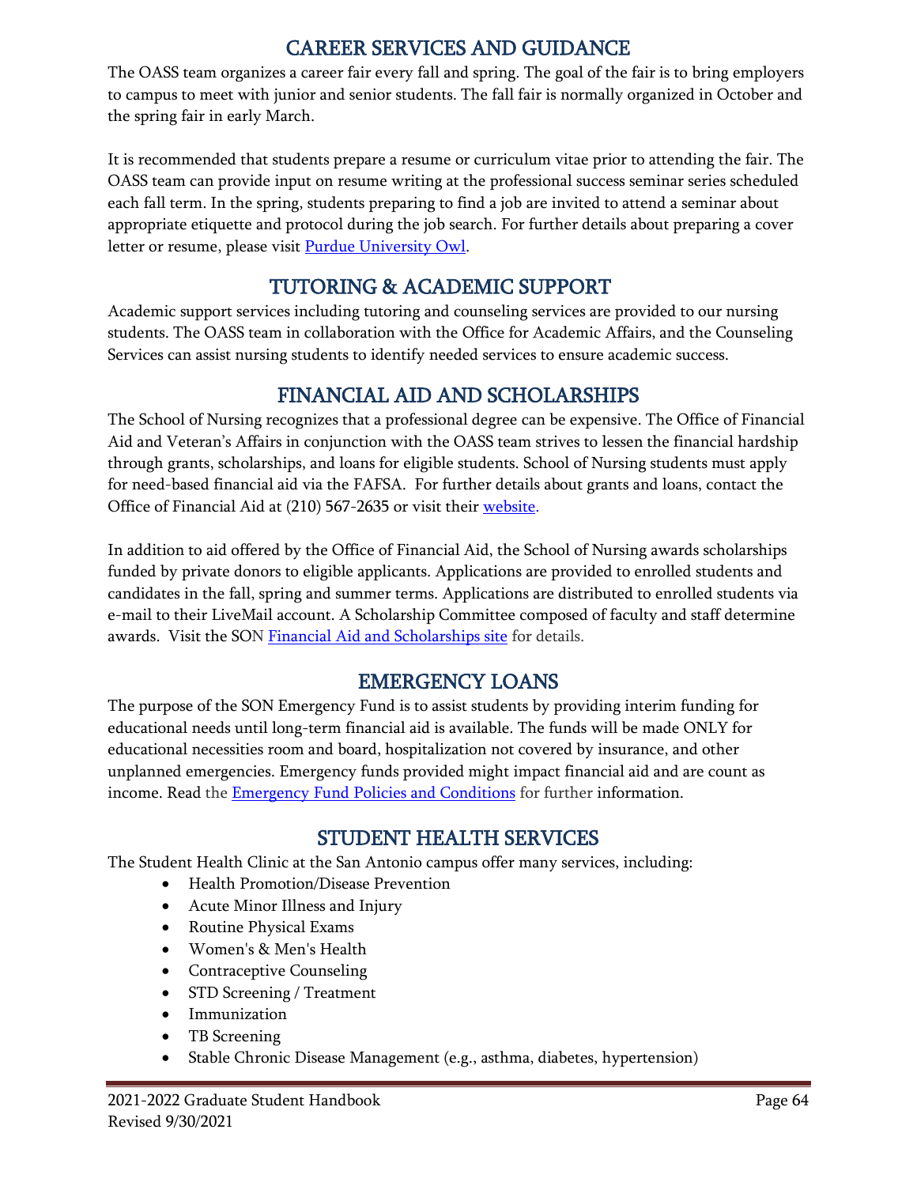## CAREER SERVICES AND GUIDANCE

The OASS team organizes a career fair every fall and spring. The goal of the fair is to bring employers to campus to meet with junior and senior students. The fall fair is normally organized in October and the spring fair in early March.

It is recommended that students prepare a resume or curriculum vitae prior to attending the fair. The OASS team can provide input on resume writing at the professional success seminar series scheduled each fall term. In the spring, students preparing to find a job are invited to attend a seminar about appropriate etiquette and protocol during the job search. For further details about preparing a cover letter or resume, please visit Purdue University Owl.

## TUTORING & ACADEMIC SUPPORT

Academic support services including tutoring and counseling services are provided to our nursing students. The OASS team in collaboration with the Office for Academic Affairs, and the Counseling Services can assist nursing students to identify needed services to ensure academic success.

## FINANCIAL AID AND SCHOLARSHIPS

The School of Nursing recognizes that a professional degree can be expensive. The Office of Financial Aid and Veteran's Affairs in conjunction with the OASS team strives to lessen the financial hardship through grants, scholarships, and loans for eligible students. School of Nursing students must apply for need-based financial aid via the FAFSA. For further details about grants and loans, contact the Office of Financial Aid at (210) 567-2635 or visit their website.

In addition to aid offered by the Office of Financial Aid, the School of Nursing awards scholarships funded by private donors to eligible applicants. Applications are provided to enrolled students and candidates in the fall, spring and summer terms. Applications are distributed to enrolled students via e-mail to their LiveMail account. A Scholarship Committee composed of faculty and staff determine awards. Visit the SON Financial Aid and Scholarships site for details.

## EMERGENCY LOANS

The purpose of the SON Emergency Fund is to assist students by providing interim funding for educational needs until long-term financial aid is available. The funds will be made ONLY for educational necessities room and board, hospitalization not covered by insurance, and other unplanned emergencies. Emergency funds provided might impact financial aid and are count as income. Read the Emergency Fund Policies and Conditions for further information.

## STUDENT HEALTH SERVICES

The Student Health Clinic at the San Antonio campus offer many services, including:

- Health Promotion/Disease Prevention
- Acute Minor Illness and Injury
- Routine Physical Exams
- Women's & Men's Health
- Contraceptive Counseling
- STD Screening / Treatment
- Immunization
- TB Screening
- Stable Chronic Disease Management (e.g., asthma, diabetes, hypertension)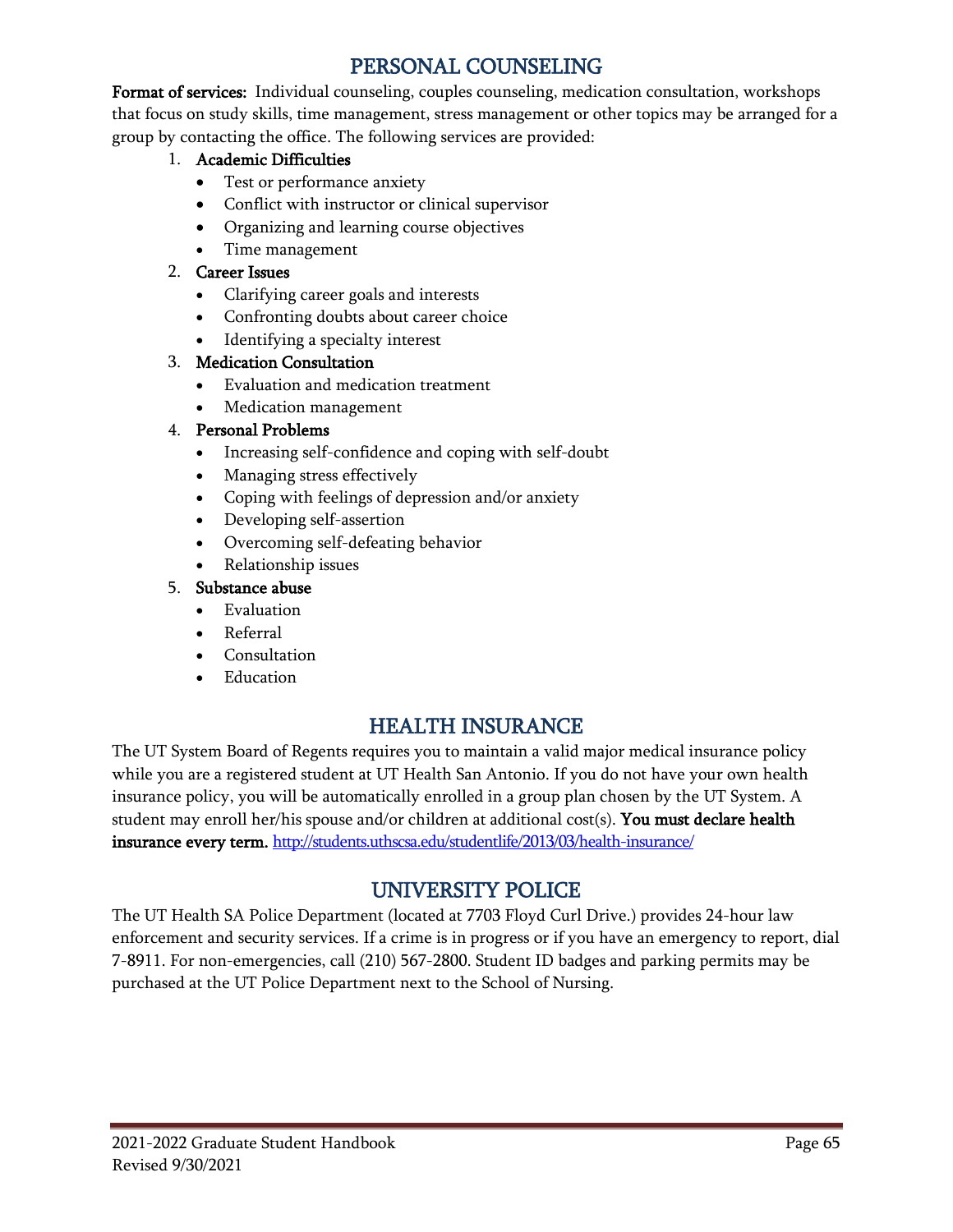## PERSONAL COUNSELING

**Format of services:** Individual counseling, couples counseling, medication consultation, workshops that focus on study skills, time management, stress management or other topics may be arranged for a group by contacting the office. The following services are provided:

1. **Academic Difficulties**
   - Test or performance anxiety
   - Conflict with instructor or clinical supervisor
   - Organizing and learning course objectives
   - Time management
2. **Career Issues**
   - Clarifying career goals and interests
   - Confronting doubts about career choice
   - Identifying a specialty interest
3. **Medication Consultation**
   - Evaluation and medication treatment
   - Medication management
4. **Personal Problems**
   - Increasing self-confidence and coping with self-doubt
   - Managing stress effectively
   - Coping with feelings of depression and/or anxiety
   - Developing self-assertion
   - Overcoming self-defeating behavior
   - Relationship issues
5. **Substance abuse**
   - Evaluation
   - Referral
   - Consultation
   - Education

## HEALTH INSURANCE

The UT System Board of Regents requires you to maintain a valid major medical insurance policy while you are a registered student at UT Health San Antonio. If you do not have your own health insurance policy, you will be automatically enrolled in a group plan chosen by the UT System. A student may enroll her/his spouse and/or children at additional cost(s). **You must declare health insurance every term.** http://students.uthscsa.edu/studentlife/2013/03/health-insurance/

## UNIVERSITY POLICE

The UT Health SA Police Department (located at 7703 Floyd Curl Drive.) provides 24-hour law enforcement and security services. If a crime is in progress or if you have an emergency to report, dial 7-8911. For non-emergencies, call (210) 567-2800. Student ID badges and parking permits may be purchased at the UT Police Department next to the School of Nursing.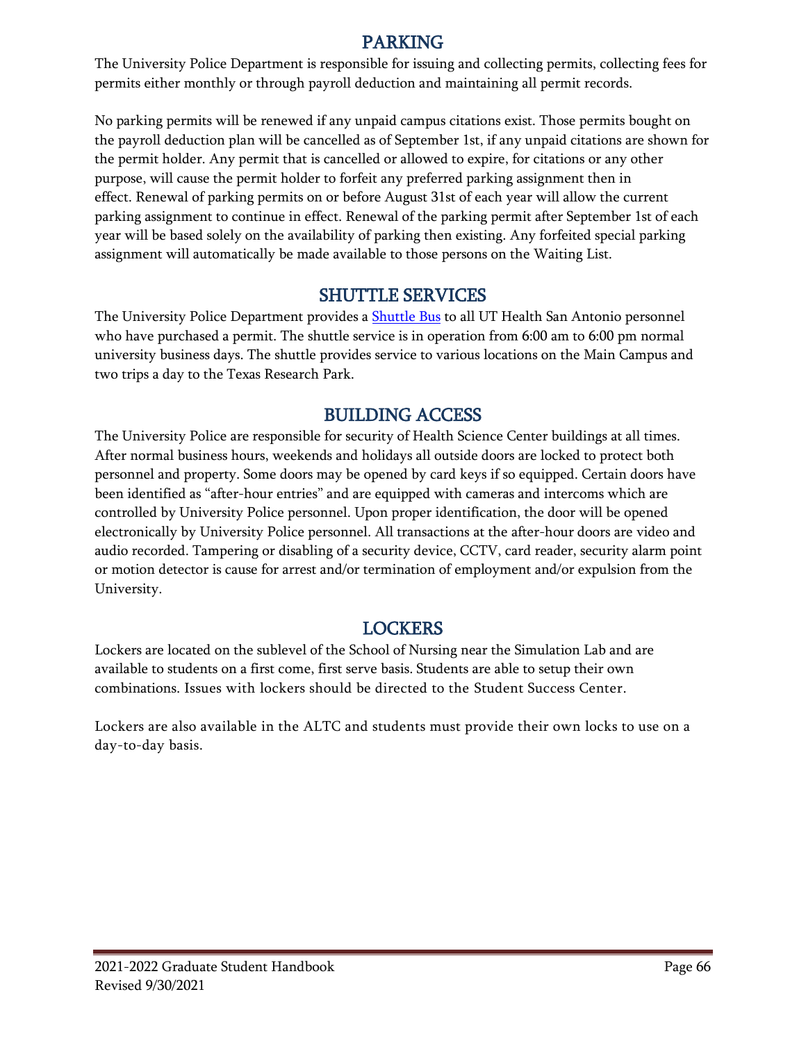## PARKING

The University Police Department is responsible for issuing and collecting permits, collecting fees for permits either monthly or through payroll deduction and maintaining all permit records.

No parking permits will be renewed if any unpaid campus citations exist. Those permits bought on the payroll deduction plan will be cancelled as of September 1st, if any unpaid citations are shown for the permit holder. Any permit that is cancelled or allowed to expire, for citations or any other purpose, will cause the permit holder to forfeit any preferred parking assignment then in effect. Renewal of parking permits on or before August 31st of each year will allow the current parking assignment to continue in effect. Renewal of the parking permit after September 1st of each year will be based solely on the availability of parking then existing. Any forfeited special parking assignment will automatically be made available to those persons on the Waiting List.

## SHUTTLE SERVICES

The University Police Department provides a Shuttle Bus to all UT Health San Antonio personnel who have purchased a permit. The shuttle service is in operation from 6:00 am to 6:00 pm normal university business days. The shuttle provides service to various locations on the Main Campus and two trips a day to the Texas Research Park.

## BUILDING ACCESS

The University Police are responsible for security of Health Science Center buildings at all times. After normal business hours, weekends and holidays all outside doors are locked to protect both personnel and property. Some doors may be opened by card keys if so equipped. Certain doors have been identified as "after-hour entries" and are equipped with cameras and intercoms which are controlled by University Police personnel. Upon proper identification, the door will be opened electronically by University Police personnel. All transactions at the after-hour doors are video and audio recorded. Tampering or disabling of a security device, CCTV, card reader, security alarm point or motion detector is cause for arrest and/or termination of employment and/or expulsion from the University.

## LOCKERS

Lockers are located on the sublevel of the School of Nursing near the Simulation Lab and are available to students on a first come, first serve basis. Students are able to setup their own combinations. Issues with lockers should be directed to the Student Success Center.

Lockers are also available in the ALTC and students must provide their own locks to use on a day-to-day basis.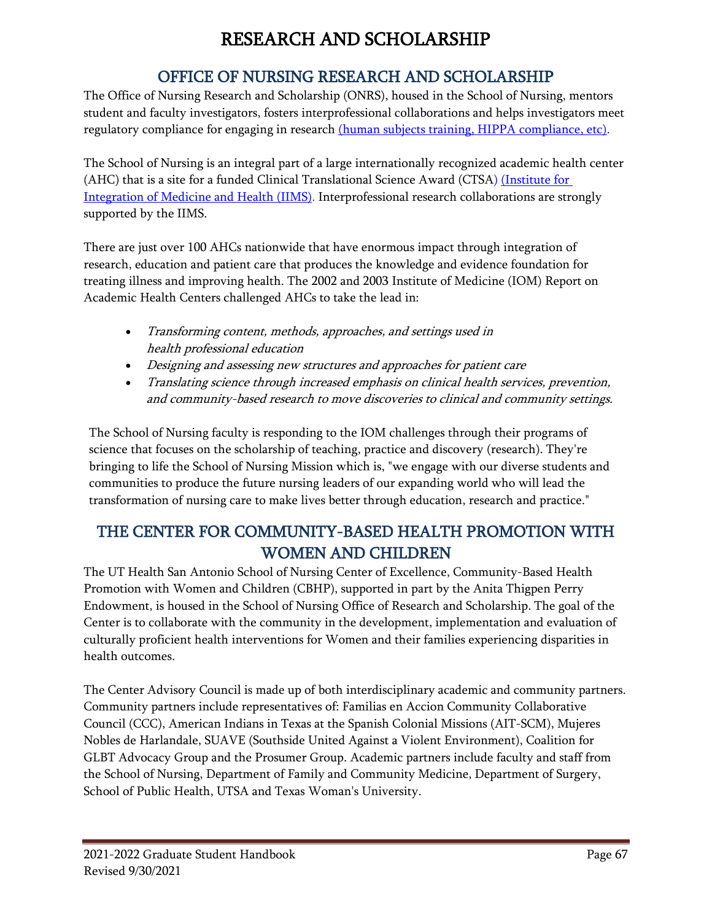# RESEARCH AND SCHOLARSHIP

## OFFICE OF NURSING RESEARCH AND SCHOLARSHIP

The Office of Nursing Research and Scholarship (ONRS), housed in the School of Nursing, mentors student and faculty investigators, fosters interprofessional collaborations and helps investigators meet regulatory compliance for engaging in research (human subjects training, HIPPA compliance, etc).

The School of Nursing is an integral part of a large internationally recognized academic health center (AHC) that is a site for a funded Clinical Translational Science Award (CTSA) (Institute for Integration of Medicine and Health (IIMS). Interprofessional research collaborations are strongly supported by the IIMS.

There are just over 100 AHCs nationwide that have enormous impact through integration of research, education and patient care that produces the knowledge and evidence foundation for treating illness and improving health. The 2002 and 2003 Institute of Medicine (IOM) Report on Academic Health Centers challenged AHCs to take the lead in:

- *Transforming content, methods, approaches, and settings used in health professional education*
- *Designing and assessing new structures and approaches for patient care*
- *Translating science through increased emphasis on clinical health services, prevention, and community-based research to move discoveries to clinical and community settings.*

The School of Nursing faculty is responding to the IOM challenges through their programs of science that focuses on the scholarship of teaching, practice and discovery (research). They're bringing to life the School of Nursing Mission which is, "we engage with our diverse students and communities to produce the future nursing leaders of our expanding world who will lead the transformation of nursing care to make lives better through education, research and practice."

## THE CENTER FOR COMMUNITY-BASED HEALTH PROMOTION WITH WOMEN AND CHILDREN

The UT Health San Antonio School of Nursing Center of Excellence, Community-Based Health Promotion with Women and Children (CBHP), supported in part by the Anita Thigpen Perry Endowment, is housed in the School of Nursing Office of Research and Scholarship. The goal of the Center is to collaborate with the community in the development, implementation and evaluation of culturally proficient health interventions for Women and their families experiencing disparities in health outcomes.

The Center Advisory Council is made up of both interdisciplinary academic and community partners. Community partners include representatives of: Familias en Accion Community Collaborative Council (CCC), American Indians in Texas at the Spanish Colonial Missions (AIT-SCM), Mujeres Nobles de Harlandale, SUAVE (Southside United Against a Violent Environment), Coalition for GLBT Advocacy Group and the Prosumer Group. Academic partners include faculty and staff from the School of Nursing, Department of Family and Community Medicine, Department of Surgery, School of Public Health, UTSA and Texas Woman's University.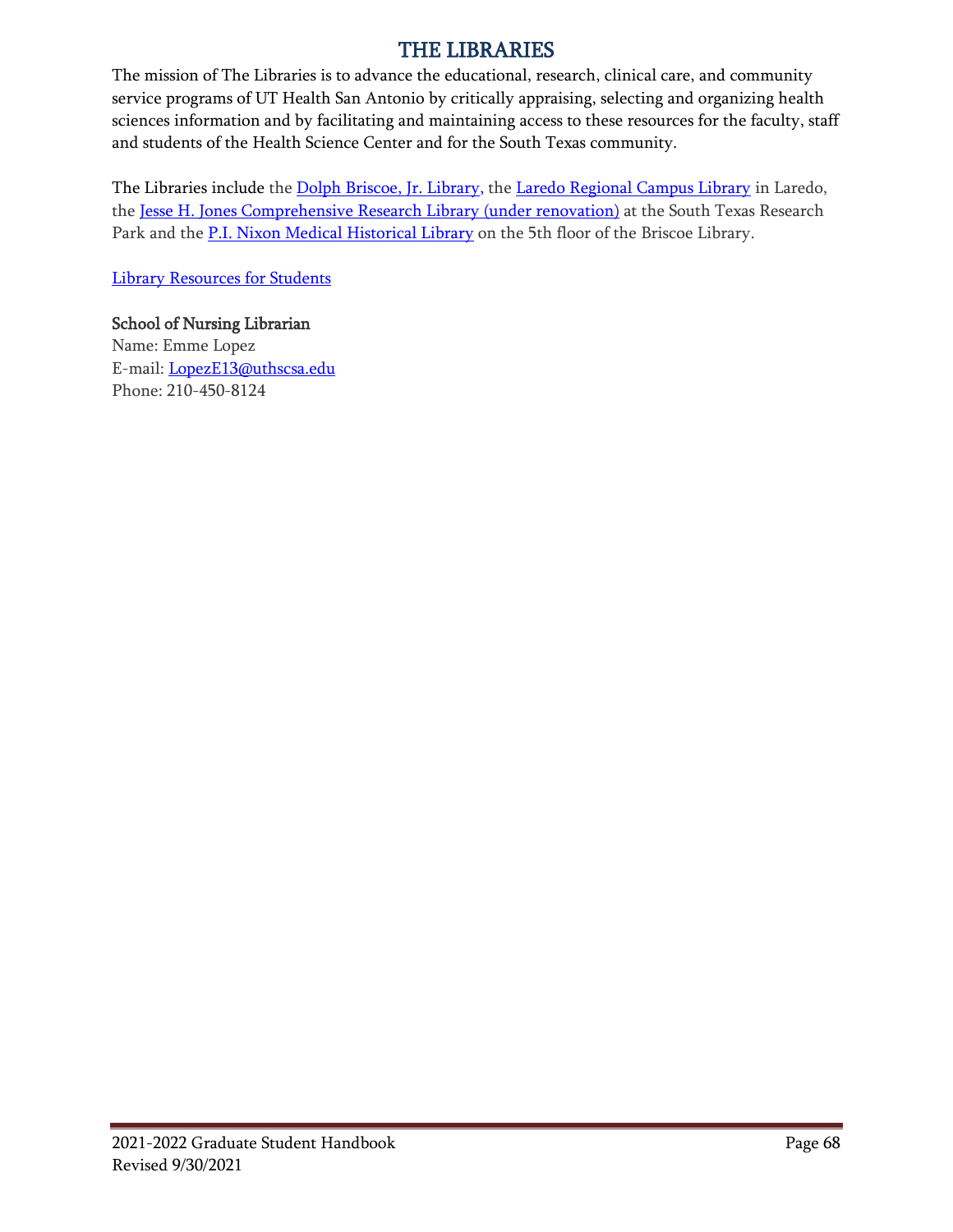# THE LIBRARIES

The mission of The Libraries is to advance the educational, research, clinical care, and community service programs of UT Health San Antonio by critically appraising, selecting and organizing health sciences information and by facilitating and maintaining access to these resources for the faculty, staff and students of the Health Science Center and for the South Texas community.

The Libraries include the Dolph Briscoe, Jr. Library, the Laredo Regional Campus Library in Laredo, the Jesse H. Jones Comprehensive Research Library (under renovation) at the South Texas Research Park and the P.I. Nixon Medical Historical Library on the 5th floor of the Briscoe Library.

Library Resources for Students

**School of Nursing Librarian**
Name: Emme Lopez
E-mail: LopezE13@uthscsa.edu
Phone: 210-450-8124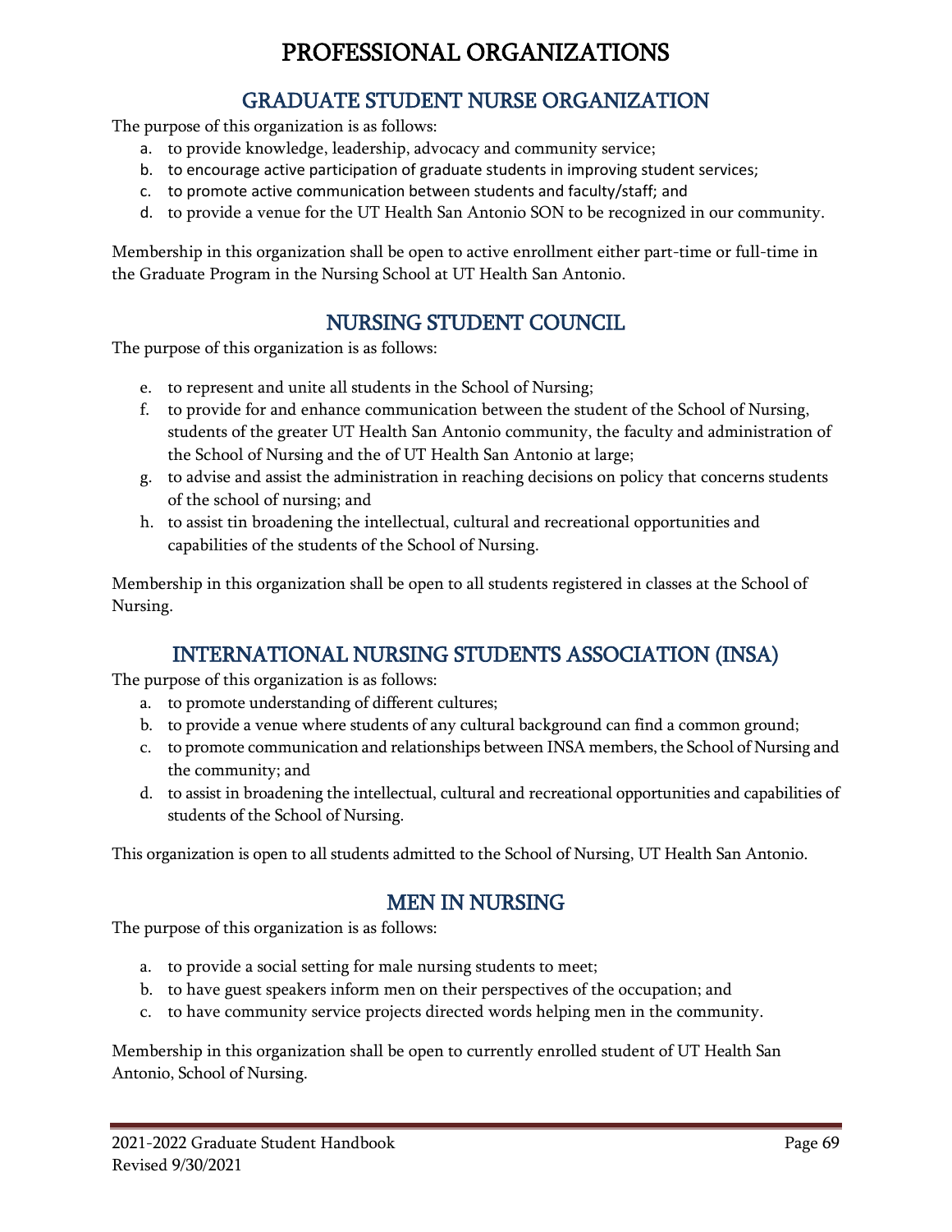# PROFESSIONAL ORGANIZATIONS

## GRADUATE STUDENT NURSE ORGANIZATION

The purpose of this organization is as follows:

a. to provide knowledge, leadership, advocacy and community service;
b. to encourage active participation of graduate students in improving student services;
c. to promote active communication between students and faculty/staff; and
d. to provide a venue for the UT Health San Antonio SON to be recognized in our community.

Membership in this organization shall be open to active enrollment either part-time or full-time in the Graduate Program in the Nursing School at UT Health San Antonio.

## NURSING STUDENT COUNCIL

The purpose of this organization is as follows:

e. to represent and unite all students in the School of Nursing;
f. to provide for and enhance communication between the student of the School of Nursing, students of the greater UT Health San Antonio community, the faculty and administration of the School of Nursing and the of UT Health San Antonio at large;
g. to advise and assist the administration in reaching decisions on policy that concerns students of the school of nursing; and
h. to assist tin broadening the intellectual, cultural and recreational opportunities and capabilities of the students of the School of Nursing.

Membership in this organization shall be open to all students registered in classes at the School of Nursing.

## INTERNATIONAL NURSING STUDENTS ASSOCIATION (INSA)

The purpose of this organization is as follows:

a. to promote understanding of different cultures;
b. to provide a venue where students of any cultural background can find a common ground;
c. to promote communication and relationships between INSA members, the School of Nursing and the community; and
d. to assist in broadening the intellectual, cultural and recreational opportunities and capabilities of students of the School of Nursing.

This organization is open to all students admitted to the School of Nursing, UT Health San Antonio.

## MEN IN NURSING

The purpose of this organization is as follows:

a. to provide a social setting for male nursing students to meet;
b. to have guest speakers inform men on their perspectives of the occupation; and
c. to have community service projects directed words helping men in the community.

Membership in this organization shall be open to currently enrolled student of UT Health San Antonio, School of Nursing.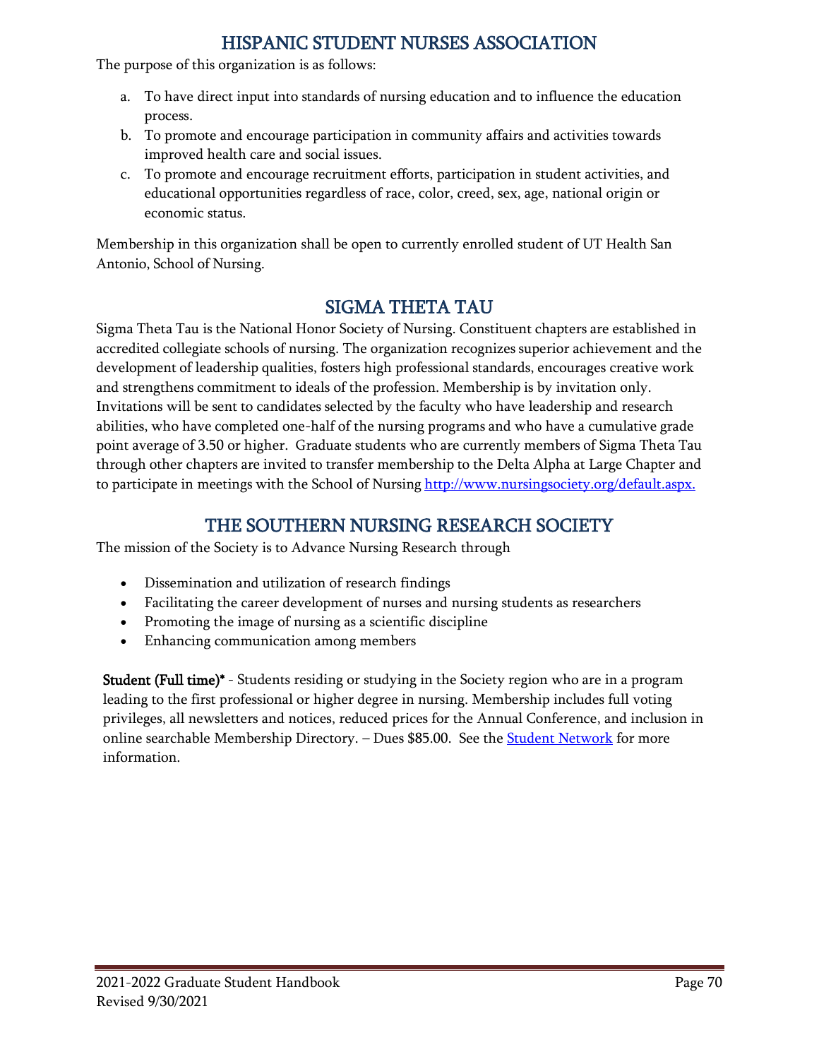## HISPANIC STUDENT NURSES ASSOCIATION

The purpose of this organization is as follows:

a. To have direct input into standards of nursing education and to influence the education process.
b. To promote and encourage participation in community affairs and activities towards improved health care and social issues.
c. To promote and encourage recruitment efforts, participation in student activities, and educational opportunities regardless of race, color, creed, sex, age, national origin or economic status.

Membership in this organization shall be open to currently enrolled student of UT Health San Antonio, School of Nursing.

## SIGMA THETA TAU

Sigma Theta Tau is the National Honor Society of Nursing. Constituent chapters are established in accredited collegiate schools of nursing. The organization recognizes superior achievement and the development of leadership qualities, fosters high professional standards, encourages creative work and strengthens commitment to ideals of the profession. Membership is by invitation only. Invitations will be sent to candidates selected by the faculty who have leadership and research abilities, who have completed one-half of the nursing programs and who have a cumulative grade point average of 3.50 or higher. Graduate students who are currently members of Sigma Theta Tau through other chapters are invited to transfer membership to the Delta Alpha at Large Chapter and to participate in meetings with the School of Nursing [http://www.nursingsociety.org/default.aspx.](http://www.nursingsociety.org/default.aspx)

## THE SOUTHERN NURSING RESEARCH SOCIETY

The mission of the Society is to Advance Nursing Research through

- Dissemination and utilization of research findings
- Facilitating the career development of nurses and nursing students as researchers
- Promoting the image of nursing as a scientific discipline
- Enhancing communication among members

**Student (Full time)\*** - Students residing or studying in the Society region who are in a program leading to the first professional or higher degree in nursing. Membership includes full voting privileges, all newsletters and notices, reduced prices for the Annual Conference, and inclusion in online searchable Membership Directory. – Dues $85.00. See the Student Network for more information.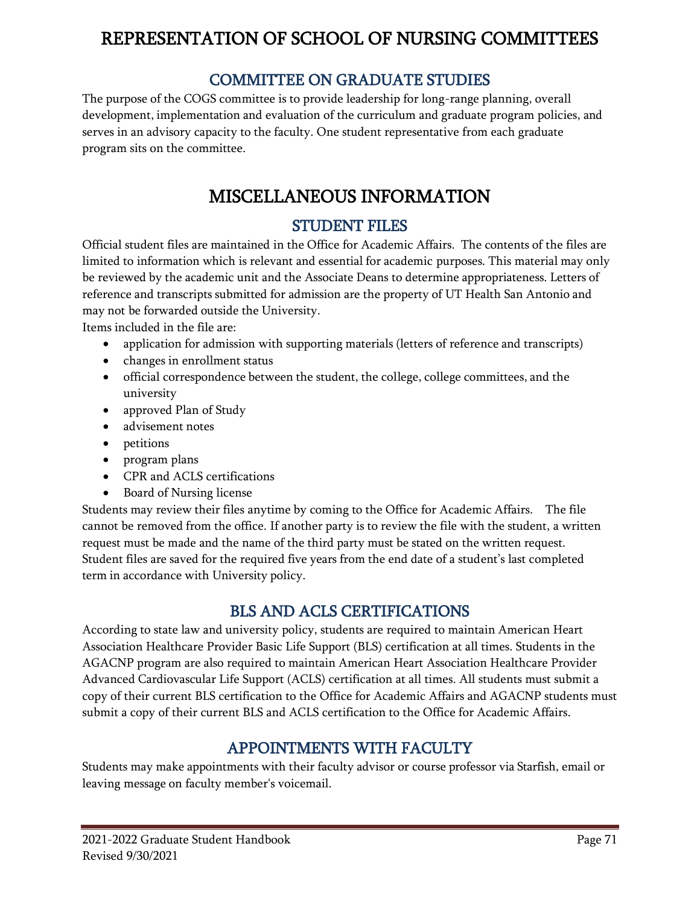# REPRESENTATION OF SCHOOL OF NURSING COMMITTEES

## COMMITTEE ON GRADUATE STUDIES

The purpose of the COGS committee is to provide leadership for long-range planning, overall development, implementation and evaluation of the curriculum and graduate program policies, and serves in an advisory capacity to the faculty. One student representative from each graduate program sits on the committee.

# MISCELLANEOUS INFORMATION

## STUDENT FILES

Official student files are maintained in the Office for Academic Affairs. The contents of the files are limited to information which is relevant and essential for academic purposes. This material may only be reviewed by the academic unit and the Associate Deans to determine appropriateness. Letters of reference and transcripts submitted for admission are the property of UT Health San Antonio and may not be forwarded outside the University.

Items included in the file are:

- application for admission with supporting materials (letters of reference and transcripts)
- changes in enrollment status
- official correspondence between the student, the college, college committees, and the university
- approved Plan of Study
- advisement notes
- petitions
- program plans
- CPR and ACLS certifications
- Board of Nursing license

Students may review their files anytime by coming to the Office for Academic Affairs. The file cannot be removed from the office. If another party is to review the file with the student, a written request must be made and the name of the third party must be stated on the written request. Student files are saved for the required five years from the end date of a student's last completed term in accordance with University policy.

## BLS AND ACLS CERTIFICATIONS

According to state law and university policy, students are required to maintain American Heart Association Healthcare Provider Basic Life Support (BLS) certification at all times. Students in the AGACNP program are also required to maintain American Heart Association Healthcare Provider Advanced Cardiovascular Life Support (ACLS) certification at all times. All students must submit a copy of their current BLS certification to the Office for Academic Affairs and AGACNP students must submit a copy of their current BLS and ACLS certification to the Office for Academic Affairs.

## APPOINTMENTS WITH FACULTY

Students may make appointments with their faculty advisor or course professor via Starfish, email or leaving message on faculty member's voicemail.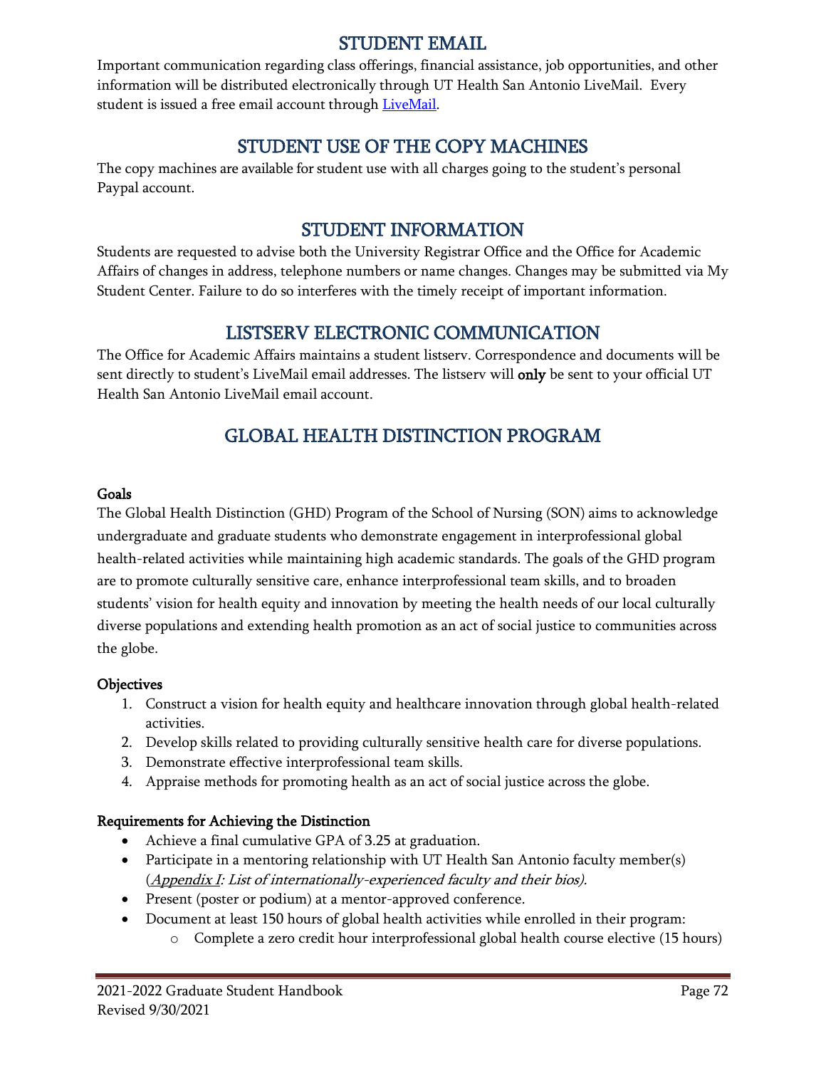## STUDENT EMAIL

Important communication regarding class offerings, financial assistance, job opportunities, and other information will be distributed electronically through UT Health San Antonio LiveMail. Every student is issued a free email account through [LiveMail](LiveMail).

## STUDENT USE OF THE COPY MACHINES

The copy machines are available for student use with all charges going to the student's personal Paypal account.

## STUDENT INFORMATION

Students are requested to advise both the University Registrar Office and the Office for Academic Affairs of changes in address, telephone numbers or name changes. Changes may be submitted via My Student Center. Failure to do so interferes with the timely receipt of important information.

## LISTSERV ELECTRONIC COMMUNICATION

The Office for Academic Affairs maintains a student listserv. Correspondence and documents will be sent directly to student's LiveMail email addresses. The listserv will **only** be sent to your official UT Health San Antonio LiveMail email account.

## GLOBAL HEALTH DISTINCTION PROGRAM

**Goals**

The Global Health Distinction (GHD) Program of the School of Nursing (SON) aims to acknowledge undergraduate and graduate students who demonstrate engagement in interprofessional global health-related activities while maintaining high academic standards. The goals of the GHD program are to promote culturally sensitive care, enhance interprofessional team skills, and to broaden students' vision for health equity and innovation by meeting the health needs of our local culturally diverse populations and extending health promotion as an act of social justice to communities across the globe.

**Objectives**

1. Construct a vision for health equity and healthcare innovation through global health-related activities.
2. Develop skills related to providing culturally sensitive health care for diverse populations.
3. Demonstrate effective interprofessional team skills.
4. Appraise methods for promoting health as an act of social justice across the globe.

**Requirements for Achieving the Distinction**

- Achieve a final cumulative GPA of 3.25 at graduation.
- Participate in a mentoring relationship with UT Health San Antonio faculty member(s) (*Appendix I: List of internationally-experienced faculty and their bios).*
- Present (poster or podium) at a mentor-approved conference.
- Document at least 150 hours of global health activities while enrolled in their program:
    - Complete a zero credit hour interprofessional global health course elective (15 hours)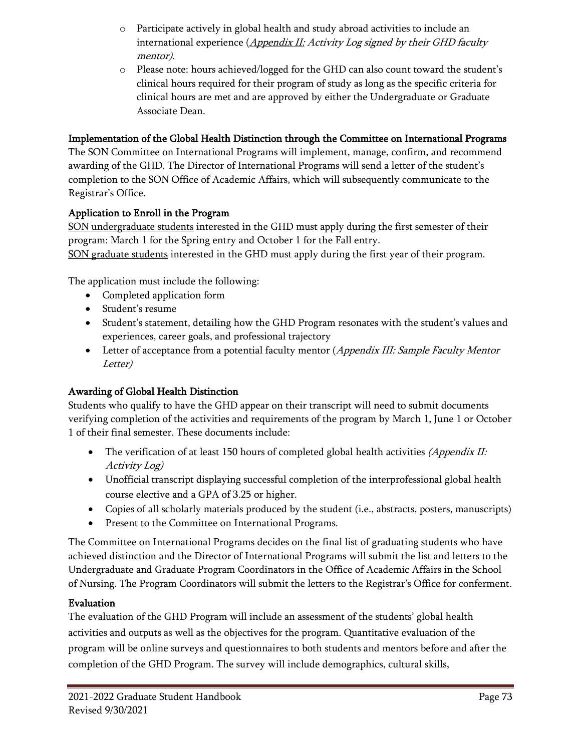- Participate actively in global health and study abroad activities to include an international experience (*Appendix II: Activity Log signed by their GHD faculty mentor).*
- Please note: hours achieved/logged for the GHD can also count toward the student's clinical hours required for their program of study as long as the specific criteria for clinical hours are met and are approved by either the Undergraduate or Graduate Associate Dean.

### Implementation of the Global Health Distinction through the Committee on International Programs

The SON Committee on International Programs will implement, manage, confirm, and recommend awarding of the GHD. The Director of International Programs will send a letter of the student's completion to the SON Office of Academic Affairs, which will subsequently communicate to the Registrar's Office.

### Application to Enroll in the Program

SON undergraduate students interested in the GHD must apply during the first semester of their program: March 1 for the Spring entry and October 1 for the Fall entry.
SON graduate students interested in the GHD must apply during the first year of their program.

The application must include the following:

- Completed application form
- Student's resume
- Student's statement, detailing how the GHD Program resonates with the student's values and experiences, career goals, and professional trajectory
- Letter of acceptance from a potential faculty mentor (*Appendix III: Sample Faculty Mentor Letter)*

### Awarding of Global Health Distinction

Students who qualify to have the GHD appear on their transcript will need to submit documents verifying completion of the activities and requirements of the program by March 1, June 1 or October 1 of their final semester. These documents include:

- The verification of at least 150 hours of completed global health activities *(Appendix II: Activity Log)*
- Unofficial transcript displaying successful completion of the interprofessional global health course elective and a GPA of 3.25 or higher.
- Copies of all scholarly materials produced by the student (i.e., abstracts, posters, manuscripts)
- Present to the Committee on International Programs.

The Committee on International Programs decides on the final list of graduating students who have achieved distinction and the Director of International Programs will submit the list and letters to the Undergraduate and Graduate Program Coordinators in the Office of Academic Affairs in the School of Nursing. The Program Coordinators will submit the letters to the Registrar's Office for conferment.

### Evaluation

The evaluation of the GHD Program will include an assessment of the students' global health activities and outputs as well as the objectives for the program. Quantitative evaluation of the program will be online surveys and questionnaires to both students and mentors before and after the completion of the GHD Program. The survey will include demographics, cultural skills,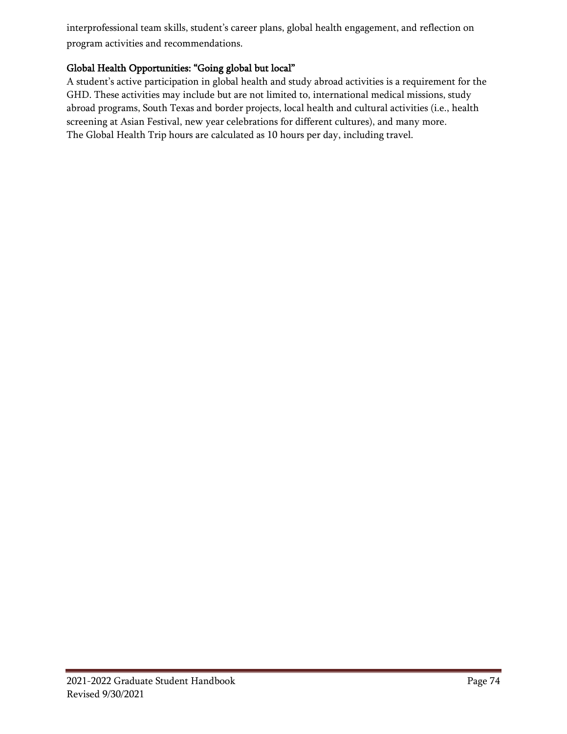interprofessional team skills, student's career plans, global health engagement, and reflection on program activities and recommendations.

### Global Health Opportunities: "Going global but local"

A student's active participation in global health and study abroad activities is a requirement for the GHD. These activities may include but are not limited to, international medical missions, study abroad programs, South Texas and border projects, local health and cultural activities (i.e., health screening at Asian Festival, new year celebrations for different cultures), and many more.
The Global Health Trip hours are calculated as 10 hours per day, including travel.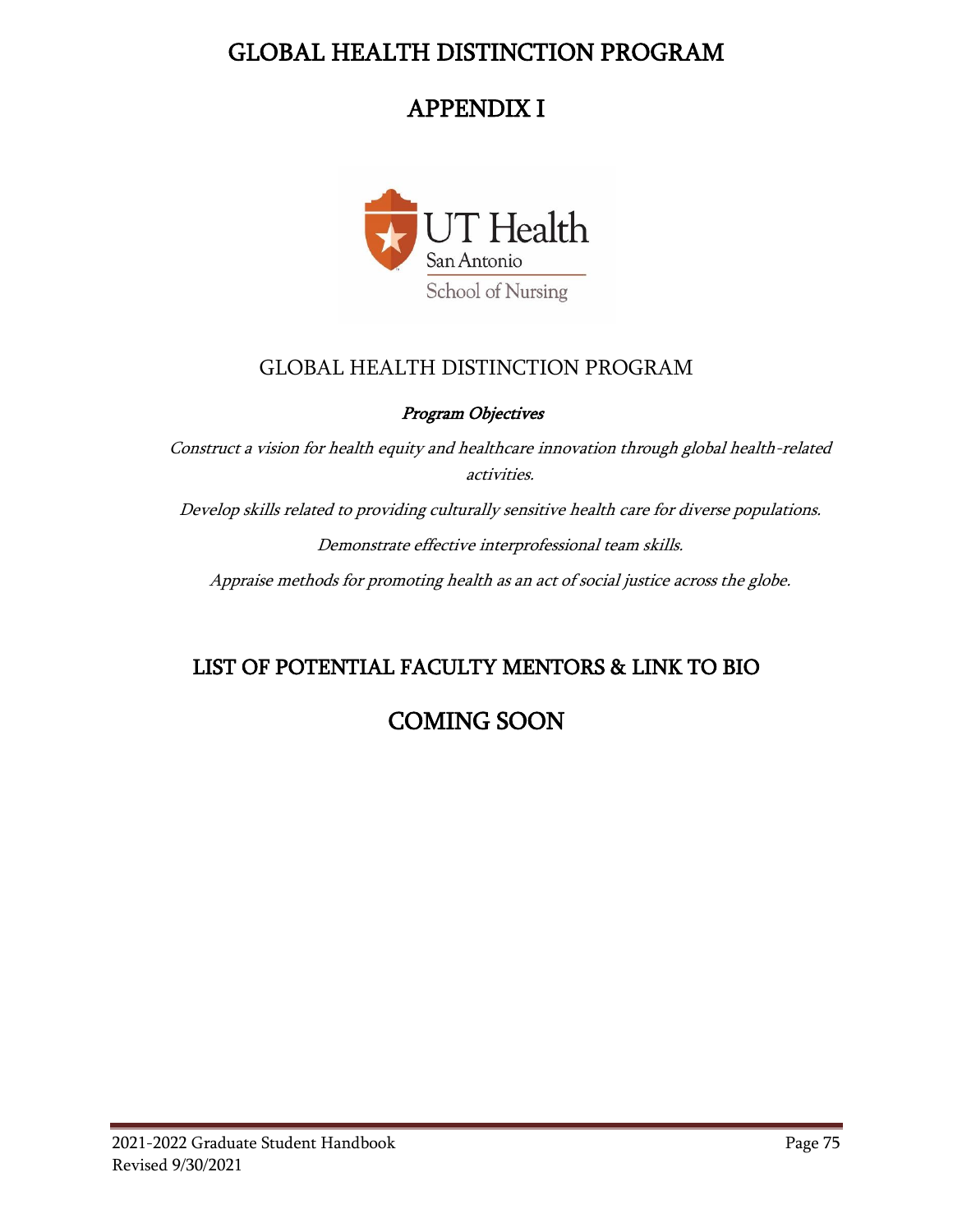# GLOBAL HEALTH DISTINCTION PROGRAM

# APPENDIX I

UT Health San Antonio School of Nursing

## GLOBAL HEALTH DISTINCTION PROGRAM

***Program Objectives***

*Construct a vision for health equity and healthcare innovation through global health-related activities.*

*Develop skills related to providing culturally sensitive health care for diverse populations.*

*Demonstrate effective interprofessional team skills.*

*Appraise methods for promoting health as an act of social justice across the globe.*

## LIST OF POTENTIAL FACULTY MENTORS & LINK TO BIO

## COMING SOON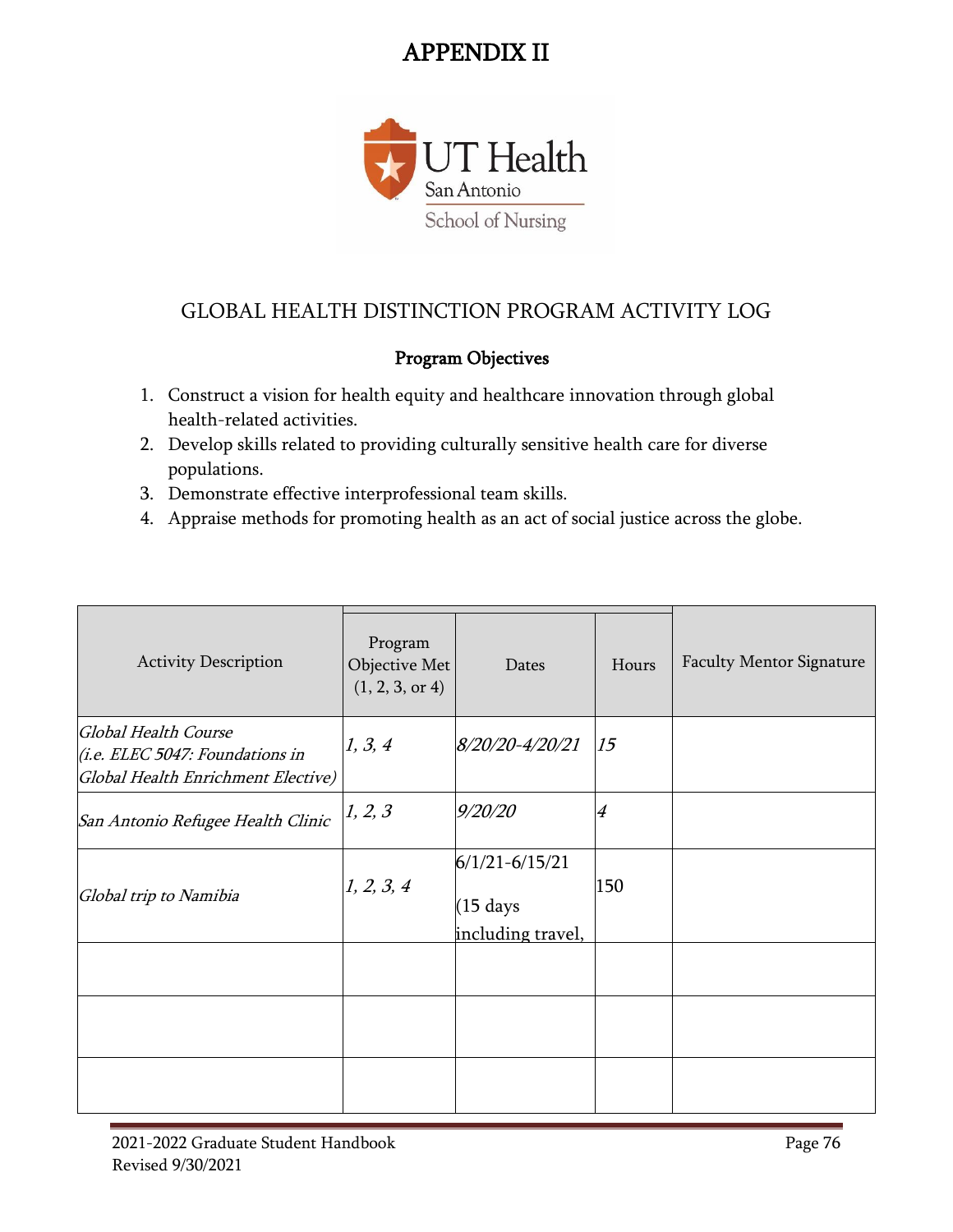# APPENDIX II

UT Health San Antonio School of Nursing

## GLOBAL HEALTH DISTINCTION PROGRAM ACTIVITY LOG

**Program Objectives**

1. Construct a vision for health equity and healthcare innovation through global health-related activities.
2. Develop skills related to providing culturally sensitive health care for diverse populations.
3. Demonstrate effective interprofessional team skills.
4. Appraise methods for promoting health as an act of social justice across the globe.

| Activity Description | Program Objective Met (1, 2, 3, or 4) | Dates | Hours | Faculty Mentor Signature |
|---|---|---|---|---|
| *Global Health Course (i.e. ELEC 5047: Foundations in Global Health Enrichment Elective)* | *1, 3, 4* | *8/20/20-4/20/21* | *15* | |
| *San Antonio Refugee Health Clinic* | *1, 2, 3* | *9/20/20* | *4* | |
| *Global trip to Namibia* | *1, 2, 3, 4* | 6/1/21-6/15/21 (15 days including travel, | 150 | |
| | | | | |
| | | | | |
| | | | | |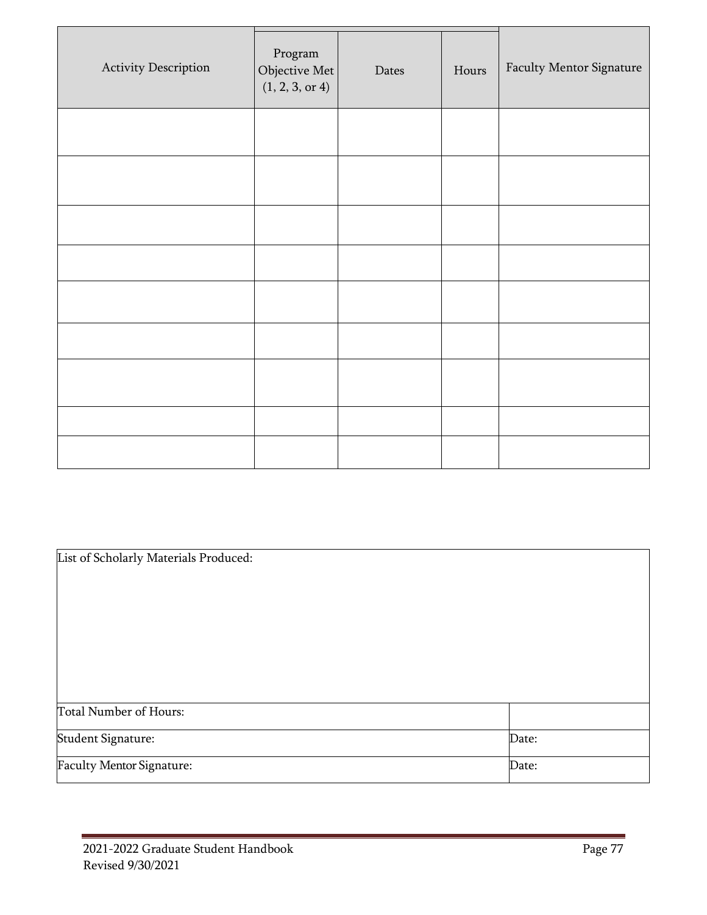| Activity Description | Program Objective Met (1, 2, 3, or 4) | Dates | Hours | Faculty Mentor Signature |
|---|---|---|---|---|
| | | | | |
| | | | | |
| | | | | |
| | | | | |
| | | | | |
| | | | | |
| | | | | |
| | | | | |
| | | | | |

| List of Scholarly Materials Produced: | |
|---|---|
| Total Number of Hours: | |
| Student Signature: | Date: |
| Faculty Mentor Signature: | Date: |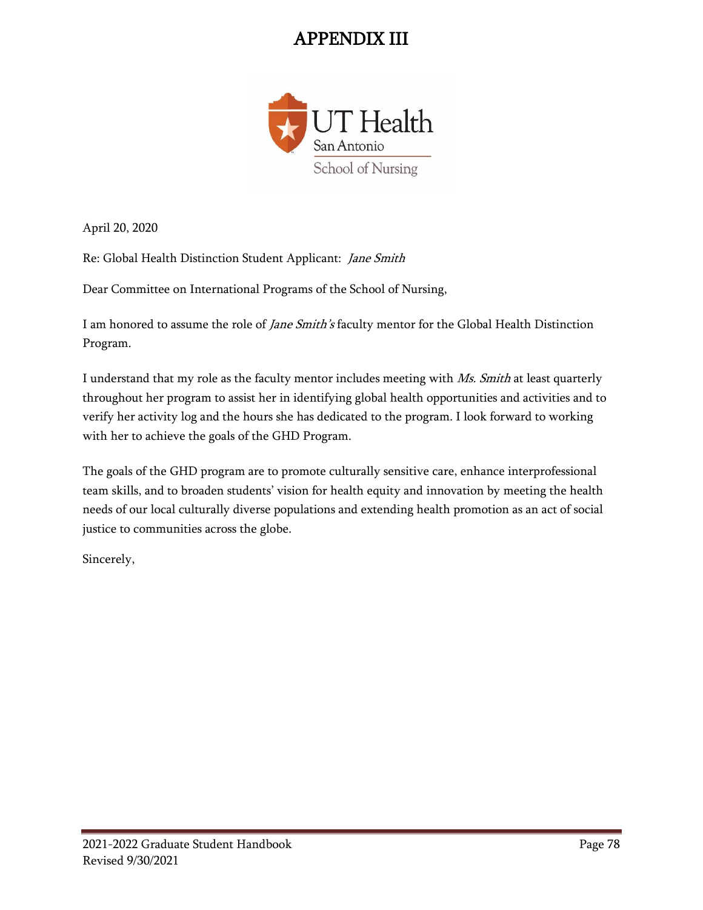# APPENDIX III

UT Health San Antonio
School of Nursing

April 20, 2020

Re: Global Health Distinction Student Applicant: *Jane Smith*

Dear Committee on International Programs of the School of Nursing,

I am honored to assume the role of *Jane Smith's* faculty mentor for the Global Health Distinction Program.

I understand that my role as the faculty mentor includes meeting with *Ms. Smith* at least quarterly throughout her program to assist her in identifying global health opportunities and activities and to verify her activity log and the hours she has dedicated to the program. I look forward to working with her to achieve the goals of the GHD Program.

The goals of the GHD program are to promote culturally sensitive care, enhance interprofessional team skills, and to broaden students' vision for health equity and innovation by meeting the health needs of our local culturally diverse populations and extending health promotion as an act of social justice to communities across the globe.

Sincerely,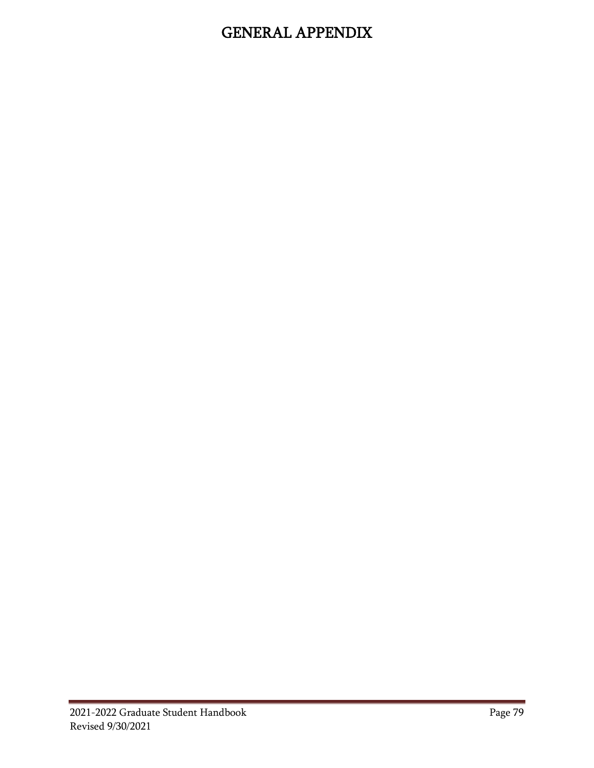# GENERAL APPENDIX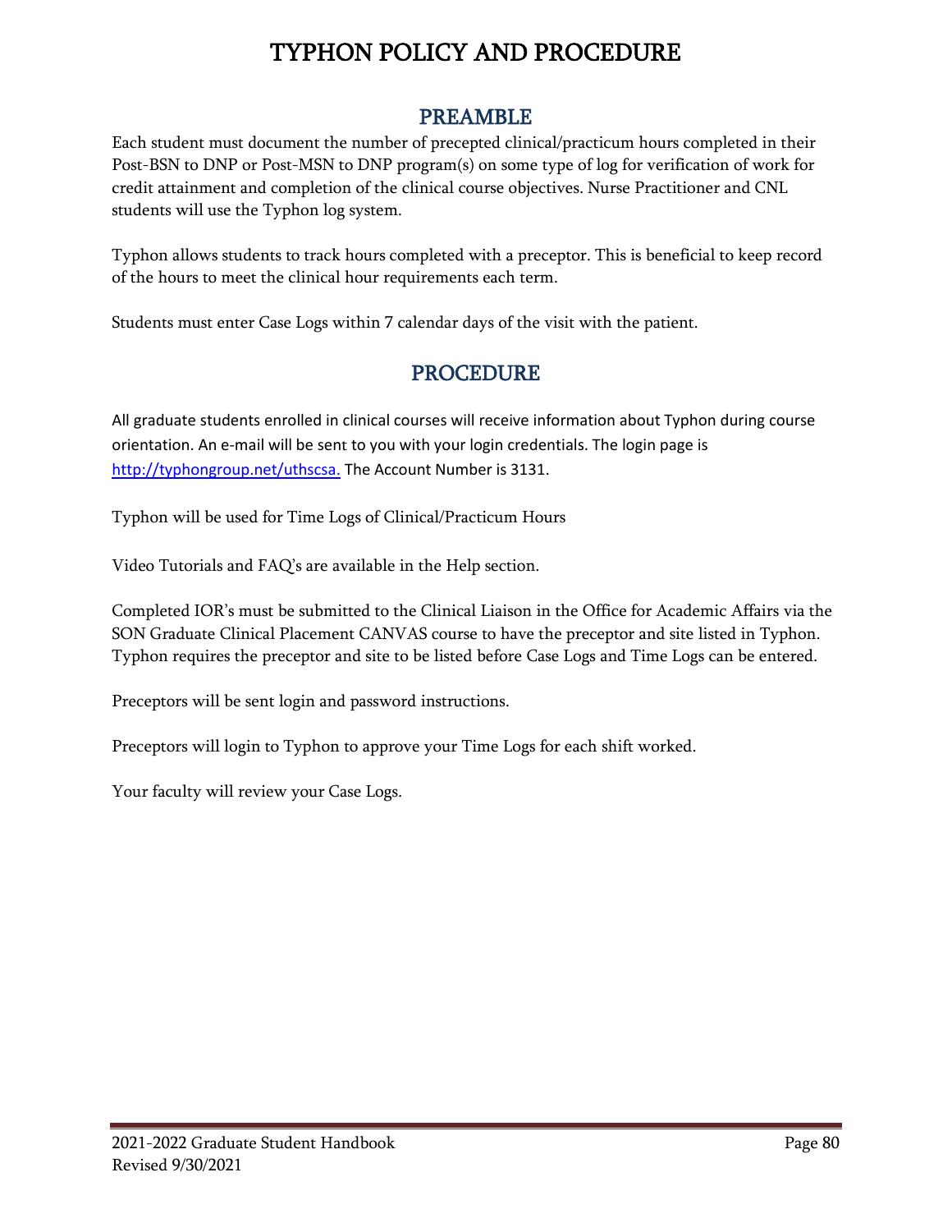# TYPHON POLICY AND PROCEDURE

## PREAMBLE

Each student must document the number of precepted clinical/practicum hours completed in their Post-BSN to DNP or Post-MSN to DNP program(s) on some type of log for verification of work for credit attainment and completion of the clinical course objectives. Nurse Practitioner and CNL students will use the Typhon log system.

Typhon allows students to track hours completed with a preceptor. This is beneficial to keep record of the hours to meet the clinical hour requirements each term.

Students must enter Case Logs within 7 calendar days of the visit with the patient.

## PROCEDURE

All graduate students enrolled in clinical courses will receive information about Typhon during course orientation. An e-mail will be sent to you with your login credentials. The login page is [http://typhongroup.net/uthscsa.](http://typhongroup.net/uthscsa) The Account Number is 3131.

Typhon will be used for Time Logs of Clinical/Practicum Hours

Video Tutorials and FAQ's are available in the Help section.

Completed IOR's must be submitted to the Clinical Liaison in the Office for Academic Affairs via the SON Graduate Clinical Placement CANVAS course to have the preceptor and site listed in Typhon. Typhon requires the preceptor and site to be listed before Case Logs and Time Logs can be entered.

Preceptors will be sent login and password instructions.

Preceptors will login to Typhon to approve your Time Logs for each shift worked.

Your faculty will review your Case Logs.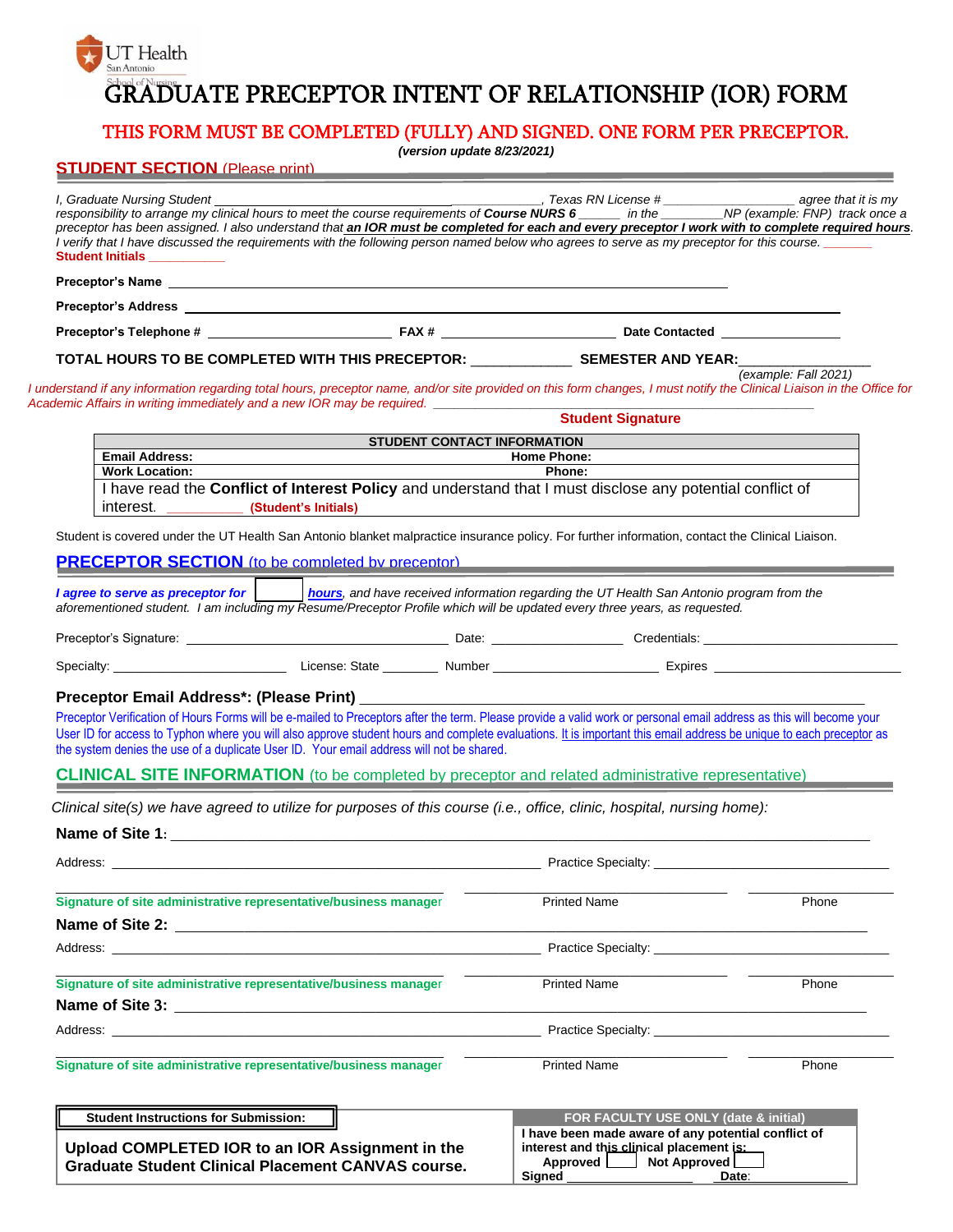UT Health San Antonio School of Nursing

# GRADUATE PRECEPTOR INTENT OF RELATIONSHIP (IOR) FORM

**THIS FORM MUST BE COMPLETED (FULLY) AND SIGNED. ONE FORM PER PRECEPTOR.**

***(version update 8/23/2021)***

## STUDENT SECTION (Please print)

*I, Graduate Nursing Student ______________________________________________, Texas RN License # __________________ agree that it is my responsibility to arrange my clinical hours to meet the course requirements of **Course NURS 6** ______ in the ________NP (example: FNP) track once a preceptor has been assigned. I also understand that **an IOR must be completed for each and every preceptor I work with to complete required hours**. I verify that I have discussed the requirements with the following person named below who agrees to serve as my preceptor for this course.* _______

**Student Initials** ___________

**Preceptor's Name** ____________________________________________________________________________

**Preceptor's Address** ____________________________________________________________________________

**Preceptor's Telephone #** _________________________ **FAX #** _________________________ **Date Contacted** ________________

**TOTAL HOURS TO BE COMPLETED WITH THIS PRECEPTOR:** _____________ **SEMESTER AND YEAR:**________________

*(example: Fall 2021)*

*I understand if any information regarding total hours, preceptor name, and/or site provided on this form changes, I must notify the Clinical Liaison in the Office for Academic Affairs in writing immediately and a new IOR may be required.* ______________________________________________________

**Student Signature**

| STUDENT CONTACT INFORMATION | |
|---|---|
| **Email Address:** | **Home Phone:** |
| **Work Location:** | **Phone:** |
| I have read the **Conflict of Interest Policy** and understand that I must disclose any potential conflict of interest. __________ **(Student's Initials)** | |

Student is covered under the UT Health San Antonio blanket malpractice insurance policy. For further information, contact the Clinical Liaison.

## PRECEPTOR SECTION (to be completed by preceptor)

***I agree to serve as preceptor for*** [      ] ***hours****, and have received information regarding the UT Health San Antonio program from the aforementioned student. I am including my Resume/Preceptor Profile which will be updated every three years, as requested.*

Preceptor's Signature: __________________________________ Date: __________________ Credentials: ___________________________

Specialty: ________________________ License: State ________ Number ________________________ Expires ___________________________

**Preceptor Email Address\*: (Please Print)** ____________________________________________________________

Preceptor Verification of Hours Forms will be e-mailed to Preceptors after the term. Please provide a valid work or personal email address as this will become your User ID for access to Typhon where you will also approve student hours and complete evaluations. It is important this email address be unique to each preceptor as the system denies the use of a duplicate User ID. Your email address will not be shared.

## CLINICAL SITE INFORMATION (to be completed by preceptor and related administrative representative)

*Clinical site(s) we have agreed to utilize for purposes of this course (i.e., office, clinic, hospital, nursing home):*

**Name of Site 1:** ____________________________________________________________________________

Address: ____________________________________________________________ Practice Specialty: ________________________________

________________________________________ ______________________________ ____________________

**Signature of site administrative representative/business manager** Printed Name Phone

**Name of Site 2:** ____________________________________________________________________________

Address: ____________________________________________________________ Practice Specialty: ________________________________

________________________________________ ______________________________ ____________________

**Signature of site administrative representative/business manager** Printed Name Phone

**Name of Site 3:** ____________________________________________________________________________

Address: ____________________________________________________________ Practice Specialty: ________________________________

________________________________________ ______________________________ ____________________

**Signature of site administrative representative/business manager** Printed Name Phone

| Student Instructions for Submission: | FOR FACULTY USE ONLY (date & initial) |
|---|---|
| **Upload COMPLETED IOR to an IOR Assignment in the Graduate Student Clinical Placement CANVAS course.** | **I have been made aware of any potential conflict of interest and this clinical placement is:** **Approved** [  ] **Not Approved** [  ] **Signed** ________________ **Date**: ____________ |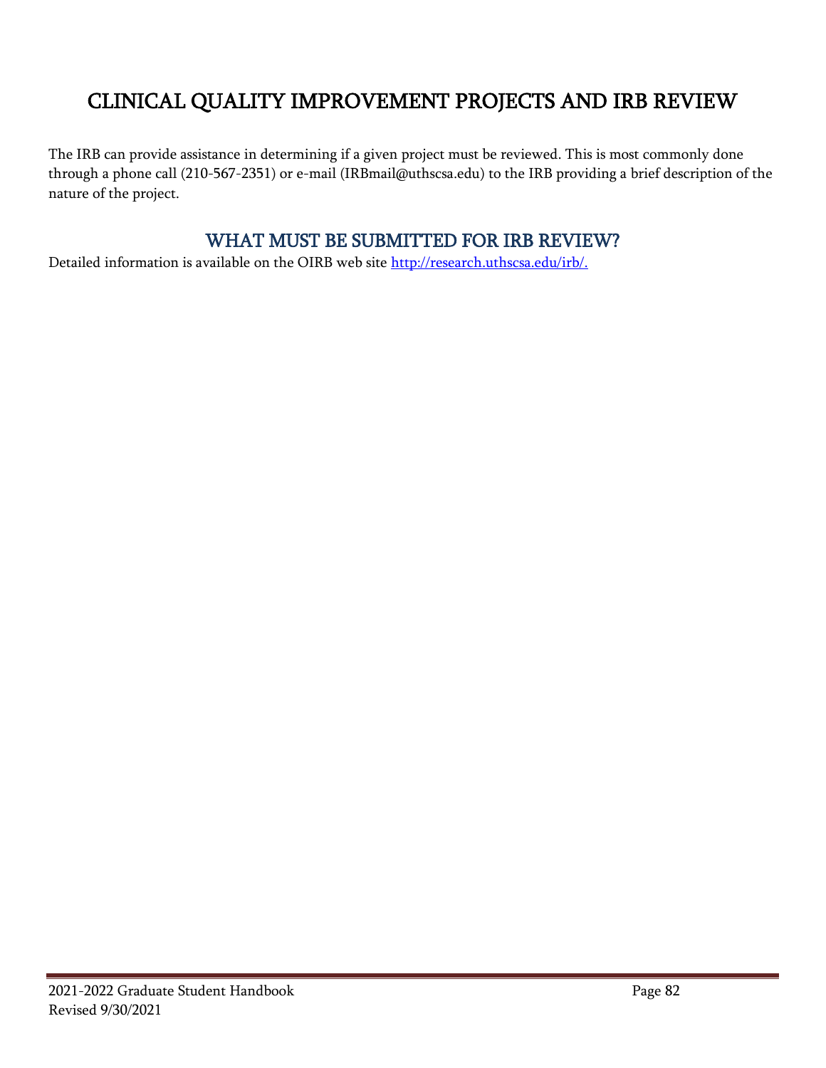# CLINICAL QUALITY IMPROVEMENT PROJECTS AND IRB REVIEW

The IRB can provide assistance in determining if a given project must be reviewed. This is most commonly done through a phone call (210-567-2351) or e-mail (IRBmail@uthscsa.edu) to the IRB providing a brief description of the nature of the project.

## WHAT MUST BE SUBMITTED FOR IRB REVIEW?

Detailed information is available on the OIRB web site [http://research.uthscsa.edu/irb/.](http://research.uthscsa.edu/irb/)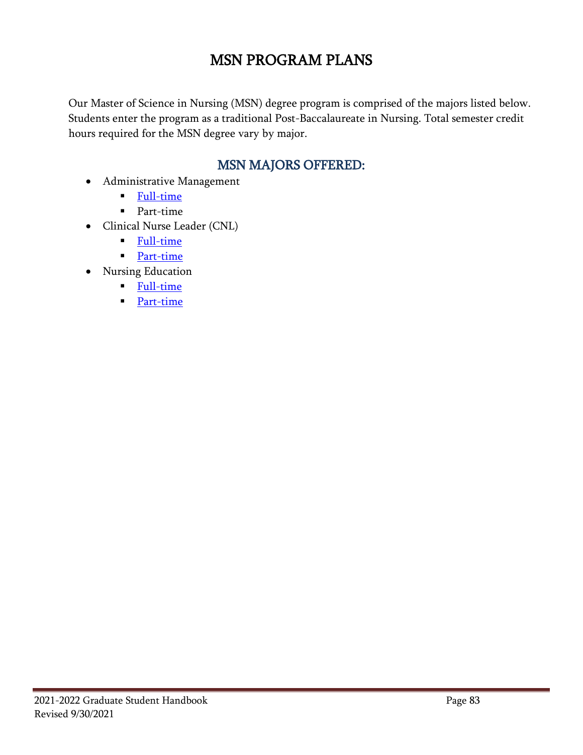# MSN PROGRAM PLANS

Our Master of Science in Nursing (MSN) degree program is comprised of the majors listed below. Students enter the program as a traditional Post-Baccalaureate in Nursing. Total semester credit hours required for the MSN degree vary by major.

## MSN MAJORS OFFERED:

- Administrative Management
  - Full-time
  - Part-time
- Clinical Nurse Leader (CNL)
  - Full-time
  - Part-time
- Nursing Education
  - Full-time
  - Part-time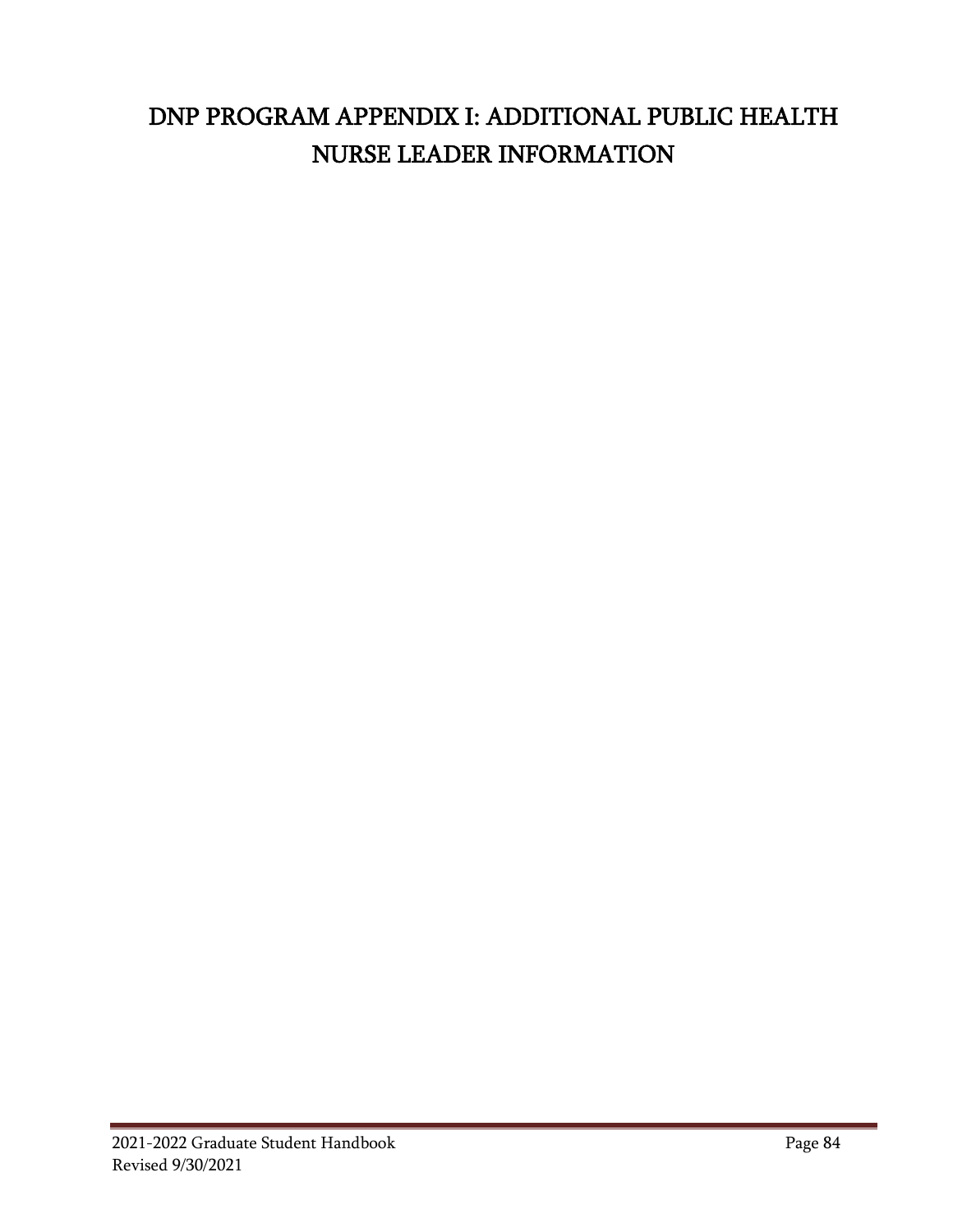# DNP PROGRAM APPENDIX I: ADDITIONAL PUBLIC HEALTH NURSE LEADER INFORMATION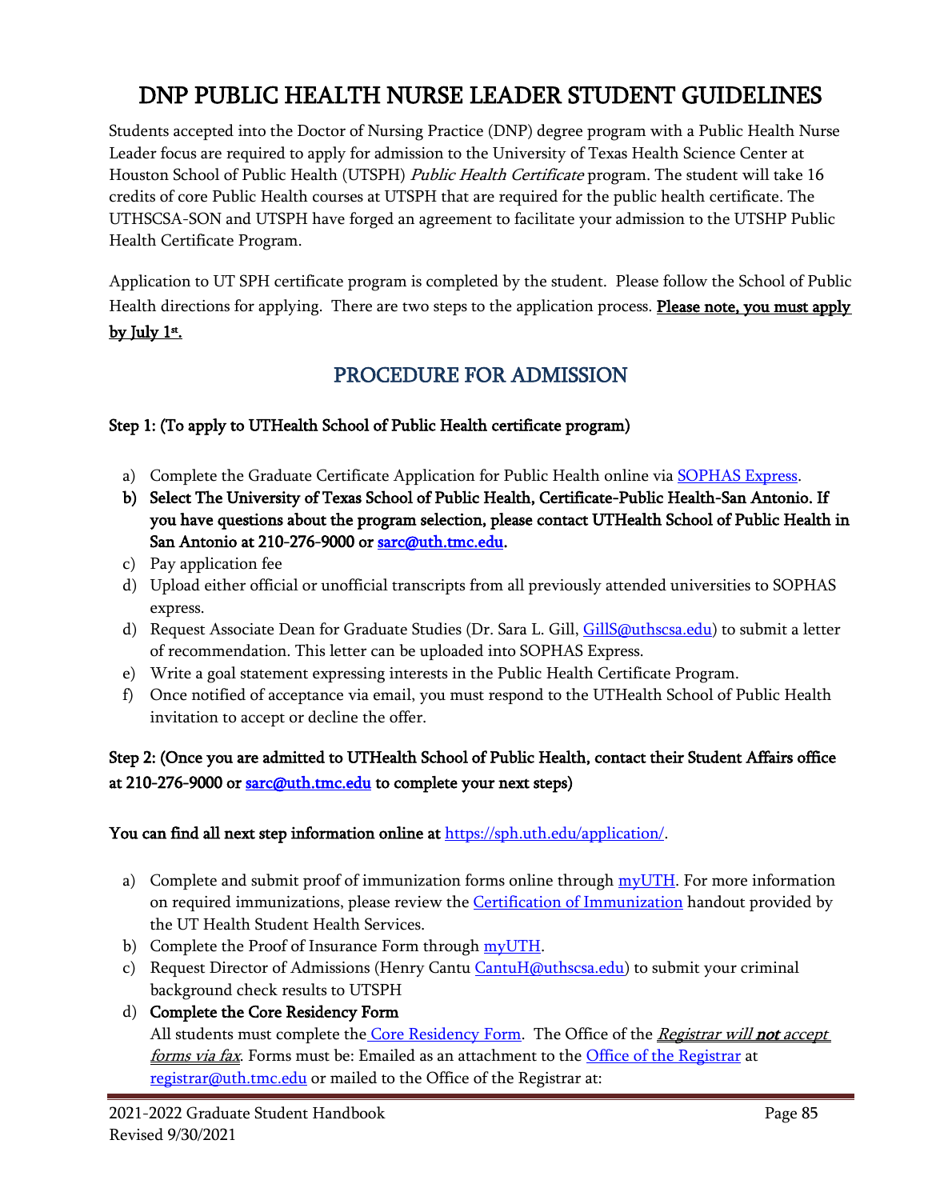# DNP PUBLIC HEALTH NURSE LEADER STUDENT GUIDELINES

Students accepted into the Doctor of Nursing Practice (DNP) degree program with a Public Health Nurse Leader focus are required to apply for admission to the University of Texas Health Science Center at Houston School of Public Health (UTSPH) *Public Health Certificate* program. The student will take 16 credits of core Public Health courses at UTSPH that are required for the public health certificate. The UTHSCSA-SON and UTSPH have forged an agreement to facilitate your admission to the UTSHP Public Health Certificate Program.

Application to UT SPH certificate program is completed by the student. Please follow the School of Public Health directions for applying. There are two steps to the application process. **Please note, you must apply by July 1st.**

## PROCEDURE FOR ADMISSION

**Step 1: (To apply to UTHealth School of Public Health certificate program)**

a) Complete the Graduate Certificate Application for Public Health online via SOPHAS Express.
b) **Select The University of Texas School of Public Health, Certificate-Public Health-San Antonio. If you have questions about the program selection, please contact UTHealth School of Public Health in San Antonio at 210-276-9000 or sarc@uth.tmc.edu.**
c) Pay application fee
d) Upload either official or unofficial transcripts from all previously attended universities to SOPHAS express.
d) Request Associate Dean for Graduate Studies (Dr. Sara L. Gill, GillS@uthscsa.edu) to submit a letter of recommendation. This letter can be uploaded into SOPHAS Express.
e) Write a goal statement expressing interests in the Public Health Certificate Program.
f) Once notified of acceptance via email, you must respond to the UTHealth School of Public Health invitation to accept or decline the offer.

**Step 2: (Once you are admitted to UTHealth School of Public Health, contact their Student Affairs office at 210-276-9000 or sarc@uth.tmc.edu to complete your next steps)**

**You can find all next step information online at** https://sph.uth.edu/application/.

a) Complete and submit proof of immunization forms online through myUTH. For more information on required immunizations, please review the Certification of Immunization handout provided by the UT Health Student Health Services.
b) Complete the Proof of Insurance Form through myUTH.
c) Request Director of Admissions (Henry Cantu CantuH@uthscsa.edu) to submit your criminal background check results to UTSPH
d) **Complete the Core Residency Form**
   All students must complete the Core Residency Form. The Office of the *Registrar will **not** accept forms via fax*. Forms must be: Emailed as an attachment to the Office of the Registrar at registrar@uth.tmc.edu or mailed to the Office of the Registrar at: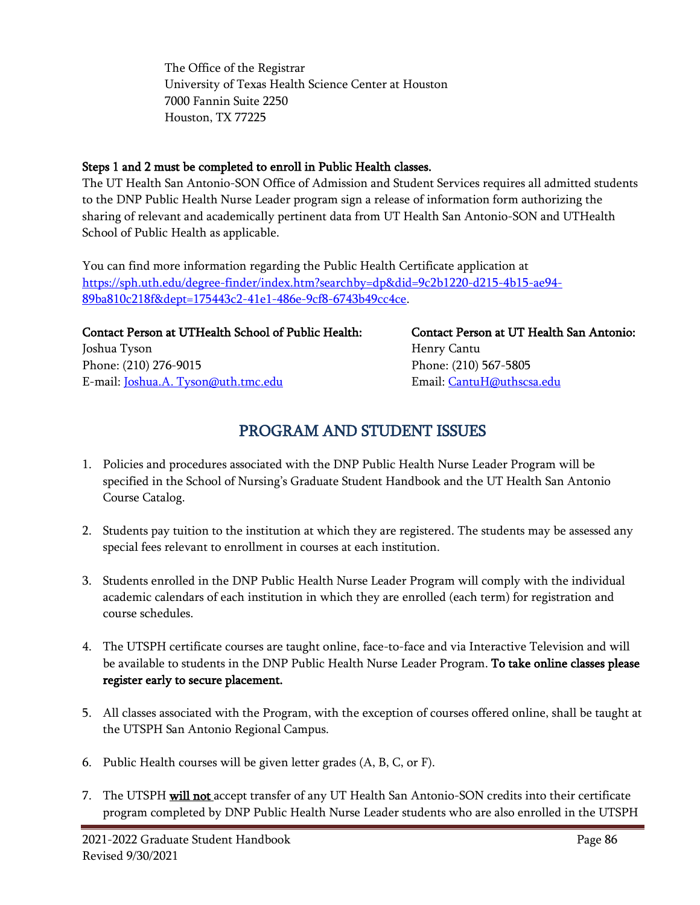The Office of the Registrar
University of Texas Health Science Center at Houston
7000 Fannin Suite 2250
Houston, TX 77225

**Steps 1 and 2 must be completed to enroll in Public Health classes.**
The UT Health San Antonio-SON Office of Admission and Student Services requires all admitted students to the DNP Public Health Nurse Leader program sign a release of information form authorizing the sharing of relevant and academically pertinent data from UT Health San Antonio-SON and UTHealth School of Public Health as applicable.

You can find more information regarding the Public Health Certificate application at https://sph.uth.edu/degree-finder/index.htm?searchby=dp&did=9c2b1220-d215-4b15-ae94-89ba810c218f&dept=175443c2-41e1-486e-9cf8-6743b49cc4ce.

**Contact Person at UTHealth School of Public Health:**
Joshua Tyson
Phone: (210) 276-9015
E-mail: Joshua.A. Tyson@uth.tmc.edu

**Contact Person at UT Health San Antonio:**
Henry Cantu
Phone: (210) 567-5805
Email: CantuH@uthscsa.edu

## PROGRAM AND STUDENT ISSUES

1. Policies and procedures associated with the DNP Public Health Nurse Leader Program will be specified in the School of Nursing's Graduate Student Handbook and the UT Health San Antonio Course Catalog.

2. Students pay tuition to the institution at which they are registered. The students may be assessed any special fees relevant to enrollment in courses at each institution.

3. Students enrolled in the DNP Public Health Nurse Leader Program will comply with the individual academic calendars of each institution in which they are enrolled (each term) for registration and course schedules.

4. The UTSPH certificate courses are taught online, face-to-face and via Interactive Television and will be available to students in the DNP Public Health Nurse Leader Program. **To take online classes please register early to secure placement.**

5. All classes associated with the Program, with the exception of courses offered online, shall be taught at the UTSPH San Antonio Regional Campus.

6. Public Health courses will be given letter grades (A, B, C, or F).

7. The UTSPH **will not** accept transfer of any UT Health San Antonio-SON credits into their certificate program completed by DNP Public Health Nurse Leader students who are also enrolled in the UTSPH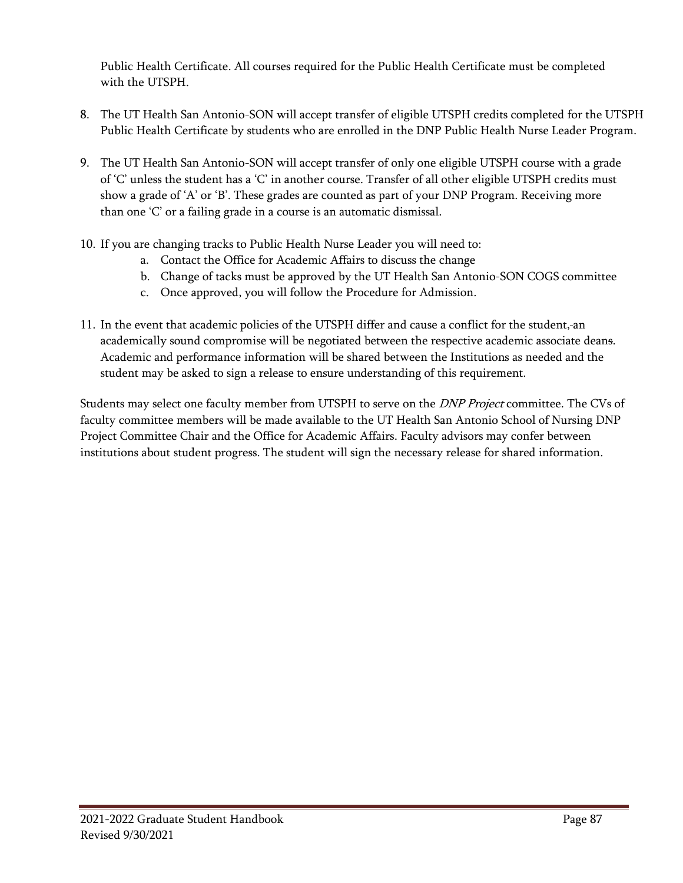Public Health Certificate. All courses required for the Public Health Certificate must be completed with the UTSPH.

8. The UT Health San Antonio-SON will accept transfer of eligible UTSPH credits completed for the UTSPH Public Health Certificate by students who are enrolled in the DNP Public Health Nurse Leader Program.

9. The UT Health San Antonio-SON will accept transfer of only one eligible UTSPH course with a grade of 'C' unless the student has a 'C' in another course. Transfer of all other eligible UTSPH credits must show a grade of 'A' or 'B'. These grades are counted as part of your DNP Program. Receiving more than one 'C' or a failing grade in a course is an automatic dismissal.

10. If you are changing tracks to Public Health Nurse Leader you will need to:
    a. Contact the Office for Academic Affairs to discuss the change
    b. Change of tacks must be approved by the UT Health San Antonio-SON COGS committee
    c. Once approved, you will follow the Procedure for Admission.

11. In the event that academic policies of the UTSPH differ and cause a conflict for the student, an academically sound compromise will be negotiated between the respective academic associate deans. Academic and performance information will be shared between the Institutions as needed and the student may be asked to sign a release to ensure understanding of this requirement.

Students may select one faculty member from UTSPH to serve on the *DNP Project* committee. The CVs of faculty committee members will be made available to the UT Health San Antonio School of Nursing DNP Project Committee Chair and the Office for Academic Affairs. Faculty advisors may confer between institutions about student progress. The student will sign the necessary release for shared information.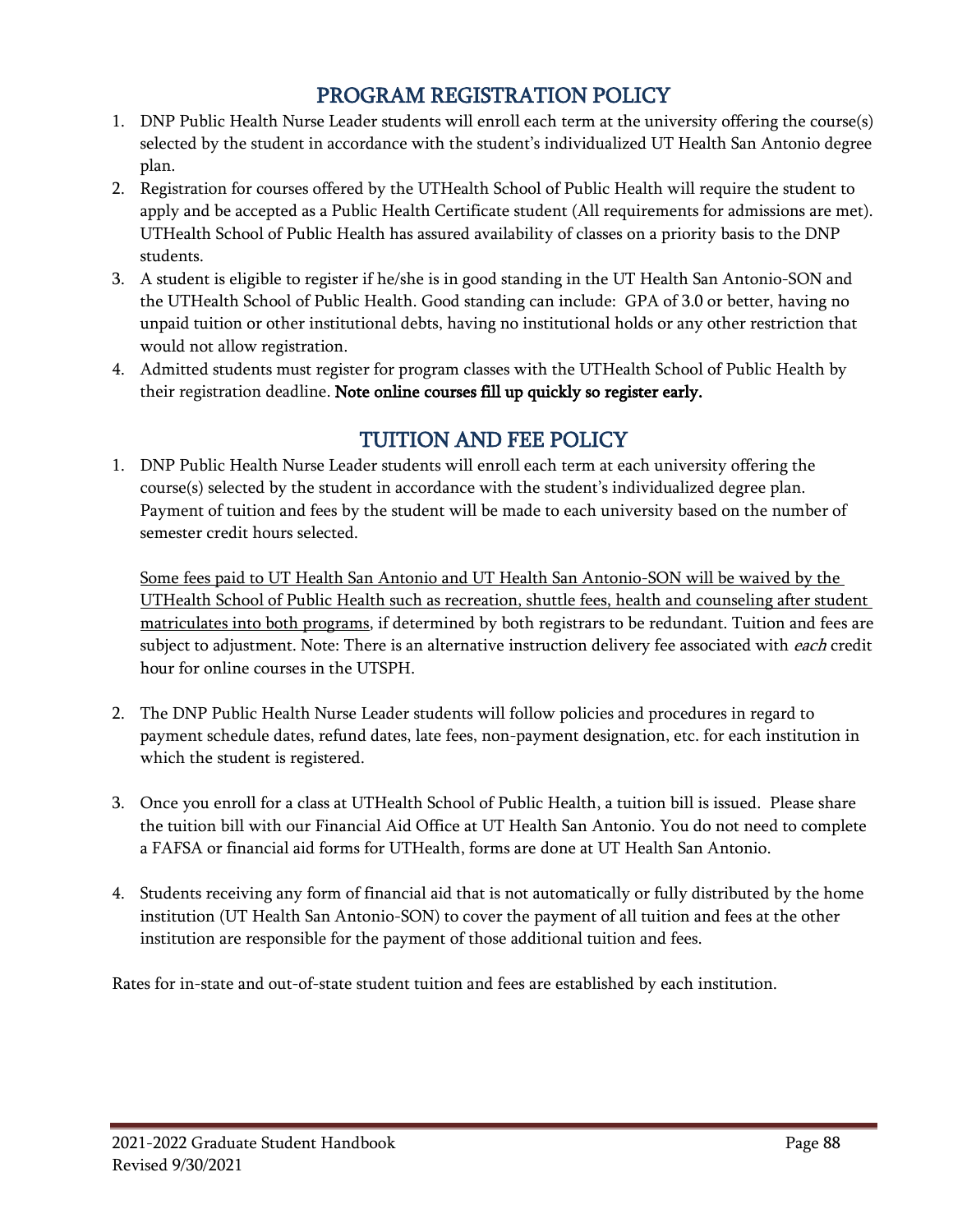## PROGRAM REGISTRATION POLICY

1. DNP Public Health Nurse Leader students will enroll each term at the university offering the course(s) selected by the student in accordance with the student's individualized UT Health San Antonio degree plan.
2. Registration for courses offered by the UTHealth School of Public Health will require the student to apply and be accepted as a Public Health Certificate student (All requirements for admissions are met). UTHealth School of Public Health has assured availability of classes on a priority basis to the DNP students.
3. A student is eligible to register if he/she is in good standing in the UT Health San Antonio-SON and the UTHealth School of Public Health. Good standing can include: GPA of 3.0 or better, having no unpaid tuition or other institutional debts, having no institutional holds or any other restriction that would not allow registration.
4. Admitted students must register for program classes with the UTHealth School of Public Health by their registration deadline. **Note online courses fill up quickly so register early.**

## TUITION AND FEE POLICY

1. DNP Public Health Nurse Leader students will enroll each term at each university offering the course(s) selected by the student in accordance with the student's individualized degree plan. Payment of tuition and fees by the student will be made to each university based on the number of semester credit hours selected.

   <u>Some fees paid to UT Health San Antonio and UT Health San Antonio-SON will be waived by the UTHealth School of Public Health such as recreation, shuttle fees, health and counseling after student matriculates into both programs</u>, if determined by both registrars to be redundant. Tuition and fees are subject to adjustment. Note: There is an alternative instruction delivery fee associated with *each* credit hour for online courses in the UTSPH.

2. The DNP Public Health Nurse Leader students will follow policies and procedures in regard to payment schedule dates, refund dates, late fees, non-payment designation, etc. for each institution in which the student is registered.

3. Once you enroll for a class at UTHealth School of Public Health, a tuition bill is issued. Please share the tuition bill with our Financial Aid Office at UT Health San Antonio. You do not need to complete a FAFSA or financial aid forms for UTHealth, forms are done at UT Health San Antonio.

4. Students receiving any form of financial aid that is not automatically or fully distributed by the home institution (UT Health San Antonio-SON) to cover the payment of all tuition and fees at the other institution are responsible for the payment of those additional tuition and fees.

Rates for in-state and out-of-state student tuition and fees are established by each institution.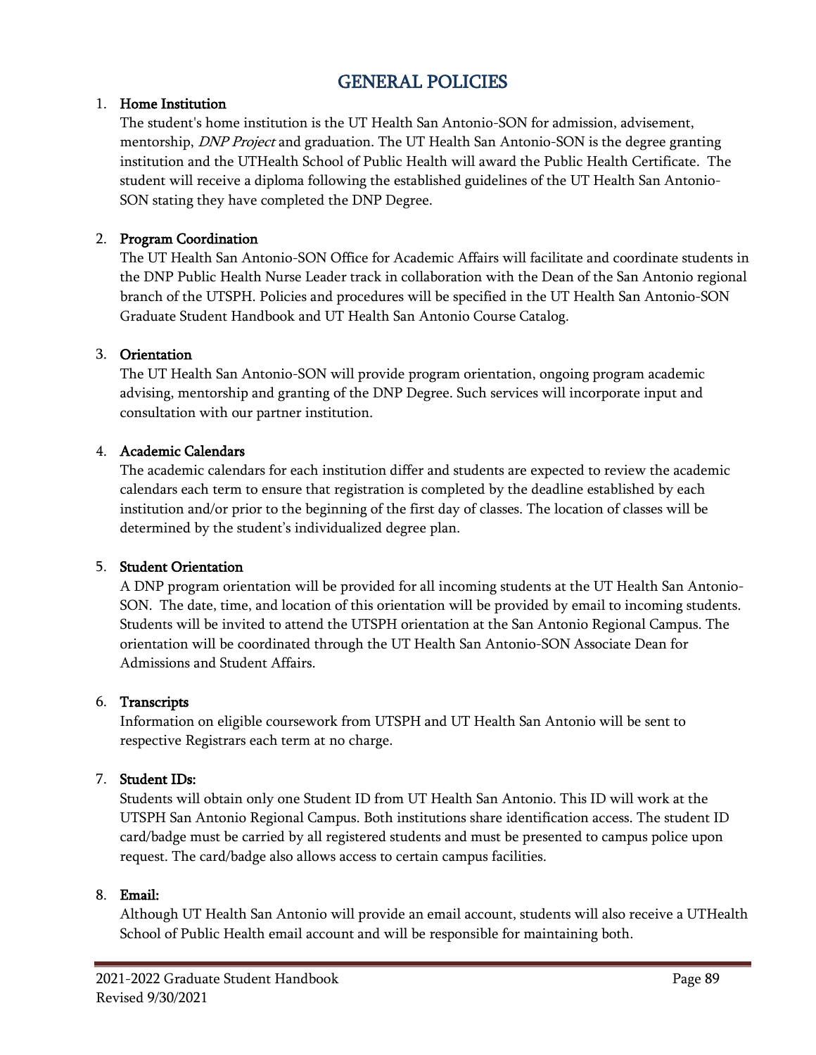# GENERAL POLICIES

1. **Home Institution**
   The student's home institution is the UT Health San Antonio-SON for admission, advisement, mentorship, *DNP Project* and graduation. The UT Health San Antonio-SON is the degree granting institution and the UTHealth School of Public Health will award the Public Health Certificate. The student will receive a diploma following the established guidelines of the UT Health San Antonio-SON stating they have completed the DNP Degree.

2. **Program Coordination**
   The UT Health San Antonio-SON Office for Academic Affairs will facilitate and coordinate students in the DNP Public Health Nurse Leader track in collaboration with the Dean of the San Antonio regional branch of the UTSPH. Policies and procedures will be specified in the UT Health San Antonio-SON Graduate Student Handbook and UT Health San Antonio Course Catalog.

3. **Orientation**
   The UT Health San Antonio-SON will provide program orientation, ongoing program academic advising, mentorship and granting of the DNP Degree. Such services will incorporate input and consultation with our partner institution.

4. **Academic Calendars**
   The academic calendars for each institution differ and students are expected to review the academic calendars each term to ensure that registration is completed by the deadline established by each institution and/or prior to the beginning of the first day of classes. The location of classes will be determined by the student's individualized degree plan.

5. **Student Orientation**
   A DNP program orientation will be provided for all incoming students at the UT Health San Antonio-SON. The date, time, and location of this orientation will be provided by email to incoming students. Students will be invited to attend the UTSPH orientation at the San Antonio Regional Campus. The orientation will be coordinated through the UT Health San Antonio-SON Associate Dean for Admissions and Student Affairs.

6. **Transcripts**
   Information on eligible coursework from UTSPH and UT Health San Antonio will be sent to respective Registrars each term at no charge.

7. **Student IDs:**
   Students will obtain only one Student ID from UT Health San Antonio. This ID will work at the UTSPH San Antonio Regional Campus. Both institutions share identification access. The student ID card/badge must be carried by all registered students and must be presented to campus police upon request. The card/badge also allows access to certain campus facilities.

8. **Email:**
   Although UT Health San Antonio will provide an email account, students will also receive a UTHealth School of Public Health email account and will be responsible for maintaining both.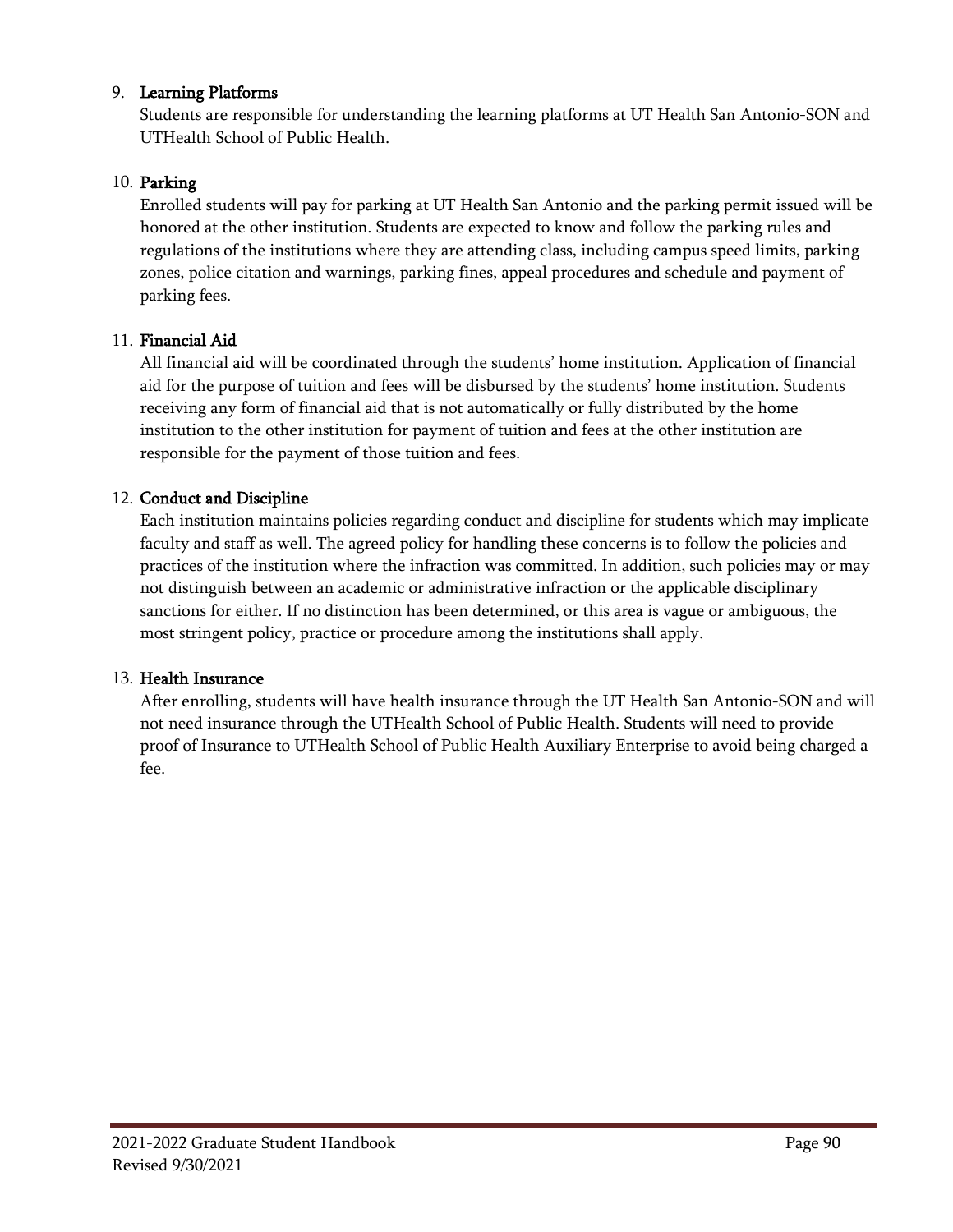9. **Learning Platforms**
   Students are responsible for understanding the learning platforms at UT Health San Antonio-SON and UTHealth School of Public Health.

10. **Parking**
    Enrolled students will pay for parking at UT Health San Antonio and the parking permit issued will be honored at the other institution. Students are expected to know and follow the parking rules and regulations of the institutions where they are attending class, including campus speed limits, parking zones, police citation and warnings, parking fines, appeal procedures and schedule and payment of parking fees.

11. **Financial Aid**
    All financial aid will be coordinated through the students' home institution. Application of financial aid for the purpose of tuition and fees will be disbursed by the students' home institution. Students receiving any form of financial aid that is not automatically or fully distributed by the home institution to the other institution for payment of tuition and fees at the other institution are responsible for the payment of those tuition and fees.

12. **Conduct and Discipline**
    Each institution maintains policies regarding conduct and discipline for students which may implicate faculty and staff as well. The agreed policy for handling these concerns is to follow the policies and practices of the institution where the infraction was committed. In addition, such policies may or may not distinguish between an academic or administrative infraction or the applicable disciplinary sanctions for either. If no distinction has been determined, or this area is vague or ambiguous, the most stringent policy, practice or procedure among the institutions shall apply.

13. **Health Insurance**
    After enrolling, students will have health insurance through the UT Health San Antonio-SON and will not need insurance through the UTHealth School of Public Health. Students will need to provide proof of Insurance to UTHealth School of Public Health Auxiliary Enterprise to avoid being charged a fee.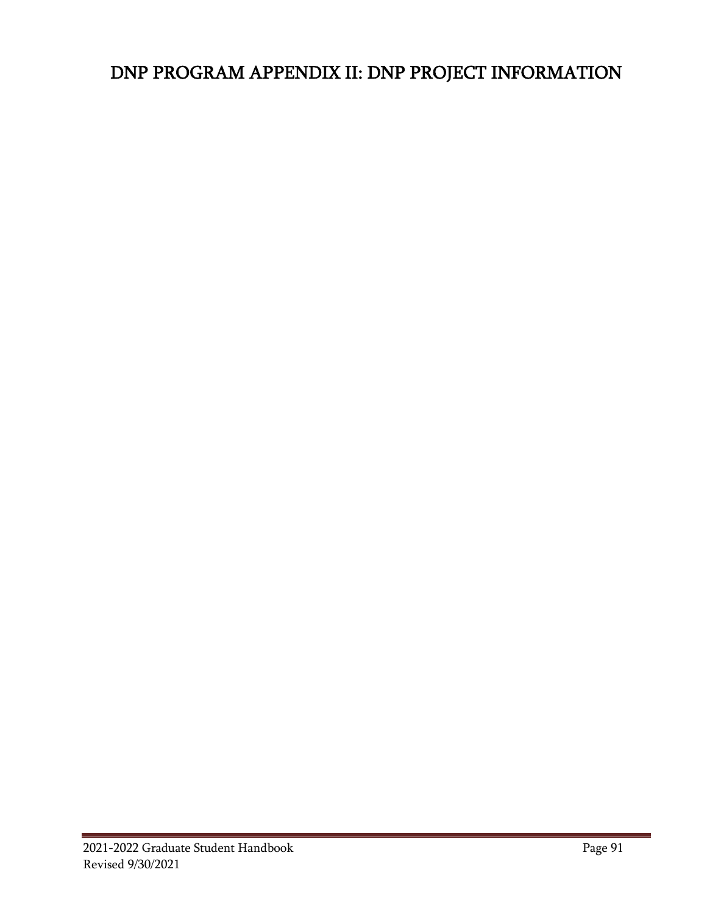# DNP PROGRAM APPENDIX II: DNP PROJECT INFORMATION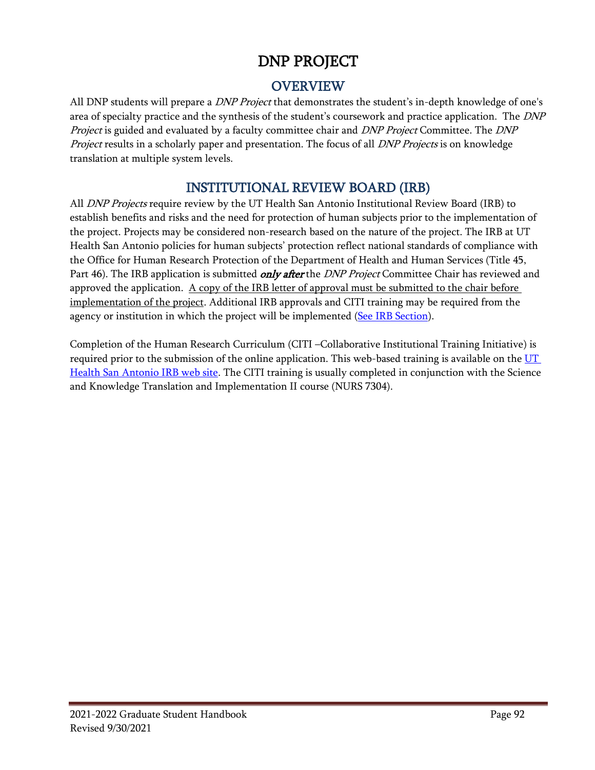# DNP PROJECT

## OVERVIEW

All DNP students will prepare a *DNP Project* that demonstrates the student's in-depth knowledge of one's area of specialty practice and the synthesis of the student's coursework and practice application. The *DNP Project* is guided and evaluated by a faculty committee chair and *DNP Project* Committee. The *DNP Project* results in a scholarly paper and presentation. The focus of all *DNP Projects* is on knowledge translation at multiple system levels.

## INSTITUTIONAL REVIEW BOARD (IRB)

All *DNP Projects* require review by the UT Health San Antonio Institutional Review Board (IRB) to establish benefits and risks and the need for protection of human subjects prior to the implementation of the project. Projects may be considered non-research based on the nature of the project. The IRB at UT Health San Antonio policies for human subjects' protection reflect national standards of compliance with the Office for Human Research Protection of the Department of Health and Human Services (Title 45, Part 46). The IRB application is submitted ***only after*** the *DNP Project* Committee Chair has reviewed and approved the application. <u>A copy of the IRB letter of approval must be submitted to the chair before implementation of the project</u>. Additional IRB approvals and CITI training may be required from the agency or institution in which the project will be implemented ([See IRB Section]()).

Completion of the Human Research Curriculum (CITI –Collaborative Institutional Training Initiative) is required prior to the submission of the online application. This web-based training is available on the [UT Health San Antonio IRB web site](). The CITI training is usually completed in conjunction with the Science and Knowledge Translation and Implementation II course (NURS 7304).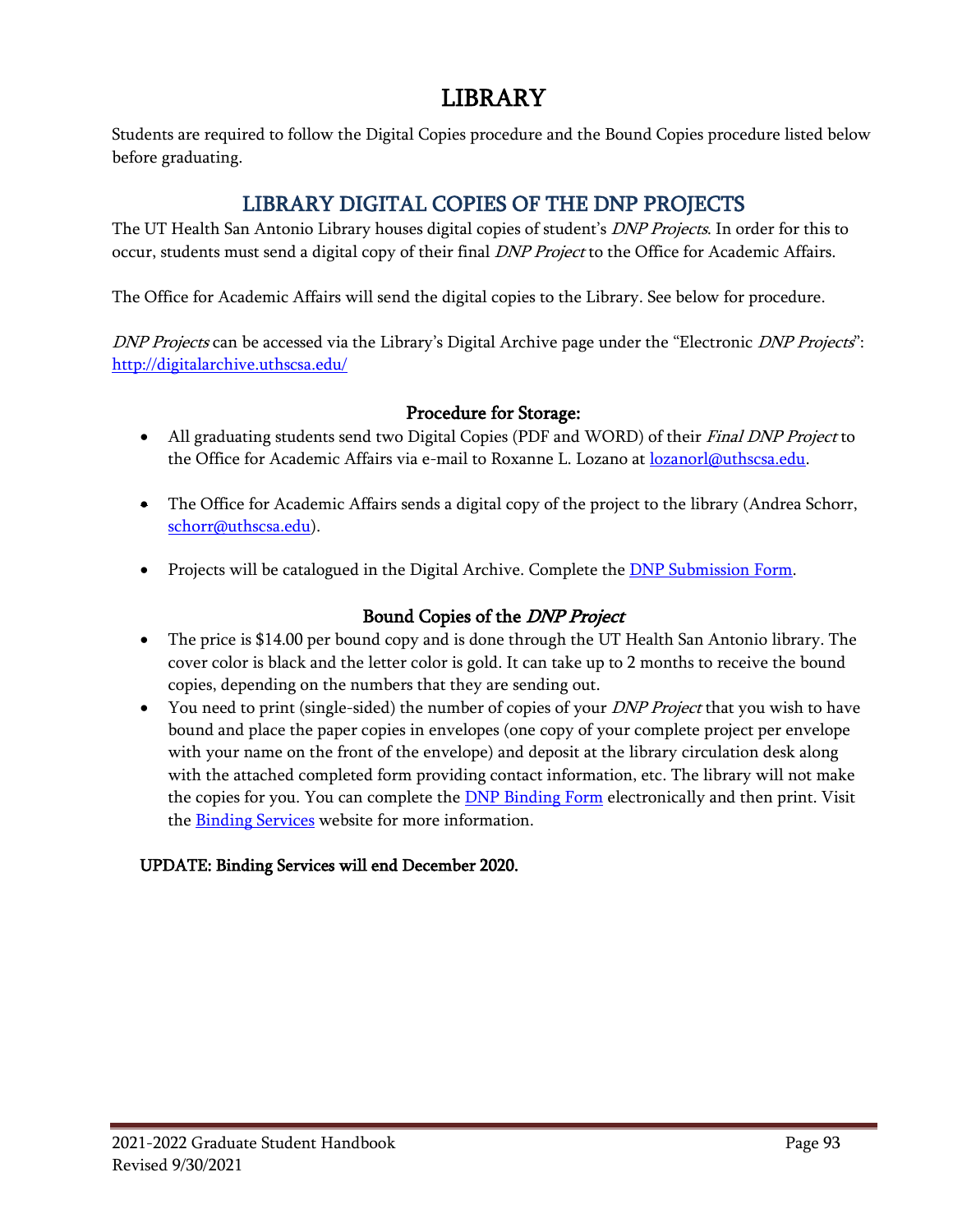# LIBRARY

Students are required to follow the Digital Copies procedure and the Bound Copies procedure listed below before graduating.

## LIBRARY DIGITAL COPIES OF THE DNP PROJECTS

The UT Health San Antonio Library houses digital copies of student's *DNP Projects*. In order for this to occur, students must send a digital copy of their final *DNP Project* to the Office for Academic Affairs.

The Office for Academic Affairs will send the digital copies to the Library. See below for procedure.

*DNP Projects* can be accessed via the Library's Digital Archive page under the "Electronic *DNP Projects*": http://digitalarchive.uthscsa.edu/

### Procedure for Storage:

- All graduating students send two Digital Copies (PDF and WORD) of their *Final DNP Project* to the Office for Academic Affairs via e-mail to Roxanne L. Lozano at lozanorl@uthscsa.edu.
- The Office for Academic Affairs sends a digital copy of the project to the library (Andrea Schorr, schorr@uthscsa.edu).
- Projects will be catalogued in the Digital Archive. Complete the DNP Submission Form.

### Bound Copies of the *DNP Project*

- The price is $14.00 per bound copy and is done through the UT Health San Antonio library. The cover color is black and the letter color is gold. It can take up to 2 months to receive the bound copies, depending on the numbers that they are sending out.
- You need to print (single-sided) the number of copies of your *DNP Project* that you wish to have bound and place the paper copies in envelopes (one copy of your complete project per envelope with your name on the front of the envelope) and deposit at the library circulation desk along with the attached completed form providing contact information, etc. The library will not make the copies for you. You can complete the DNP Binding Form electronically and then print. Visit the Binding Services website for more information.

**UPDATE: Binding Services will end December 2020.**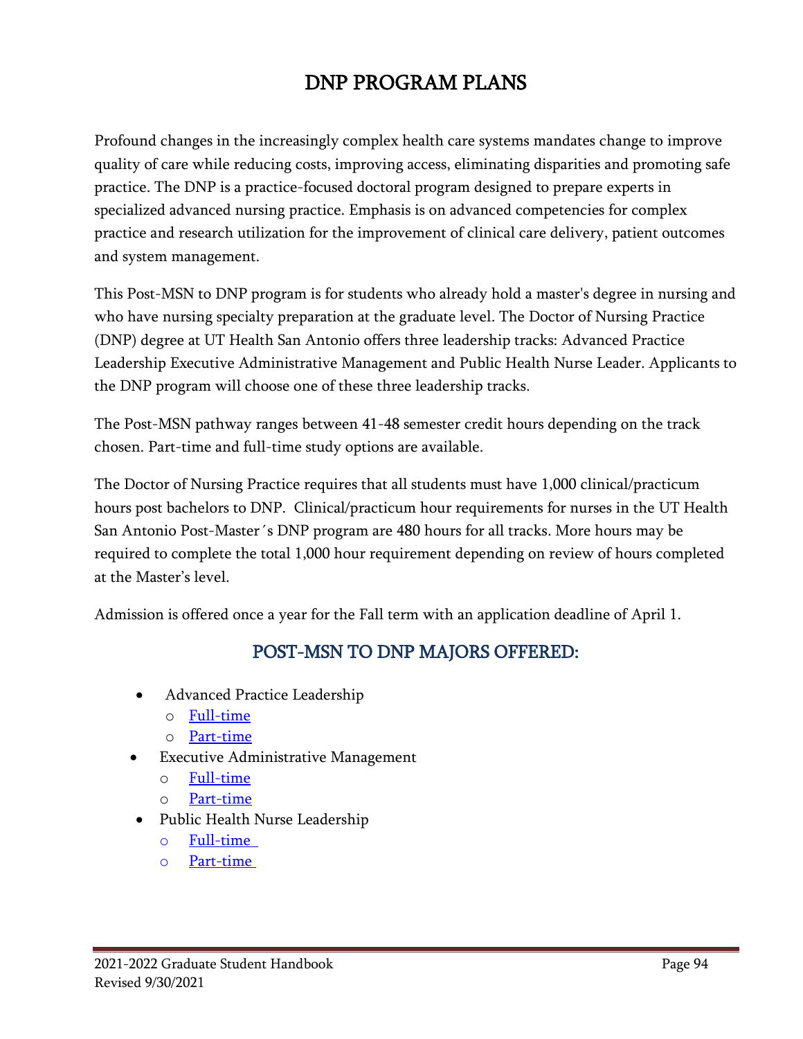# DNP PROGRAM PLANS

Profound changes in the increasingly complex health care systems mandates change to improve quality of care while reducing costs, improving access, eliminating disparities and promoting safe practice. The DNP is a practice-focused doctoral program designed to prepare experts in specialized advanced nursing practice. Emphasis is on advanced competencies for complex practice and research utilization for the improvement of clinical care delivery, patient outcomes and system management.

This Post-MSN to DNP program is for students who already hold a master's degree in nursing and who have nursing specialty preparation at the graduate level. The Doctor of Nursing Practice (DNP) degree at UT Health San Antonio offers three leadership tracks: Advanced Practice Leadership Executive Administrative Management and Public Health Nurse Leader. Applicants to the DNP program will choose one of these three leadership tracks.

The Post-MSN pathway ranges between 41-48 semester credit hours depending on the track chosen. Part-time and full-time study options are available.

The Doctor of Nursing Practice requires that all students must have 1,000 clinical/practicum hours post bachelors to DNP. Clinical/practicum hour requirements for nurses in the UT Health San Antonio Post-Master´s DNP program are 480 hours for all tracks. More hours may be required to complete the total 1,000 hour requirement depending on review of hours completed at the Master's level.

Admission is offered once a year for the Fall term with an application deadline of April 1.

## POST-MSN TO DNP MAJORS OFFERED:

- Advanced Practice Leadership
  - Full-time
  - Part-time
- Executive Administrative Management
  - Full-time
  - Part-time
- Public Health Nurse Leadership
  - Full-time
  - Part-time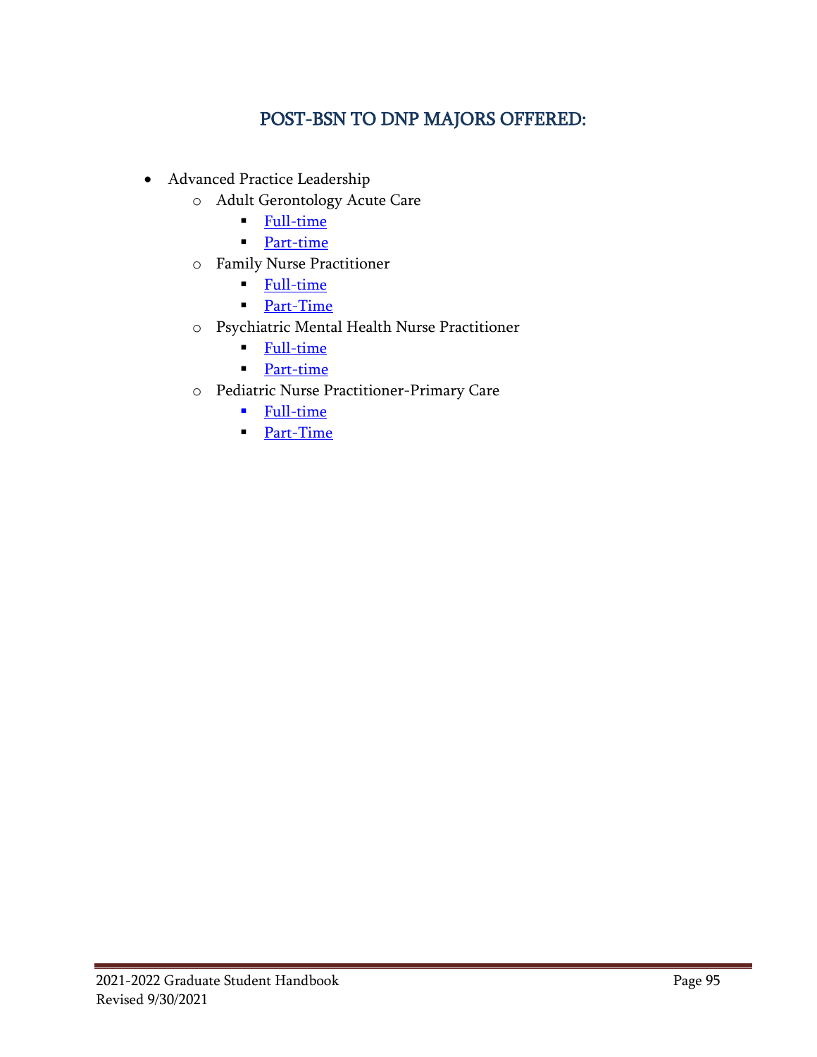## POST-BSN TO DNP MAJORS OFFERED:

- Advanced Practice Leadership
  - Adult Gerontology Acute Care
    - Full-time
    - Part-time
  - Family Nurse Practitioner
    - Full-time
    - Part-Time
  - Psychiatric Mental Health Nurse Practitioner
    - Full-time
    - Part-time
  - Pediatric Nurse Practitioner-Primary Care
    - Full-time
    - Part-Time